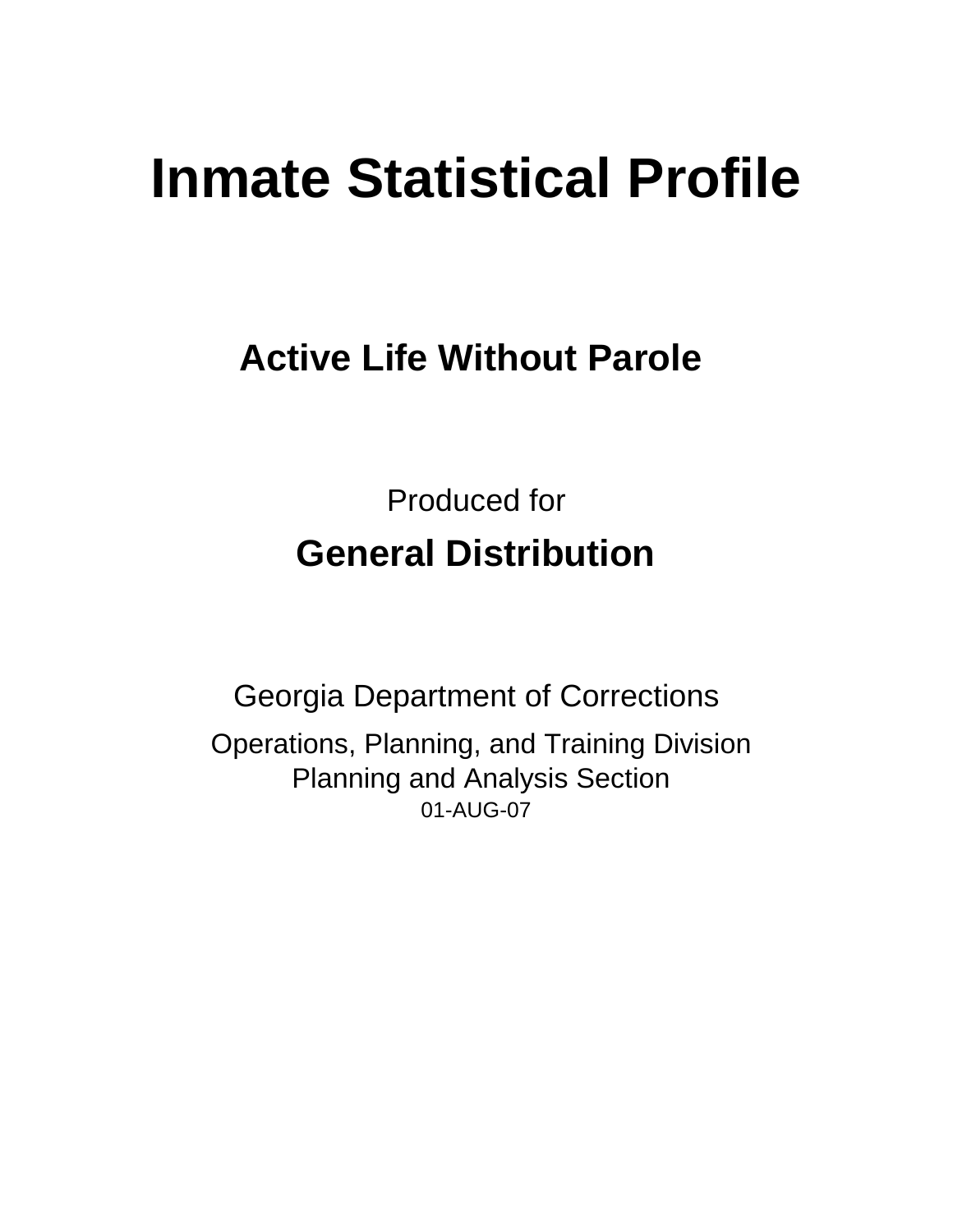# Inmate Statistical Profile

## Active Life Without Parole

Produced for

**General Distribution**

Georgia Department of Corrections

Operations, Planning, and Training Division
Planning and Analysis Section
01-AUG-07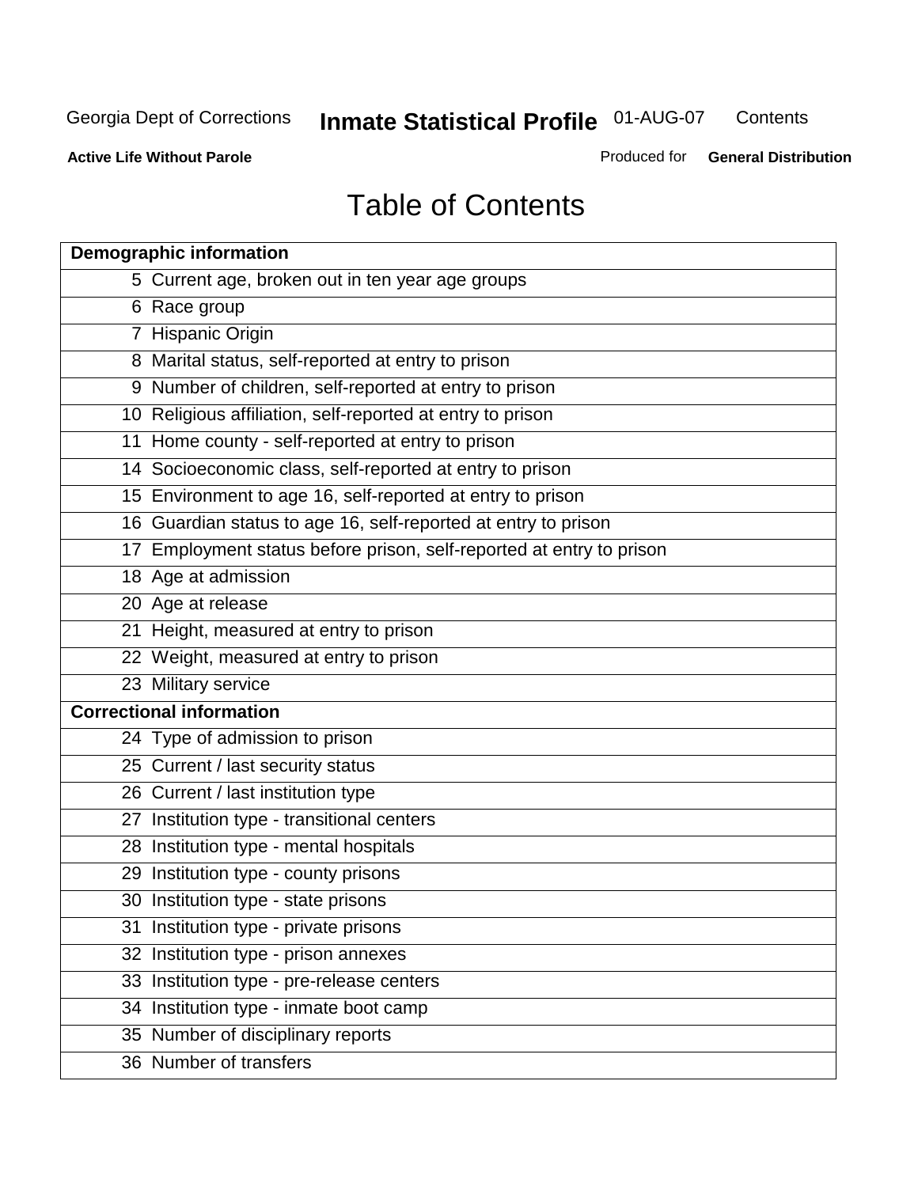# Table of Contents

| Demographic information | |
|---|---|
| 5 | Current age, broken out in ten year age groups |
| 6 | Race group |
| 7 | Hispanic Origin |
| 8 | Marital status, self-reported at entry to prison |
| 9 | Number of children, self-reported at entry to prison |
| 10 | Religious affiliation, self-reported at entry to prison |
| 11 | Home county - self-reported at entry to prison |
| 14 | Socioeconomic class, self-reported at entry to prison |
| 15 | Environment to age 16, self-reported at entry to prison |
| 16 | Guardian status to age 16, self-reported at entry to prison |
| 17 | Employment status before prison, self-reported at entry to prison |
| 18 | Age at admission |
| 20 | Age at release |
| 21 | Height, measured at entry to prison |
| 22 | Weight, measured at entry to prison |
| 23 | Military service |
| **Correctional information** | |
| 24 | Type of admission to prison |
| 25 | Current / last security status |
| 26 | Current / last institution type |
| 27 | Institution type - transitional centers |
| 28 | Institution type - mental hospitals |
| 29 | Institution type - county prisons |
| 30 | Institution type - state prisons |
| 31 | Institution type - private prisons |
| 32 | Institution type - prison annexes |
| 33 | Institution type - pre-release centers |
| 34 | Institution type - inmate boot camp |
| 35 | Number of disciplinary reports |
| 36 | Number of transfers |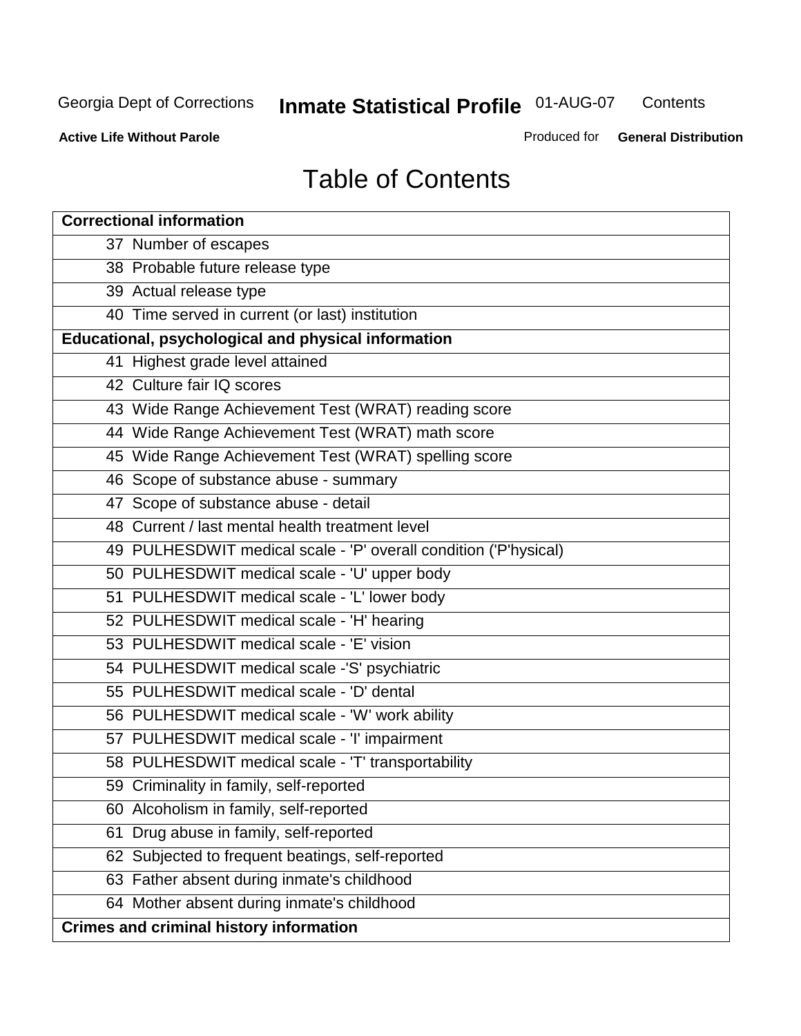# Table of Contents

| Correctional information |
|---|
| 37 Number of escapes |
| 38 Probable future release type |
| 39 Actual release type |
| 40 Time served in current (or last) institution |
| **Educational, psychological and physical information** |
| 41 Highest grade level attained |
| 42 Culture fair IQ scores |
| 43 Wide Range Achievement Test (WRAT) reading score |
| 44 Wide Range Achievement Test (WRAT) math score |
| 45 Wide Range Achievement Test (WRAT) spelling score |
| 46 Scope of substance abuse - summary |
| 47 Scope of substance abuse - detail |
| 48 Current / last mental health treatment level |
| 49 PULHESDWIT medical scale - 'P' overall condition ('P'hysical) |
| 50 PULHESDWIT medical scale - 'U' upper body |
| 51 PULHESDWIT medical scale - 'L' lower body |
| 52 PULHESDWIT medical scale - 'H' hearing |
| 53 PULHESDWIT medical scale - 'E' vision |
| 54 PULHESDWIT medical scale -'S' psychiatric |
| 55 PULHESDWIT medical scale - 'D' dental |
| 56 PULHESDWIT medical scale - 'W' work ability |
| 57 PULHESDWIT medical scale - 'I' impairment |
| 58 PULHESDWIT medical scale - 'T' transportability |
| 59 Criminality in family, self-reported |
| 60 Alcoholism in family, self-reported |
| 61 Drug abuse in family, self-reported |
| 62 Subjected to frequent beatings, self-reported |
| 63 Father absent during inmate's childhood |
| 64 Mother absent during inmate's childhood |
| **Crimes and criminal history information** |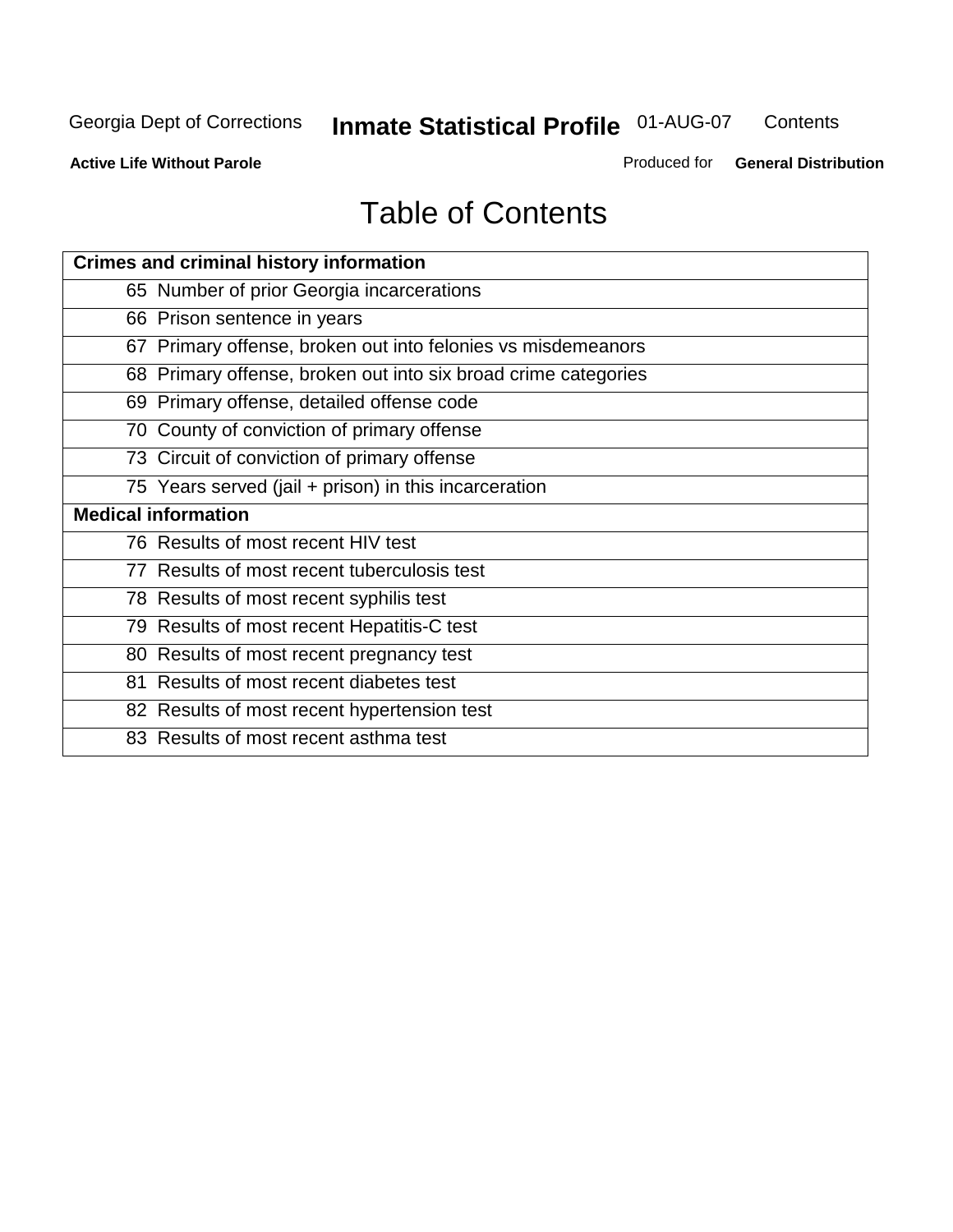# Table of Contents

| Crimes and criminal history information | |
|---|---|
| 65 | Number of prior Georgia incarcerations |
| 66 | Prison sentence in years |
| 67 | Primary offense, broken out into felonies vs misdemeanors |
| 68 | Primary offense, broken out into six broad crime categories |
| 69 | Primary offense, detailed offense code |
| 70 | County of conviction of primary offense |
| 73 | Circuit of conviction of primary offense |
| 75 | Years served (jail + prison) in this incarceration |
| **Medical information** | |
| 76 | Results of most recent HIV test |
| 77 | Results of most recent tuberculosis test |
| 78 | Results of most recent syphilis test |
| 79 | Results of most recent Hepatitis-C test |
| 80 | Results of most recent pregnancy test |
| 81 | Results of most recent diabetes test |
| 82 | Results of most recent hypertension test |
| 83 | Results of most recent asthma test |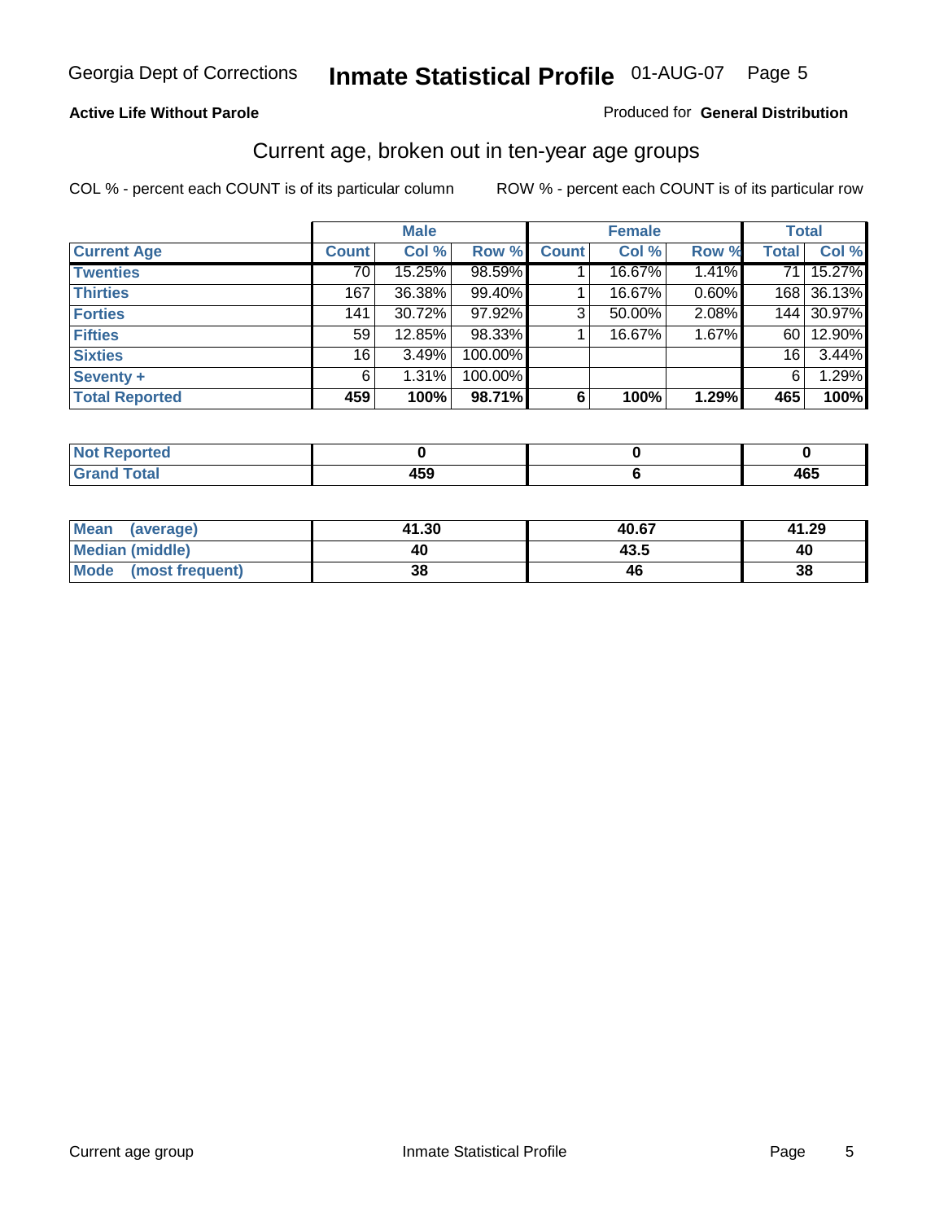Georgia Dept of Corrections **Inmate Statistical Profile** 01-AUG-07

**Active Life Without Parole**

Produced for **General Distribution**

## Current age, broken out in ten-year age groups

COL % - percent each COUNT is of its particular column

ROW % - percent each COUNT is of its particular row

| | Male | | | Female | | | Total | |
|---|---|---|---|---|---|---|---|---|
| **Current Age** | **Count** | **Col %** | **Row %** | **Count** | **Col %** | **Row %** | **Total** | **Col %** |
| **Twenties** | 70 | 15.25% | 98.59% | 1 | 16.67% | 1.41% | 71 | 15.27% |
| **Thirties** | 167 | 36.38% | 99.40% | 1 | 16.67% | 0.60% | 168 | 36.13% |
| **Forties** | 141 | 30.72% | 97.92% | 3 | 50.00% | 2.08% | 144 | 30.97% |
| **Fifties** | 59 | 12.85% | 98.33% | 1 | 16.67% | 1.67% | 60 | 12.90% |
| **Sixties** | 16 | 3.49% | 100.00% | | | | 16 | 3.44% |
| **Seventy +** | 6 | 1.31% | 100.00% | | | | 6 | 1.29% |
| **Total Reported** | **459** | **100%** | **98.71%** | **6** | **100%** | **1.29%** | **465** | **100%** |

| | Male | Female | Total |
|---|---|---|---|
| **Not Reported** | **0** | **0** | **0** |
| **Grand Total** | **459** | **6** | **465** |

| | Male | Female | Total |
|---|---|---|---|
| **Mean (average)** | **41.30** | **40.67** | **41.29** |
| **Median (middle)** | **40** | **43.5** | **40** |
| **Mode (most frequent)** | **38** | **46** | **38** |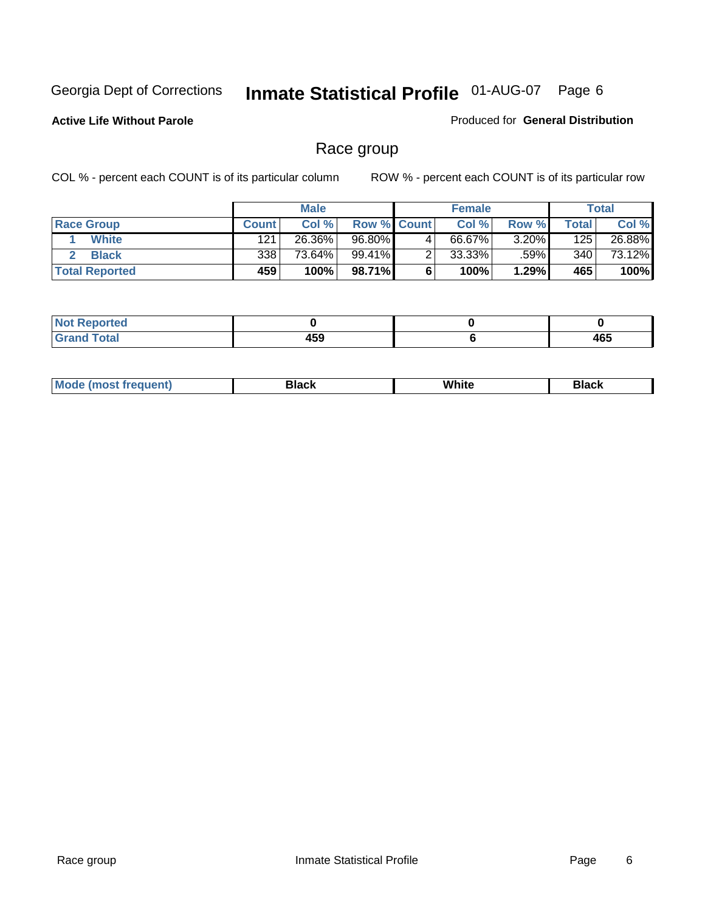Georgia Dept of Corrections **Inmate Statistical Profile** 01-AUG-07

**Active Life Without Parole**

Produced for **General Distribution**

## Race group

COL % - percent each COUNT is of its particular column

ROW % - percent each COUNT is of its particular row

| | Male | | | Female | | | Total | |
|---|---|---|---|---|---|---|---|---|
| **Race Group** | **Count** | **Col %** | **Row %** | **Count** | **Col %** | **Row %** | **Total** | **Col %** |
| 1 **White** | 121 | 26.36% | 96.80% | 4 | 66.67% | 3.20% | 125 | 26.88% |
| 2 **Black** | 338 | 73.64% | 99.41% | 2 | 33.33% | .59% | 340 | 73.12% |
| **Total Reported** | **459** | **100%** | **98.71%** | **6** | **100%** | **1.29%** | **465** | **100%** |

| | Male | Female | Total |
|---|---|---|---|
| **Not Reported** | **0** | **0** | **0** |
| **Grand Total** | **459** | **6** | **465** |

| | Male | Female | Total |
|---|---|---|---|
| **Mode (most frequent)** | **Black** | **White** | **Black** |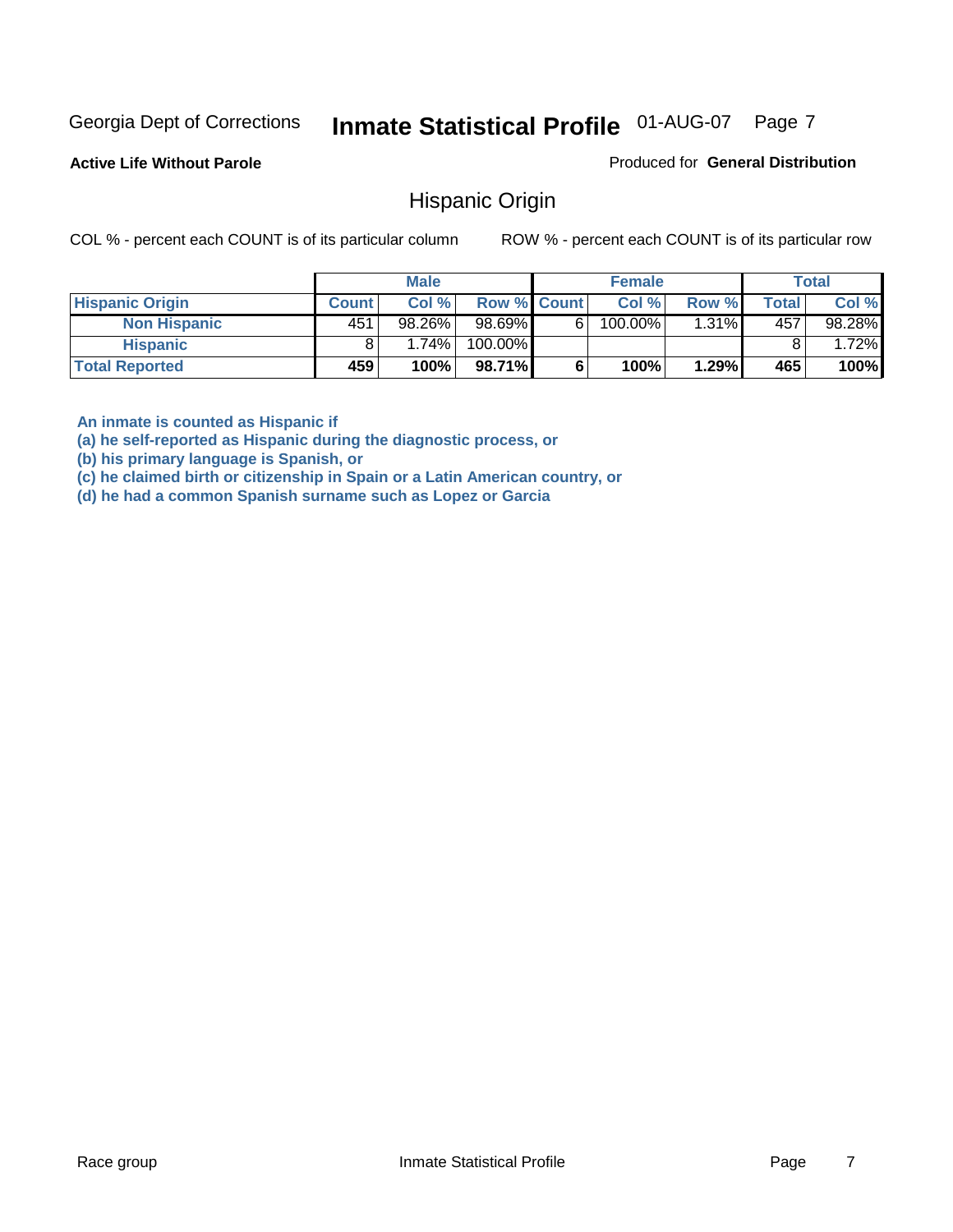Georgia Dept of Corrections **Inmate Statistical Profile** 01-AUG-07

**Active Life Without Parole**

Produced for **General Distribution**

## Hispanic Origin

COL % - percent each COUNT is of its particular column

ROW % - percent each COUNT is of its particular row

| | Male | | | Female | | | Total | |
|---|---|---|---|---|---|---|---|---|
| **Hispanic Origin** | **Count** | **Col %** | **Row %** | **Count** | **Col %** | **Row %** | **Total** | **Col %** |
| **Non Hispanic** | 451 | 98.26% | 98.69% | 6 | 100.00% | 1.31% | 457 | 98.28% |
| **Hispanic** | 8 | 1.74% | 100.00% | | | | 8 | 1.72% |
| **Total Reported** | **459** | **100%** | **98.71%** | **6** | **100%** | **1.29%** | **465** | **100%** |

**An inmate is counted as Hispanic if**
**(a) he self-reported as Hispanic during the diagnostic process, or**
**(b) his primary language is Spanish, or**
**(c) he claimed birth or citizenship in Spain or a Latin American country, or**
**(d) he had a common Spanish surname such as Lopez or Garcia**

Race group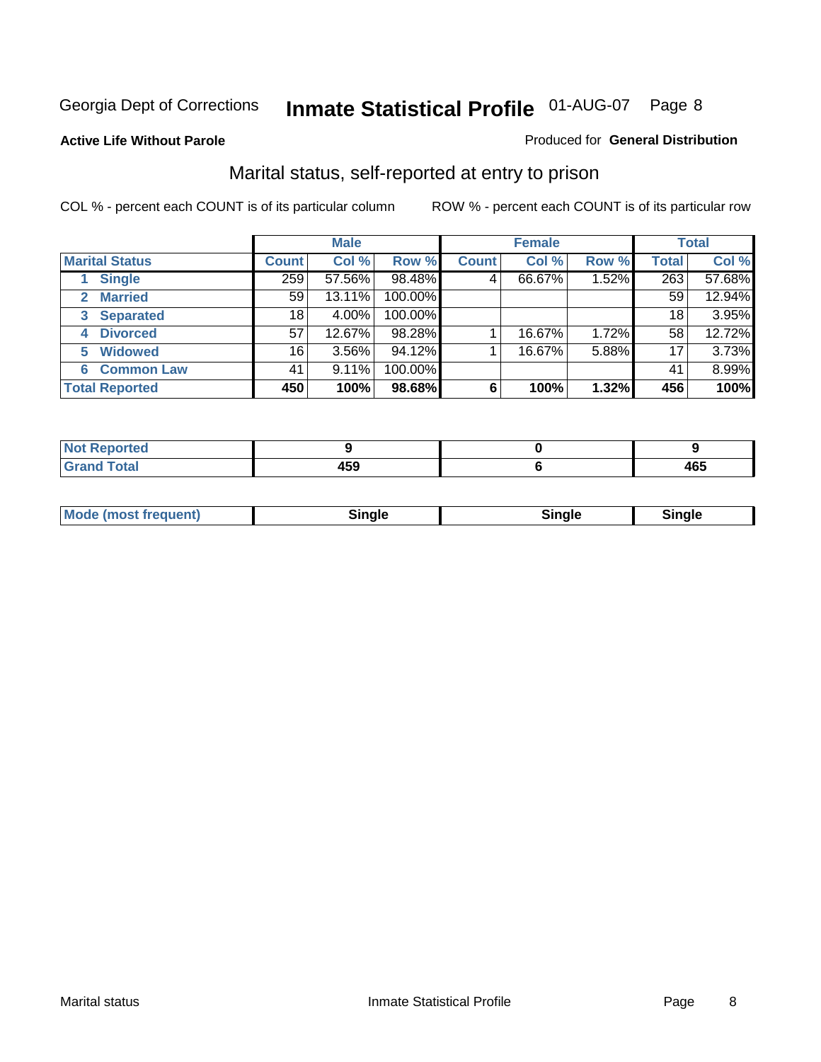Georgia Dept of Corrections **Inmate Statistical Profile** 01-AUG-07

**Active Life Without Parole**

Produced for **General Distribution**

## Marital status, self-reported at entry to prison

COL % - percent each COUNT is of its particular column

ROW % - percent each COUNT is of its particular row

| | Male | | | Female | | | Total | |
|---|---|---|---|---|---|---|---|---|
| **Marital Status** | **Count** | **Col %** | **Row %** | **Count** | **Col %** | **Row %** | **Total** | **Col %** |
| 1 **Single** | 259 | 57.56% | 98.48% | 4 | 66.67% | 1.52% | 263 | 57.68% |
| 2 **Married** | 59 | 13.11% | 100.00% | | | | 59 | 12.94% |
| 3 **Separated** | 18 | 4.00% | 100.00% | | | | 18 | 3.95% |
| 4 **Divorced** | 57 | 12.67% | 98.28% | 1 | 16.67% | 1.72% | 58 | 12.72% |
| 5 **Widowed** | 16 | 3.56% | 94.12% | 1 | 16.67% | 5.88% | 17 | 3.73% |
| 6 **Common Law** | 41 | 9.11% | 100.00% | | | | 41 | 8.99% |
| **Total Reported** | **450** | **100%** | **98.68%** | **6** | **100%** | **1.32%** | **456** | **100%** |

| | Male | Female | Total |
|---|---|---|---|
| **Not Reported** | **9** | **0** | **9** |
| **Grand Total** | **459** | **6** | **465** |

| | Male | Female | Total |
|---|---|---|---|
| **Mode (most frequent)** | **Single** | **Single** | **Single** |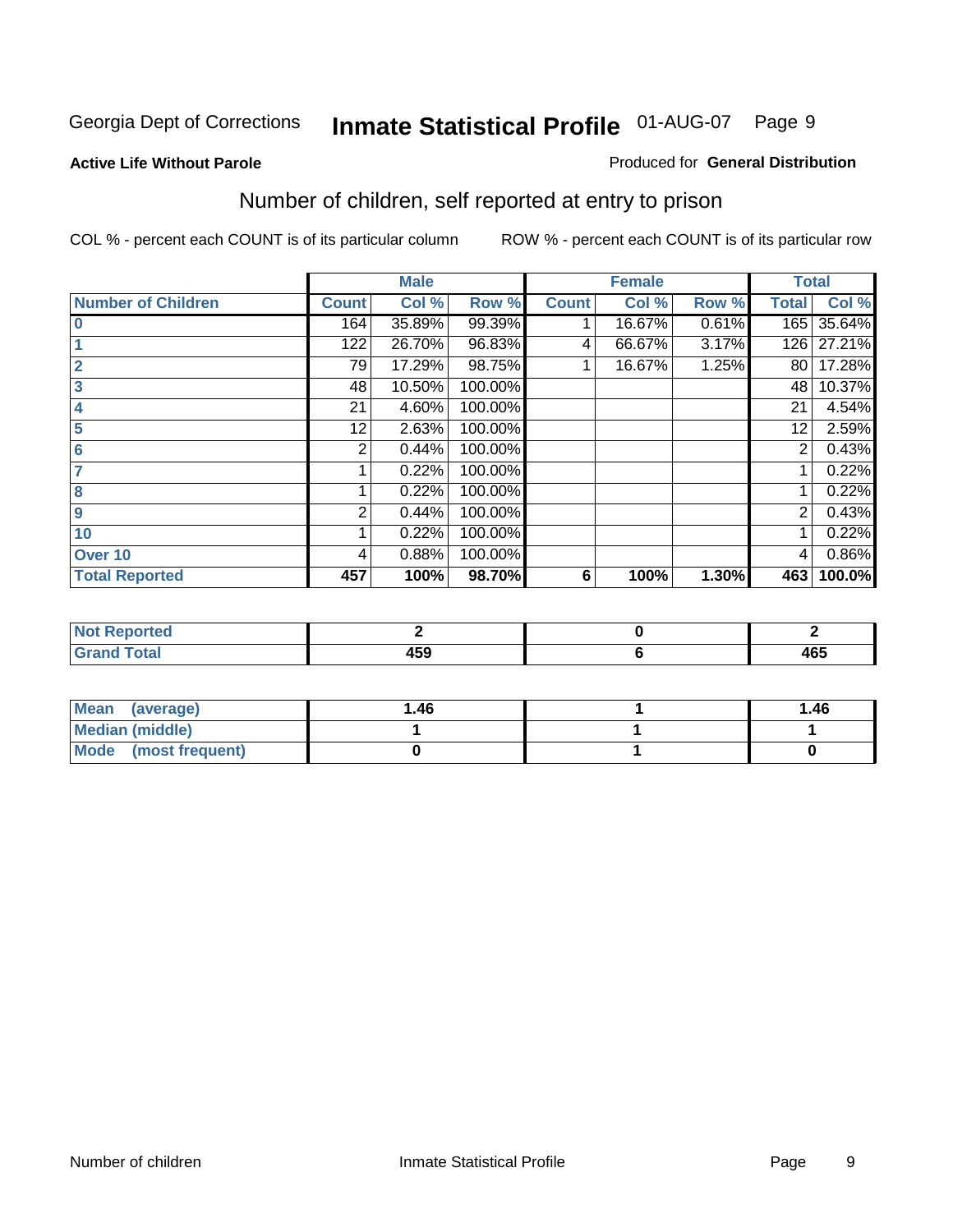Georgia Dept of Corrections **Inmate Statistical Profile** 01-AUG-07

**Active Life Without Parole**

Produced for **General Distribution**

## Number of children, self reported at entry to prison

COL % - percent each COUNT is of its particular column

ROW % - percent each COUNT is of its particular row

| | Male | | | Female | | | Total | |
|---|---|---|---|---|---|---|---|---|
| **Number of Children** | **Count** | **Col %** | **Row %** | **Count** | **Col %** | **Row %** | **Total** | **Col %** |
| **0** | 164 | 35.89% | 99.39% | 1 | 16.67% | 0.61% | 165 | 35.64% |
| **1** | 122 | 26.70% | 96.83% | 4 | 66.67% | 3.17% | 126 | 27.21% |
| **2** | 79 | 17.29% | 98.75% | 1 | 16.67% | 1.25% | 80 | 17.28% |
| **3** | 48 | 10.50% | 100.00% | | | | 48 | 10.37% |
| **4** | 21 | 4.60% | 100.00% | | | | 21 | 4.54% |
| **5** | 12 | 2.63% | 100.00% | | | | 12 | 2.59% |
| **6** | 2 | 0.44% | 100.00% | | | | 2 | 0.43% |
| **7** | 1 | 0.22% | 100.00% | | | | 1 | 0.22% |
| **8** | 1 | 0.22% | 100.00% | | | | 1 | 0.22% |
| **9** | 2 | 0.44% | 100.00% | | | | 2 | 0.43% |
| **10** | 1 | 0.22% | 100.00% | | | | 1 | 0.22% |
| **Over 10** | 4 | 0.88% | 100.00% | | | | 4 | 0.86% |
| **Total Reported** | **457** | **100%** | **98.70%** | **6** | **100%** | **1.30%** | **463** | **100.0%** |

| | Male | Female | Total |
|---|---|---|---|
| **Not Reported** | **2** | **0** | **2** |
| **Grand Total** | **459** | **6** | **465** |

| | Male | Female | Total |
|---|---|---|---|
| **Mean (average)** | **1.46** | **1** | **1.46** |
| **Median (middle)** | **1** | **1** | **1** |
| **Mode (most frequent)** | **0** | **1** | **0** |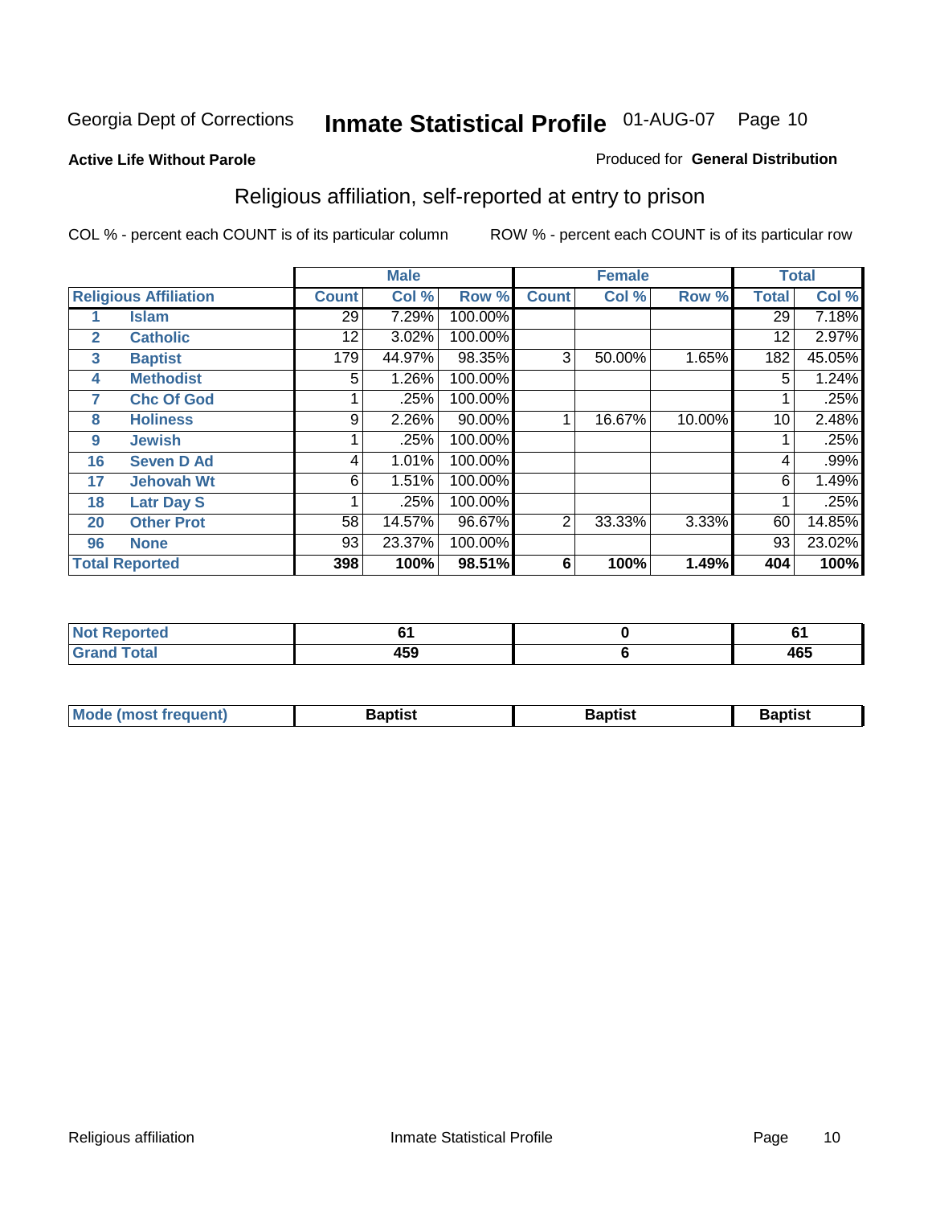Georgia Dept of Corrections **Inmate Statistical Profile** 01-AUG-07

**Active Life Without Parole**

Produced for **General Distribution**

## Religious affiliation, self-reported at entry to prison

COL % - percent each COUNT is of its particular column ROW % - percent each COUNT is of its particular row

| | | Male | | | Female | | | Total | |
|---|---|---|---|---|---|---|---|---|---|
| **Religious Affiliation** | | **Count** | **Col %** | **Row %** | **Count** | **Col %** | **Row %** | **Total** | **Col %** |
| 1 | Islam | 29 | 7.29% | 100.00% | | | | 29 | 7.18% |
| 2 | Catholic | 12 | 3.02% | 100.00% | | | | 12 | 2.97% |
| 3 | Baptist | 179 | 44.97% | 98.35% | 3 | 50.00% | 1.65% | 182 | 45.05% |
| 4 | Methodist | 5 | 1.26% | 100.00% | | | | 5 | 1.24% |
| 7 | Chc Of God | 1 | .25% | 100.00% | | | | 1 | .25% |
| 8 | Holiness | 9 | 2.26% | 90.00% | 1 | 16.67% | 10.00% | 10 | 2.48% |
| 9 | Jewish | 1 | .25% | 100.00% | | | | 1 | .25% |
| 16 | Seven D Ad | 4 | 1.01% | 100.00% | | | | 4 | .99% |
| 17 | Jehovah Wt | 6 | 1.51% | 100.00% | | | | 6 | 1.49% |
| 18 | Latr Day S | 1 | .25% | 100.00% | | | | 1 | .25% |
| 20 | Other Prot | 58 | 14.57% | 96.67% | 2 | 33.33% | 3.33% | 60 | 14.85% |
| 96 | None | 93 | 23.37% | 100.00% | | | | 93 | 23.02% |
| **Total Reported** | | **398** | **100%** | **98.51%** | **6** | **100%** | **1.49%** | **404** | **100%** |

| | Male | Female | Total |
|---|---|---|---|
| **Not Reported** | **61** | **0** | **61** |
| **Grand Total** | **459** | **6** | **465** |

| | Male | Female | Total |
|---|---|---|---|
| **Mode (most frequent)** | **Baptist** | **Baptist** | **Baptist** |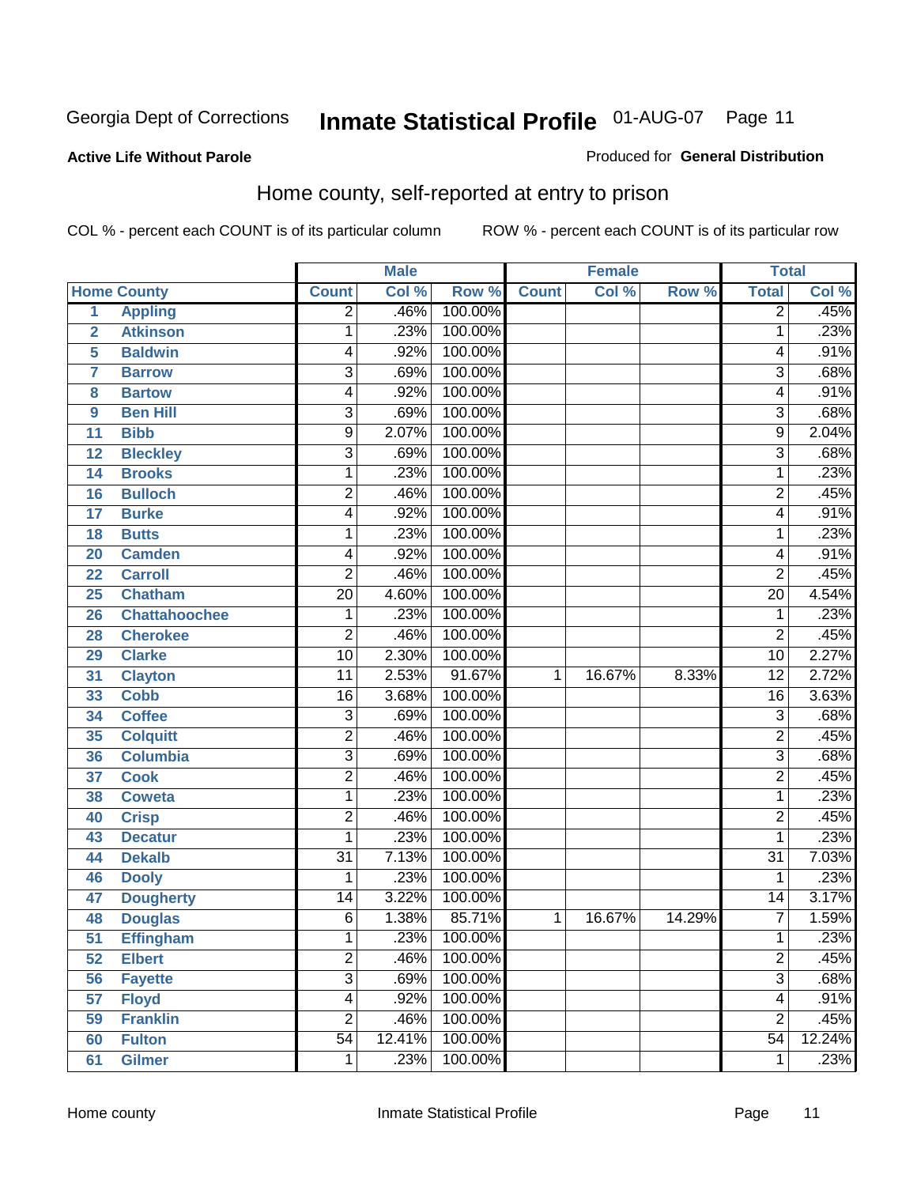Georgia Dept of Corrections **Inmate Statistical Profile** 01-AUG-07

**Active Life Without Parole**

Produced for **General Distribution**

## Home county, self-reported at entry to prison

COL % - percent each COUNT is of its particular column

ROW % - percent each COUNT is of its particular row

| Home County | | Male | | | Female | | | Total | |
|---|---|---|---|---|---|---|---|---|---|
| | | Count | Col % | Row % | Count | Col % | Row % | Total | Col % |
| 1 | Appling | 2 | .46% | 100.00% | | | | 2 | .45% |
| 2 | Atkinson | 1 | .23% | 100.00% | | | | 1 | .23% |
| 5 | Baldwin | 4 | .92% | 100.00% | | | | 4 | .91% |
| 7 | Barrow | 3 | .69% | 100.00% | | | | 3 | .68% |
| 8 | Bartow | 4 | .92% | 100.00% | | | | 4 | .91% |
| 9 | Ben Hill | 3 | .69% | 100.00% | | | | 3 | .68% |
| 11 | Bibb | 9 | 2.07% | 100.00% | | | | 9 | 2.04% |
| 12 | Bleckley | 3 | .69% | 100.00% | | | | 3 | .68% |
| 14 | Brooks | 1 | .23% | 100.00% | | | | 1 | .23% |
| 16 | Bulloch | 2 | .46% | 100.00% | | | | 2 | .45% |
| 17 | Burke | 4 | .92% | 100.00% | | | | 4 | .91% |
| 18 | Butts | 1 | .23% | 100.00% | | | | 1 | .23% |
| 20 | Camden | 4 | .92% | 100.00% | | | | 4 | .91% |
| 22 | Carroll | 2 | .46% | 100.00% | | | | 2 | .45% |
| 25 | Chatham | 20 | 4.60% | 100.00% | | | | 20 | 4.54% |
| 26 | Chattahoochee | 1 | .23% | 100.00% | | | | 1 | .23% |
| 28 | Cherokee | 2 | .46% | 100.00% | | | | 2 | .45% |
| 29 | Clarke | 10 | 2.30% | 100.00% | | | | 10 | 2.27% |
| 31 | Clayton | 11 | 2.53% | 91.67% | 1 | 16.67% | 8.33% | 12 | 2.72% |
| 33 | Cobb | 16 | 3.68% | 100.00% | | | | 16 | 3.63% |
| 34 | Coffee | 3 | .69% | 100.00% | | | | 3 | .68% |
| 35 | Colquitt | 2 | .46% | 100.00% | | | | 2 | .45% |
| 36 | Columbia | 3 | .69% | 100.00% | | | | 3 | .68% |
| 37 | Cook | 2 | .46% | 100.00% | | | | 2 | .45% |
| 38 | Coweta | 1 | .23% | 100.00% | | | | 1 | .23% |
| 40 | Crisp | 2 | .46% | 100.00% | | | | 2 | .45% |
| 43 | Decatur | 1 | .23% | 100.00% | | | | 1 | .23% |
| 44 | Dekalb | 31 | 7.13% | 100.00% | | | | 31 | 7.03% |
| 46 | Dooly | 1 | .23% | 100.00% | | | | 1 | .23% |
| 47 | Dougherty | 14 | 3.22% | 100.00% | | | | 14 | 3.17% |
| 48 | Douglas | 6 | 1.38% | 85.71% | 1 | 16.67% | 14.29% | 7 | 1.59% |
| 51 | Effingham | 1 | .23% | 100.00% | | | | 1 | .23% |
| 52 | Elbert | 2 | .46% | 100.00% | | | | 2 | .45% |
| 56 | Fayette | 3 | .69% | 100.00% | | | | 3 | .68% |
| 57 | Floyd | 4 | .92% | 100.00% | | | | 4 | .91% |
| 59 | Franklin | 2 | .46% | 100.00% | | | | 2 | .45% |
| 60 | Fulton | 54 | 12.41% | 100.00% | | | | 54 | 12.24% |
| 61 | Gilmer | 1 | .23% | 100.00% | | | | 1 | .23% |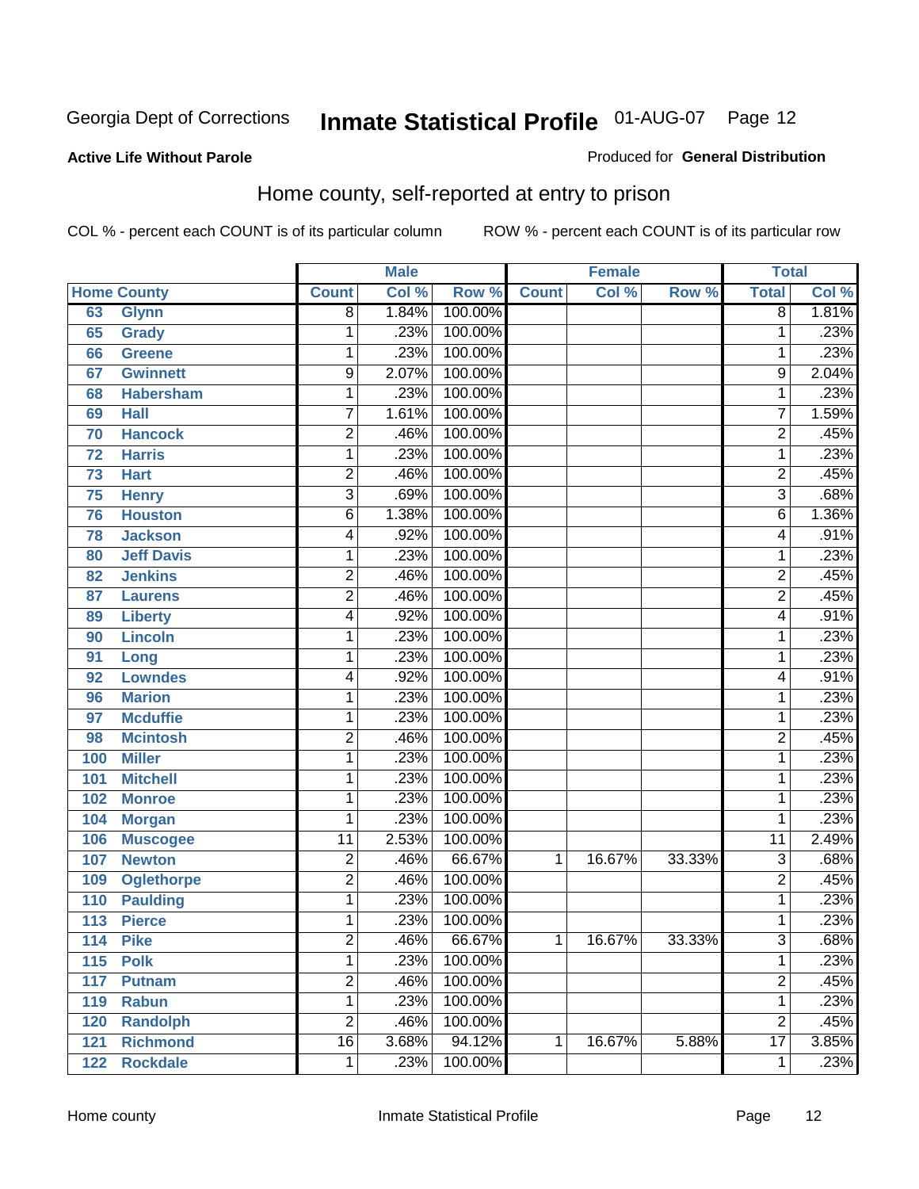Georgia Dept of Corrections **Inmate Statistical Profile** 01-AUG-07

**Active Life Without Parole**

Produced for **General Distribution**

## Home county, self-reported at entry to prison

COL % - percent each COUNT is of its particular column ROW % - percent each COUNT is of its particular row

| Home County | | Male | | | Female | | | Total | |
|---|---|---|---|---|---|---|---|---|---|
| | | Count | Col % | Row % | Count | Col % | Row % | Total | Col % |
| 63 | Glynn | 8 | 1.84% | 100.00% | | | | 8 | 1.81% |
| 65 | Grady | 1 | .23% | 100.00% | | | | 1 | .23% |
| 66 | Greene | 1 | .23% | 100.00% | | | | 1 | .23% |
| 67 | Gwinnett | 9 | 2.07% | 100.00% | | | | 9 | 2.04% |
| 68 | Habersham | 1 | .23% | 100.00% | | | | 1 | .23% |
| 69 | Hall | 7 | 1.61% | 100.00% | | | | 7 | 1.59% |
| 70 | Hancock | 2 | .46% | 100.00% | | | | 2 | .45% |
| 72 | Harris | 1 | .23% | 100.00% | | | | 1 | .23% |
| 73 | Hart | 2 | .46% | 100.00% | | | | 2 | .45% |
| 75 | Henry | 3 | .69% | 100.00% | | | | 3 | .68% |
| 76 | Houston | 6 | 1.38% | 100.00% | | | | 6 | 1.36% |
| 78 | Jackson | 4 | .92% | 100.00% | | | | 4 | .91% |
| 80 | Jeff Davis | 1 | .23% | 100.00% | | | | 1 | .23% |
| 82 | Jenkins | 2 | .46% | 100.00% | | | | 2 | .45% |
| 87 | Laurens | 2 | .46% | 100.00% | | | | 2 | .45% |
| 89 | Liberty | 4 | .92% | 100.00% | | | | 4 | .91% |
| 90 | Lincoln | 1 | .23% | 100.00% | | | | 1 | .23% |
| 91 | Long | 1 | .23% | 100.00% | | | | 1 | .23% |
| 92 | Lowndes | 4 | .92% | 100.00% | | | | 4 | .91% |
| 96 | Marion | 1 | .23% | 100.00% | | | | 1 | .23% |
| 97 | Mcduffie | 1 | .23% | 100.00% | | | | 1 | .23% |
| 98 | Mcintosh | 2 | .46% | 100.00% | | | | 2 | .45% |
| 100 | Miller | 1 | .23% | 100.00% | | | | 1 | .23% |
| 101 | Mitchell | 1 | .23% | 100.00% | | | | 1 | .23% |
| 102 | Monroe | 1 | .23% | 100.00% | | | | 1 | .23% |
| 104 | Morgan | 1 | .23% | 100.00% | | | | 1 | .23% |
| 106 | Muscogee | 11 | 2.53% | 100.00% | | | | 11 | 2.49% |
| 107 | Newton | 2 | .46% | 66.67% | 1 | 16.67% | 33.33% | 3 | .68% |
| 109 | Oglethorpe | 2 | .46% | 100.00% | | | | 2 | .45% |
| 110 | Paulding | 1 | .23% | 100.00% | | | | 1 | .23% |
| 113 | Pierce | 1 | .23% | 100.00% | | | | 1 | .23% |
| 114 | Pike | 2 | .46% | 66.67% | 1 | 16.67% | 33.33% | 3 | .68% |
| 115 | Polk | 1 | .23% | 100.00% | | | | 1 | .23% |
| 117 | Putnam | 2 | .46% | 100.00% | | | | 2 | .45% |
| 119 | Rabun | 1 | .23% | 100.00% | | | | 1 | .23% |
| 120 | Randolph | 2 | .46% | 100.00% | | | | 2 | .45% |
| 121 | Richmond | 16 | 3.68% | 94.12% | 1 | 16.67% | 5.88% | 17 | 3.85% |
| 122 | Rockdale | 1 | .23% | 100.00% | | | | 1 | .23% |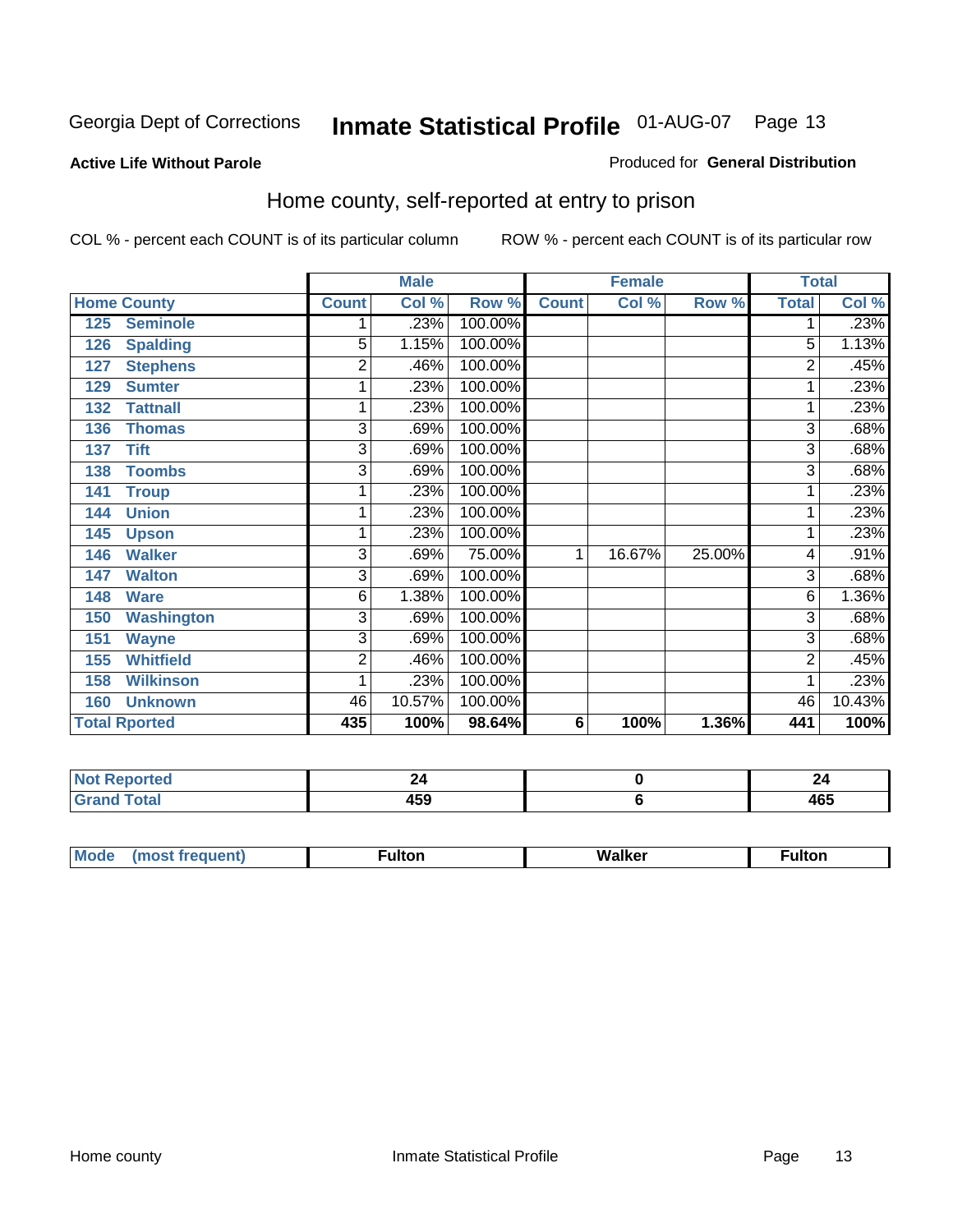Georgia Dept of Corrections **Inmate Statistical Profile** 01-AUG-07

**Active Life Without Parole**

Produced for **General Distribution**

## Home county, self-reported at entry to prison

COL % - percent each COUNT is of its particular column

ROW % - percent each COUNT is of its particular row

| Home County | | Male | | | Female | | | Total | |
|---|---|---|---|---|---|---|---|---|---|
| | | Count | Col % | Row % | Count | Col % | Row % | Total | Col % |
| 125 | Seminole | 1 | .23% | 100.00% | | | | 1 | .23% |
| 126 | Spalding | 5 | 1.15% | 100.00% | | | | 5 | 1.13% |
| 127 | Stephens | 2 | .46% | 100.00% | | | | 2 | .45% |
| 129 | Sumter | 1 | .23% | 100.00% | | | | 1 | .23% |
| 132 | Tattnall | 1 | .23% | 100.00% | | | | 1 | .23% |
| 136 | Thomas | 3 | .69% | 100.00% | | | | 3 | .68% |
| 137 | Tift | 3 | .69% | 100.00% | | | | 3 | .68% |
| 138 | Toombs | 3 | .69% | 100.00% | | | | 3 | .68% |
| 141 | Troup | 1 | .23% | 100.00% | | | | 1 | .23% |
| 144 | Union | 1 | .23% | 100.00% | | | | 1 | .23% |
| 145 | Upson | 1 | .23% | 100.00% | | | | 1 | .23% |
| 146 | Walker | 3 | .69% | 75.00% | 1 | 16.67% | 25.00% | 4 | .91% |
| 147 | Walton | 3 | .69% | 100.00% | | | | 3 | .68% |
| 148 | Ware | 6 | 1.38% | 100.00% | | | | 6 | 1.36% |
| 150 | Washington | 3 | .69% | 100.00% | | | | 3 | .68% |
| 151 | Wayne | 3 | .69% | 100.00% | | | | 3 | .68% |
| 155 | Whitfield | 2 | .46% | 100.00% | | | | 2 | .45% |
| 158 | Wilkinson | 1 | .23% | 100.00% | | | | 1 | .23% |
| 160 | Unknown | 46 | 10.57% | 100.00% | | | | 46 | 10.43% |
| **Total Rported** | | **435** | **100%** | **98.64%** | **6** | **100%** | **1.36%** | **441** | **100%** |

| | Male | Female | Total |
|---|---|---|---|
| Not Reported | 24 | 0 | 24 |
| Grand Total | 459 | 6 | 465 |

| | Male | Female | Total |
|---|---|---|---|
| Mode (most frequent) | Fulton | Walker | Fulton |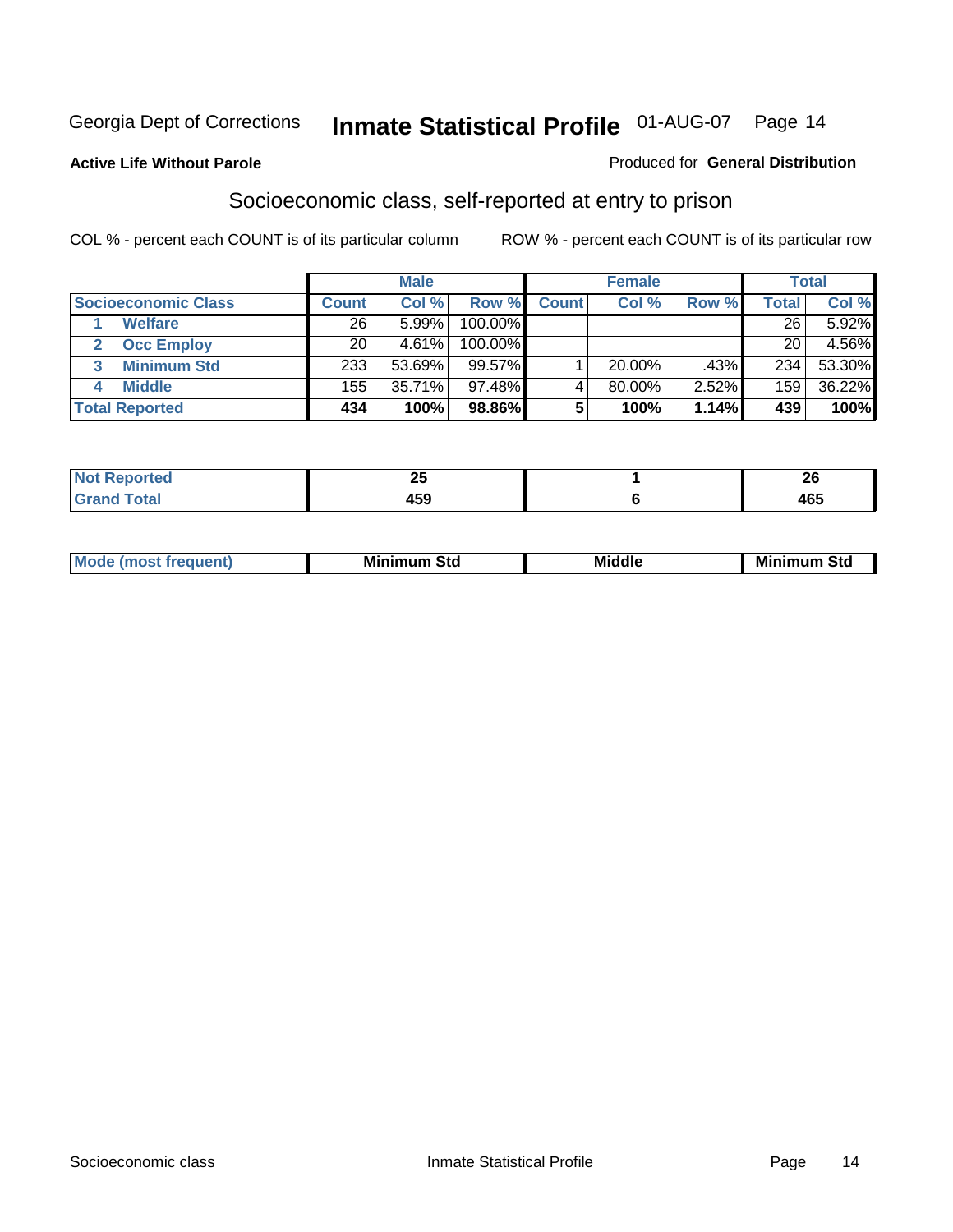Georgia Dept of Corrections **Inmate Statistical Profile** 01-AUG-07

**Active Life Without Parole**

Produced for **General Distribution**

## Socioeconomic class, self-reported at entry to prison

COL % - percent each COUNT is of its particular column

ROW % - percent each COUNT is of its particular row

| | Male | | | Female | | | Total | |
|---|---|---|---|---|---|---|---|---|
| **Socioeconomic Class** | **Count** | **Col %** | **Row %** | **Count** | **Col %** | **Row %** | **Total** | **Col %** |
| 1 Welfare | 26 | 5.99% | 100.00% | | | | 26 | 5.92% |
| 2 Occ Employ | 20 | 4.61% | 100.00% | | | | 20 | 4.56% |
| 3 Minimum Std | 233 | 53.69% | 99.57% | 1 | 20.00% | .43% | 234 | 53.30% |
| 4 Middle | 155 | 35.71% | 97.48% | 4 | 80.00% | 2.52% | 159 | 36.22% |
| **Total Reported** | **434** | **100%** | **98.86%** | **5** | **100%** | **1.14%** | **439** | **100%** |

| | Male | Female | Total |
|---|---|---|---|
| **Not Reported** | **25** | **1** | **26** |
| **Grand Total** | **459** | **6** | **465** |

| | Male | Female | Total |
|---|---|---|---|
| **Mode (most frequent)** | **Minimum Std** | **Middle** | **Minimum Std** |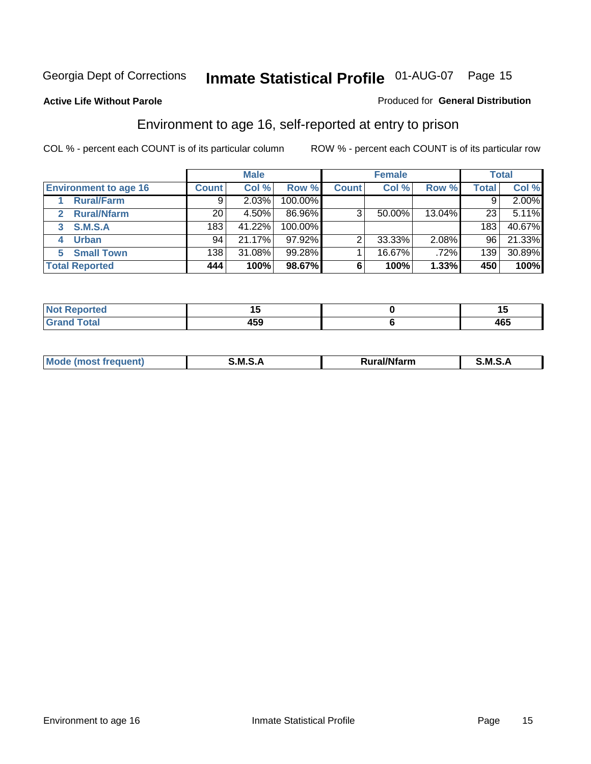Georgia Dept of Corrections **Inmate Statistical Profile** 01-AUG-07

**Active Life Without Parole**

Produced for **General Distribution**

## Environment to age 16, self-reported at entry to prison

COL % - percent each COUNT is of its particular column

ROW % - percent each COUNT is of its particular row

| | Male | | | Female | | | Total | |
|---|---|---|---|---|---|---|---|---|
| **Environment to age 16** | **Count** | **Col %** | **Row %** | **Count** | **Col %** | **Row %** | **Total** | **Col %** |
| **1 Rural/Farm** | 9 | 2.03% | 100.00% | | | | 9 | 2.00% |
| **2 Rural/Nfarm** | 20 | 4.50% | 86.96% | 3 | 50.00% | 13.04% | 23 | 5.11% |
| **3 S.M.S.A** | 183 | 41.22% | 100.00% | | | | 183 | 40.67% |
| **4 Urban** | 94 | 21.17% | 97.92% | 2 | 33.33% | 2.08% | 96 | 21.33% |
| **5 Small Town** | 138 | 31.08% | 99.28% | 1 | 16.67% | .72% | 139 | 30.89% |
| **Total Reported** | **444** | **100%** | **98.67%** | **6** | **100%** | **1.33%** | **450** | **100%** |

| | Male | Female | Total |
|---|---|---|---|
| **Not Reported** | **15** | **0** | **15** |
| **Grand Total** | **459** | **6** | **465** |

| | Male | Female | Total |
|---|---|---|---|
| **Mode (most frequent)** | **S.M.S.A** | **Rural/Nfarm** | **S.M.S.A** |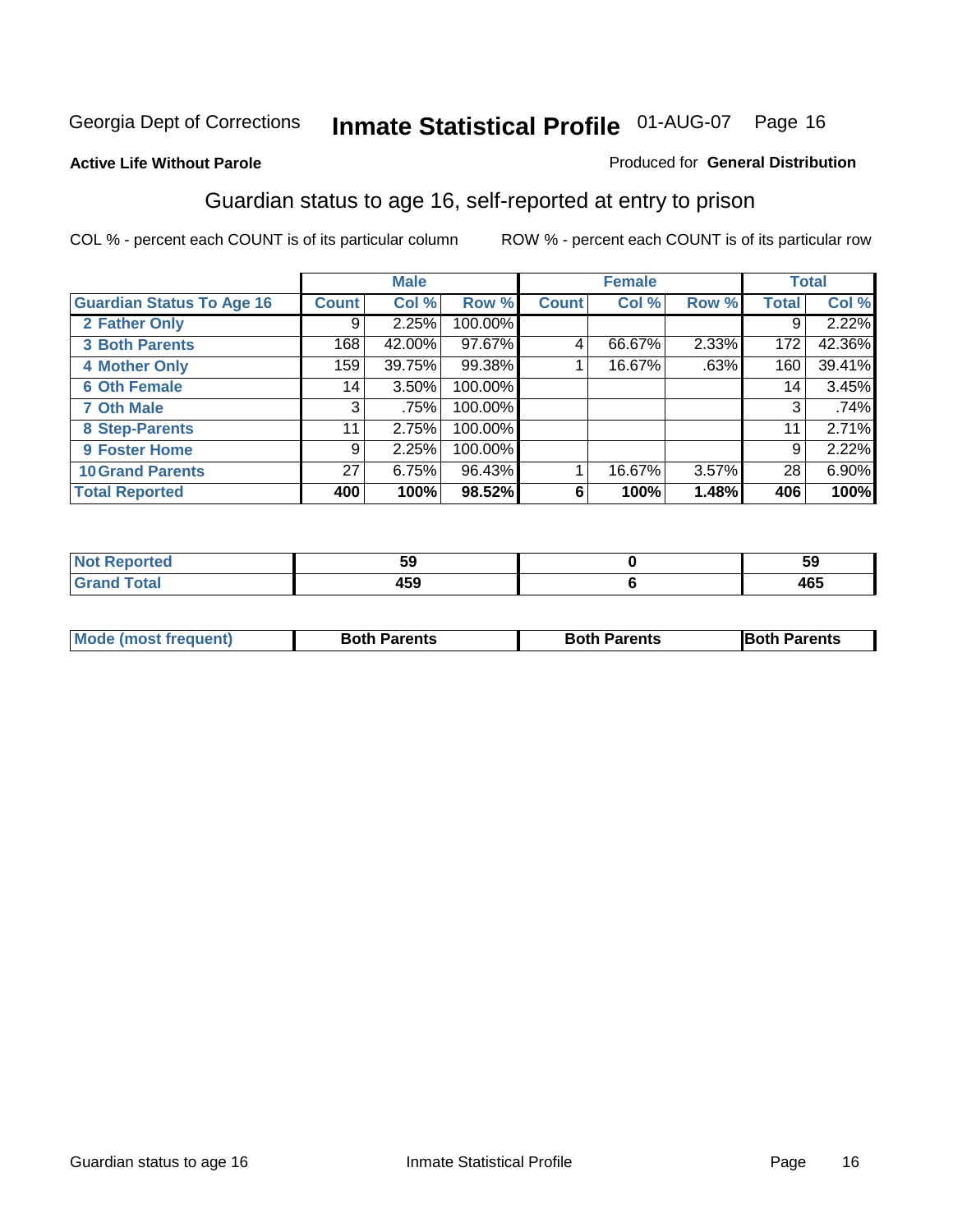Georgia Dept of Corrections **Inmate Statistical Profile** 01-AUG-07

**Active Life Without Parole**

Produced for **General Distribution**

## Guardian status to age 16, self-reported at entry to prison

COL % - percent each COUNT is of its particular column ROW % - percent each COUNT is of its particular row

| | Male | | | Female | | | Total | |
|---|---|---|---|---|---|---|---|---|
| **Guardian Status To Age 16** | **Count** | **Col %** | **Row %** | **Count** | **Col %** | **Row %** | **Total** | **Col %** |
| **2 Father Only** | 9 | 2.25% | 100.00% | | | | 9 | 2.22% |
| **3 Both Parents** | 168 | 42.00% | 97.67% | 4 | 66.67% | 2.33% | 172 | 42.36% |
| **4 Mother Only** | 159 | 39.75% | 99.38% | 1 | 16.67% | .63% | 160 | 39.41% |
| **6 Oth Female** | 14 | 3.50% | 100.00% | | | | 14 | 3.45% |
| **7 Oth Male** | 3 | .75% | 100.00% | | | | 3 | .74% |
| **8 Step-Parents** | 11 | 2.75% | 100.00% | | | | 11 | 2.71% |
| **9 Foster Home** | 9 | 2.25% | 100.00% | | | | 9 | 2.22% |
| **10 Grand Parents** | 27 | 6.75% | 96.43% | 1 | 16.67% | 3.57% | 28 | 6.90% |
| **Total Reported** | **400** | **100%** | **98.52%** | **6** | **100%** | **1.48%** | **406** | **100%** |

| | Male | Female | Total |
|---|---|---|---|
| **Not Reported** | **59** | **0** | **59** |
| **Grand Total** | **459** | **6** | **465** |

| | Male | Female | Total |
|---|---|---|---|
| **Mode (most frequent)** | **Both Parents** | **Both Parents** | **Both Parents** |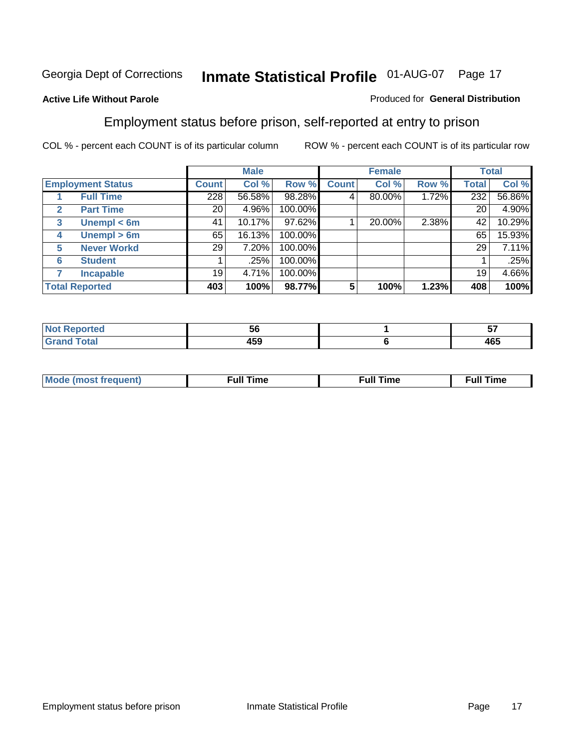Georgia Dept of Corrections **Inmate Statistical Profile** 01-AUG-07

**Active Life Without Parole**

Produced for **General Distribution**

## Employment status before prison, self-reported at entry to prison

COL % - percent each COUNT is of its particular column

ROW % - percent each COUNT is of its particular row

| | | Male | | | Female | | | Total | |
|---|---|---|---|---|---|---|---|---|---|
| **Employment Status** | | **Count** | **Col %** | **Row %** | **Count** | **Col %** | **Row %** | **Total** | **Col %** |
| 1 | Full Time | 228 | 56.58% | 98.28% | 4 | 80.00% | 1.72% | 232 | 56.86% |
| 2 | Part Time | 20 | 4.96% | 100.00% | | | | 20 | 4.90% |
| 3 | Unempl < 6m | 41 | 10.17% | 97.62% | 1 | 20.00% | 2.38% | 42 | 10.29% |
| 4 | Unempl > 6m | 65 | 16.13% | 100.00% | | | | 65 | 15.93% |
| 5 | Never Workd | 29 | 7.20% | 100.00% | | | | 29 | 7.11% |
| 6 | Student | 1 | .25% | 100.00% | | | | 1 | .25% |
| 7 | Incapable | 19 | 4.71% | 100.00% | | | | 19 | 4.66% |
| **Total Reported** | | **403** | **100%** | **98.77%** | **5** | **100%** | **1.23%** | **408** | **100%** |

| | Male | Female | Total |
|---|---|---|---|
| Not Reported | 56 | 1 | 57 |
| Grand Total | 459 | 6 | 465 |

| | Male | Female | Total |
|---|---|---|---|
| Mode (most frequent) | Full Time | Full Time | Full Time |

Employment status before prison

Inmate Statistical Profile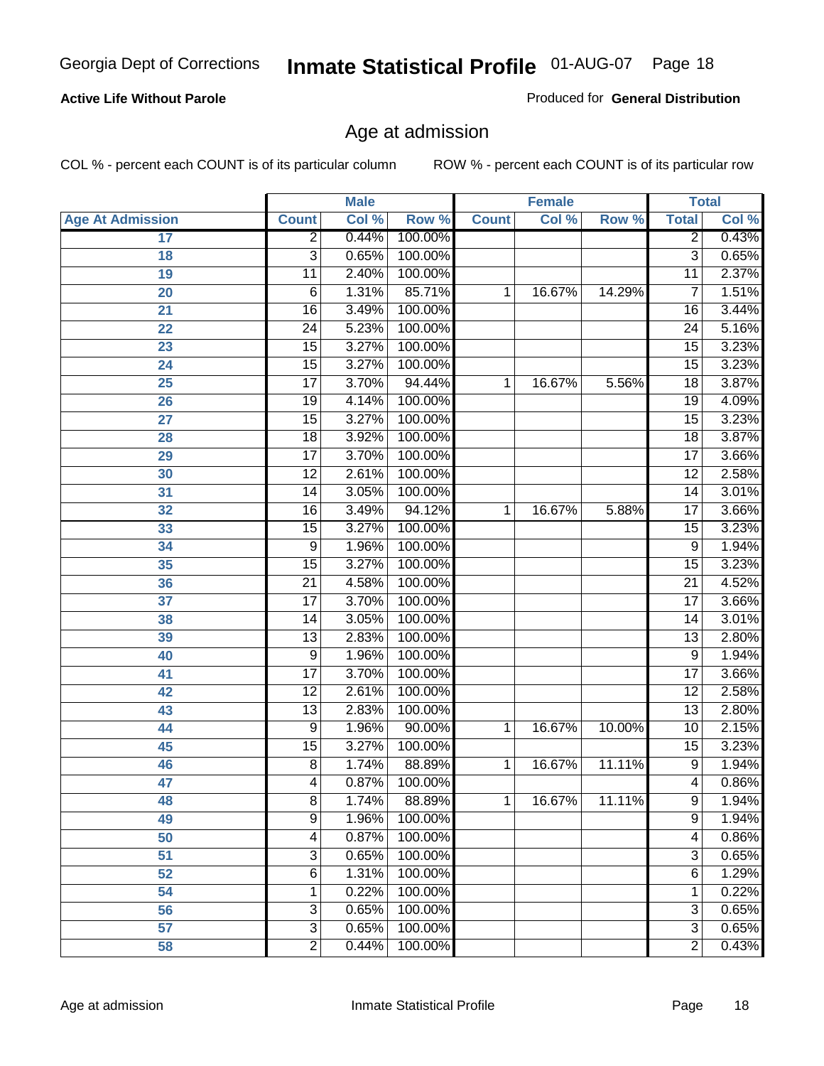Georgia Dept of Corrections **Inmate Statistical Profile** 01-AUG-07

**Active Life Without Parole**

Produced for **General Distribution**

## Age at admission

COL % - percent each COUNT is of its particular column ROW % - percent each COUNT is of its particular row

| | Male | | | Female | | | Total | |
|---|---|---|---|---|---|---|---|---|
| Age At Admission | Count | Col % | Row % | Count | Col % | Row % | Total | Col % |
| 17 | 2 | 0.44% | 100.00% | | | | 2 | 0.43% |
| 18 | 3 | 0.65% | 100.00% | | | | 3 | 0.65% |
| 19 | 11 | 2.40% | 100.00% | | | | 11 | 2.37% |
| 20 | 6 | 1.31% | 85.71% | 1 | 16.67% | 14.29% | 7 | 1.51% |
| 21 | 16 | 3.49% | 100.00% | | | | 16 | 3.44% |
| 22 | 24 | 5.23% | 100.00% | | | | 24 | 5.16% |
| 23 | 15 | 3.27% | 100.00% | | | | 15 | 3.23% |
| 24 | 15 | 3.27% | 100.00% | | | | 15 | 3.23% |
| 25 | 17 | 3.70% | 94.44% | 1 | 16.67% | 5.56% | 18 | 3.87% |
| 26 | 19 | 4.14% | 100.00% | | | | 19 | 4.09% |
| 27 | 15 | 3.27% | 100.00% | | | | 15 | 3.23% |
| 28 | 18 | 3.92% | 100.00% | | | | 18 | 3.87% |
| 29 | 17 | 3.70% | 100.00% | | | | 17 | 3.66% |
| 30 | 12 | 2.61% | 100.00% | | | | 12 | 2.58% |
| 31 | 14 | 3.05% | 100.00% | | | | 14 | 3.01% |
| 32 | 16 | 3.49% | 94.12% | 1 | 16.67% | 5.88% | 17 | 3.66% |
| 33 | 15 | 3.27% | 100.00% | | | | 15 | 3.23% |
| 34 | 9 | 1.96% | 100.00% | | | | 9 | 1.94% |
| 35 | 15 | 3.27% | 100.00% | | | | 15 | 3.23% |
| 36 | 21 | 4.58% | 100.00% | | | | 21 | 4.52% |
| 37 | 17 | 3.70% | 100.00% | | | | 17 | 3.66% |
| 38 | 14 | 3.05% | 100.00% | | | | 14 | 3.01% |
| 39 | 13 | 2.83% | 100.00% | | | | 13 | 2.80% |
| 40 | 9 | 1.96% | 100.00% | | | | 9 | 1.94% |
| 41 | 17 | 3.70% | 100.00% | | | | 17 | 3.66% |
| 42 | 12 | 2.61% | 100.00% | | | | 12 | 2.58% |
| 43 | 13 | 2.83% | 100.00% | | | | 13 | 2.80% |
| 44 | 9 | 1.96% | 90.00% | 1 | 16.67% | 10.00% | 10 | 2.15% |
| 45 | 15 | 3.27% | 100.00% | | | | 15 | 3.23% |
| 46 | 8 | 1.74% | 88.89% | 1 | 16.67% | 11.11% | 9 | 1.94% |
| 47 | 4 | 0.87% | 100.00% | | | | 4 | 0.86% |
| 48 | 8 | 1.74% | 88.89% | 1 | 16.67% | 11.11% | 9 | 1.94% |
| 49 | 9 | 1.96% | 100.00% | | | | 9 | 1.94% |
| 50 | 4 | 0.87% | 100.00% | | | | 4 | 0.86% |
| 51 | 3 | 0.65% | 100.00% | | | | 3 | 0.65% |
| 52 | 6 | 1.31% | 100.00% | | | | 6 | 1.29% |
| 54 | 1 | 0.22% | 100.00% | | | | 1 | 0.22% |
| 56 | 3 | 0.65% | 100.00% | | | | 3 | 0.65% |
| 57 | 3 | 0.65% | 100.00% | | | | 3 | 0.65% |
| 58 | 2 | 0.44% | 100.00% | | | | 2 | 0.43% |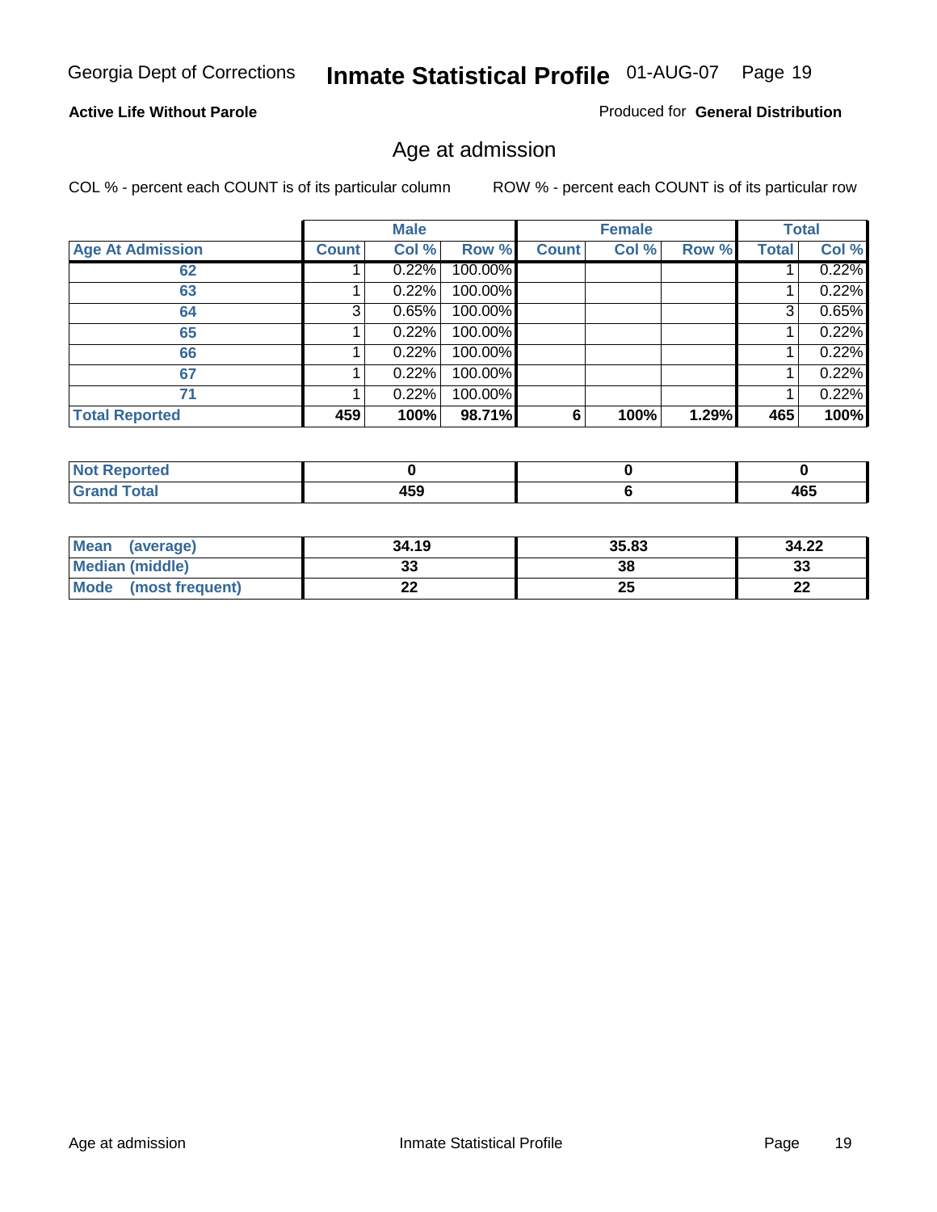Georgia Dept of Corrections **Inmate Statistical Profile** 01-AUG-07

**Active Life Without Parole**

Produced for **General Distribution**

## Age at admission

COL % - percent each COUNT is of its particular column    ROW % - percent each COUNT is of its particular row

| | Male | | | Female | | | Total | |
|---|---|---|---|---|---|---|---|---|
| **Age At Admission** | **Count** | **Col %** | **Row %** | **Count** | **Col %** | **Row %** | **Total** | **Col %** |
| 62 | 1 | 0.22% | 100.00% | | | | 1 | 0.22% |
| 63 | 1 | 0.22% | 100.00% | | | | 1 | 0.22% |
| 64 | 3 | 0.65% | 100.00% | | | | 3 | 0.65% |
| 65 | 1 | 0.22% | 100.00% | | | | 1 | 0.22% |
| 66 | 1 | 0.22% | 100.00% | | | | 1 | 0.22% |
| 67 | 1 | 0.22% | 100.00% | | | | 1 | 0.22% |
| 71 | 1 | 0.22% | 100.00% | | | | 1 | 0.22% |
| **Total Reported** | **459** | **100%** | **98.71%** | **6** | **100%** | **1.29%** | **465** | **100%** |

| | Male | Female | Total |
|---|---|---|---|
| **Not Reported** | **0** | **0** | **0** |
| **Grand Total** | **459** | **6** | **465** |

| | Male | Female | Total |
|---|---|---|---|
| **Mean (average)** | **34.19** | **35.83** | **34.22** |
| **Median (middle)** | **33** | **38** | **33** |
| **Mode (most frequent)** | **22** | **25** | **22** |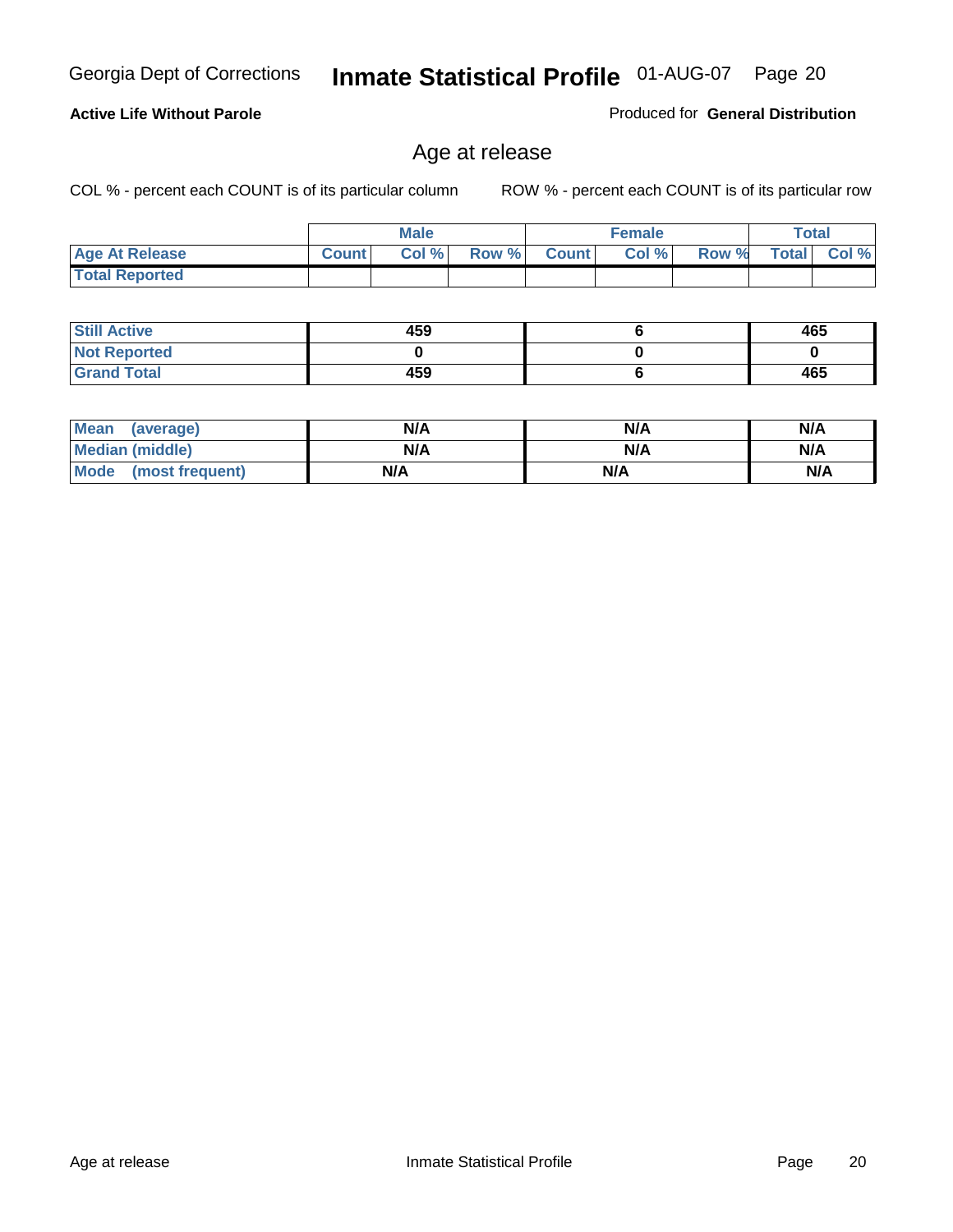Active Life Without Parole

Produced for **General Distribution**

## Age at release

COL % - percent each COUNT is of its particular column

ROW % - percent each COUNT is of its particular row

| | Male | | | Female | | | Total | |
|---|---|---|---|---|---|---|---|---|
| **Age At Release** | **Count** | **Col %** | **Row %** | **Count** | **Col %** | **Row %** | **Total** | **Col %** |
| **Total Reported** | | | | | | | | |

| | Male | Female | Total |
|---|---|---|---|
| **Still Active** | 459 | 6 | 465 |
| **Not Reported** | 0 | 0 | 0 |
| **Grand Total** | 459 | 6 | 465 |

| | Male | Female | Total |
|---|---|---|---|
| **Mean (average)** | N/A | N/A | N/A |
| **Median (middle)** | N/A | N/A | N/A |
| **Mode (most frequent)** | N/A | N/A | N/A |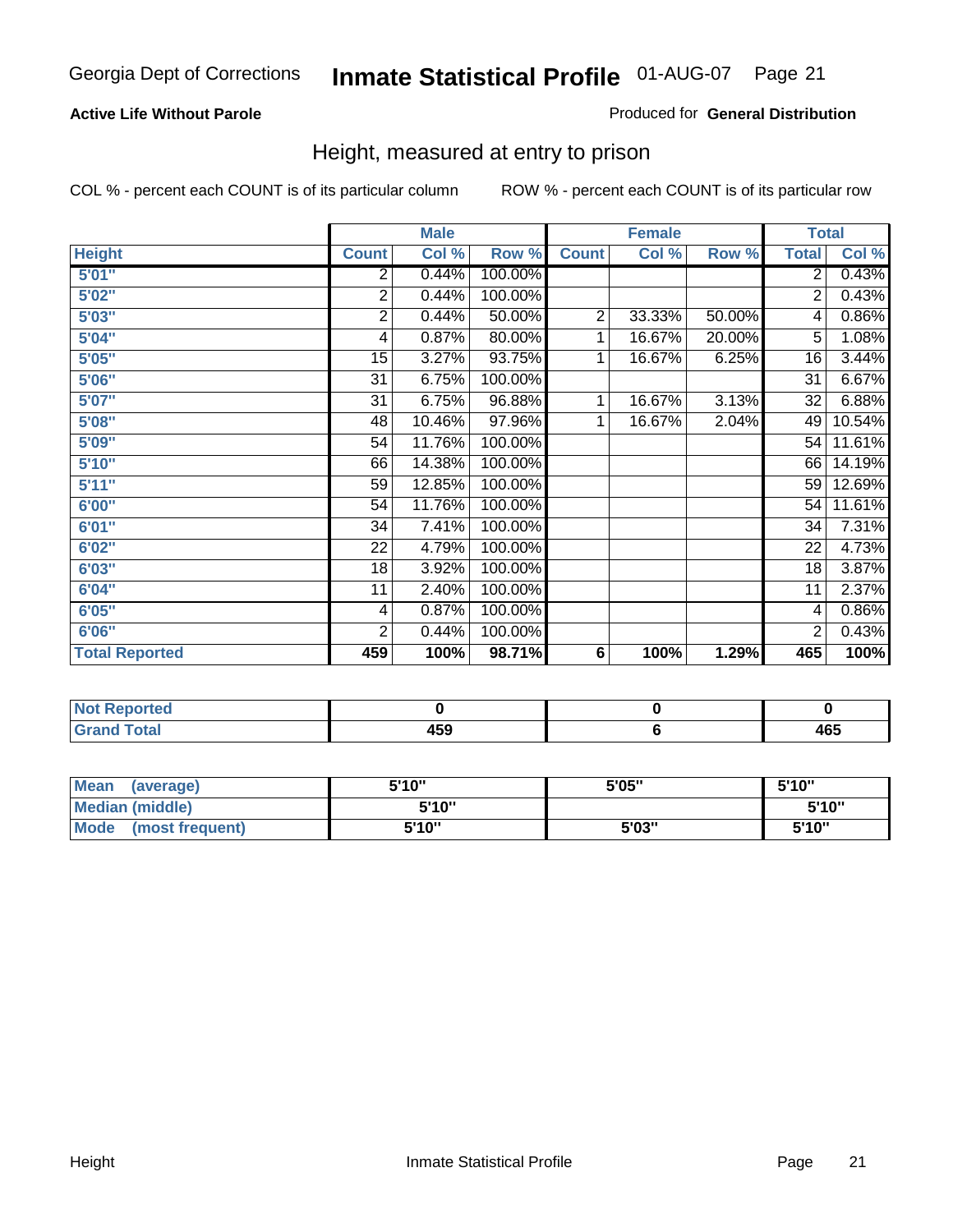Georgia Dept of Corrections **Inmate Statistical Profile** 01-AUG-07

**Active Life Without Parole**

Produced for **General Distribution**

## Height, measured at entry to prison

COL % - percent each COUNT is of its particular column

ROW % - percent each COUNT is of its particular row

| | Male | | | Female | | | Total | |
|---|---|---|---|---|---|---|---|---|
| **Height** | **Count** | **Col %** | **Row %** | **Count** | **Col %** | **Row %** | **Total** | **Col %** |
| **5'01"** | 2 | 0.44% | 100.00% | | | | 2 | 0.43% |
| **5'02"** | 2 | 0.44% | 100.00% | | | | 2 | 0.43% |
| **5'03"** | 2 | 0.44% | 50.00% | 2 | 33.33% | 50.00% | 4 | 0.86% |
| **5'04"** | 4 | 0.87% | 80.00% | 1 | 16.67% | 20.00% | 5 | 1.08% |
| **5'05"** | 15 | 3.27% | 93.75% | 1 | 16.67% | 6.25% | 16 | 3.44% |
| **5'06"** | 31 | 6.75% | 100.00% | | | | 31 | 6.67% |
| **5'07"** | 31 | 6.75% | 96.88% | 1 | 16.67% | 3.13% | 32 | 6.88% |
| **5'08"** | 48 | 10.46% | 97.96% | 1 | 16.67% | 2.04% | 49 | 10.54% |
| **5'09"** | 54 | 11.76% | 100.00% | | | | 54 | 11.61% |
| **5'10"** | 66 | 14.38% | 100.00% | | | | 66 | 14.19% |
| **5'11"** | 59 | 12.85% | 100.00% | | | | 59 | 12.69% |
| **6'00"** | 54 | 11.76% | 100.00% | | | | 54 | 11.61% |
| **6'01"** | 34 | 7.41% | 100.00% | | | | 34 | 7.31% |
| **6'02"** | 22 | 4.79% | 100.00% | | | | 22 | 4.73% |
| **6'03"** | 18 | 3.92% | 100.00% | | | | 18 | 3.87% |
| **6'04"** | 11 | 2.40% | 100.00% | | | | 11 | 2.37% |
| **6'05"** | 4 | 0.87% | 100.00% | | | | 4 | 0.86% |
| **6'06"** | 2 | 0.44% | 100.00% | | | | 2 | 0.43% |
| **Total Reported** | **459** | **100%** | **98.71%** | **6** | **100%** | **1.29%** | **465** | **100%** |

| | Male | Female | Total |
|---|---|---|---|
| **Not Reported** | **0** | **0** | **0** |
| **Grand Total** | **459** | **6** | **465** |

| | Male | Female | Total |
|---|---|---|---|
| **Mean (average)** | **5'10"** | **5'05"** | **5'10"** |
| **Median (middle)** | **5'10"** | | **5'10"** |
| **Mode (most frequent)** | **5'10"** | **5'03"** | **5'10"** |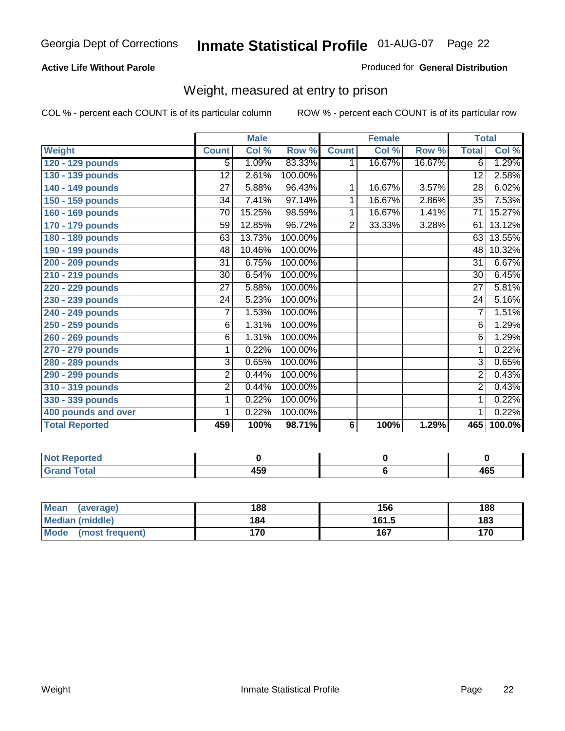Georgia Dept of Corrections **Inmate Statistical Profile** 01-AUG-07

**Active Life Without Parole**

Produced for **General Distribution**

## Weight, measured at entry to prison

COL % - percent each COUNT is of its particular column ROW % - percent each COUNT is of its particular row

| | Male | | | Female | | | Total | |
|---|---|---|---|---|---|---|---|---|
| **Weight** | **Count** | **Col %** | **Row %** | **Count** | **Col %** | **Row %** | **Total** | **Col %** |
| 120 - 129 pounds | 5 | 1.09% | 83.33% | 1 | 16.67% | 16.67% | 6 | 1.29% |
| 130 - 139 pounds | 12 | 2.61% | 100.00% | | | | 12 | 2.58% |
| 140 - 149 pounds | 27 | 5.88% | 96.43% | 1 | 16.67% | 3.57% | 28 | 6.02% |
| 150 - 159 pounds | 34 | 7.41% | 97.14% | 1 | 16.67% | 2.86% | 35 | 7.53% |
| 160 - 169 pounds | 70 | 15.25% | 98.59% | 1 | 16.67% | 1.41% | 71 | 15.27% |
| 170 - 179 pounds | 59 | 12.85% | 96.72% | 2 | 33.33% | 3.28% | 61 | 13.12% |
| 180 - 189 pounds | 63 | 13.73% | 100.00% | | | | 63 | 13.55% |
| 190 - 199 pounds | 48 | 10.46% | 100.00% | | | | 48 | 10.32% |
| 200 - 209 pounds | 31 | 6.75% | 100.00% | | | | 31 | 6.67% |
| 210 - 219 pounds | 30 | 6.54% | 100.00% | | | | 30 | 6.45% |
| 220 - 229 pounds | 27 | 5.88% | 100.00% | | | | 27 | 5.81% |
| 230 - 239 pounds | 24 | 5.23% | 100.00% | | | | 24 | 5.16% |
| 240 - 249 pounds | 7 | 1.53% | 100.00% | | | | 7 | 1.51% |
| 250 - 259 pounds | 6 | 1.31% | 100.00% | | | | 6 | 1.29% |
| 260 - 269 pounds | 6 | 1.31% | 100.00% | | | | 6 | 1.29% |
| 270 - 279 pounds | 1 | 0.22% | 100.00% | | | | 1 | 0.22% |
| 280 - 289 pounds | 3 | 0.65% | 100.00% | | | | 3 | 0.65% |
| 290 - 299 pounds | 2 | 0.44% | 100.00% | | | | 2 | 0.43% |
| 310 - 319 pounds | 2 | 0.44% | 100.00% | | | | 2 | 0.43% |
| 330 - 339 pounds | 1 | 0.22% | 100.00% | | | | 1 | 0.22% |
| 400 pounds and over | 1 | 0.22% | 100.00% | | | | 1 | 0.22% |
| **Total Reported** | **459** | **100%** | **98.71%** | **6** | **100%** | **1.29%** | **465** | **100.0%** |

| | Male | Female | Total |
|---|---|---|---|
| Not Reported | 0 | 0 | 0 |
| Grand Total | 459 | 6 | 465 |

| | Male | Female | Total |
|---|---|---|---|
| Mean (average) | 188 | 156 | 188 |
| Median (middle) | 184 | 161.5 | 183 |
| Mode (most frequent) | 170 | 167 | 170 |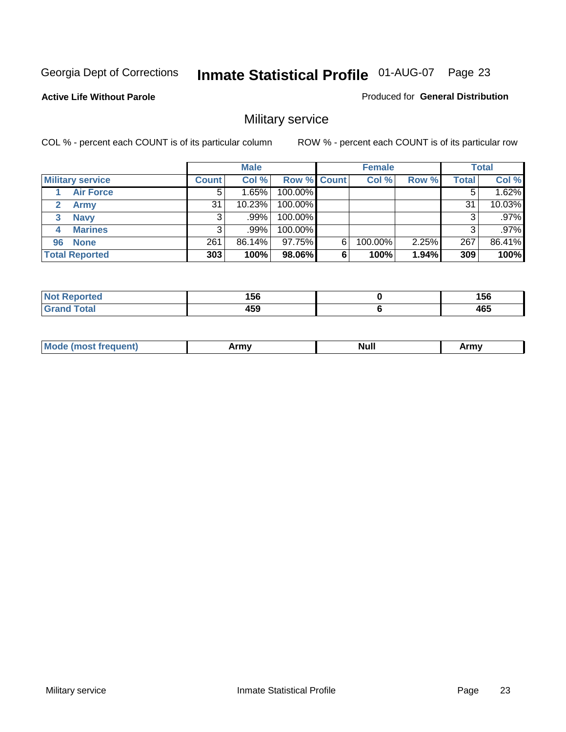Georgia Dept of Corrections **Inmate Statistical Profile** 01-AUG-07 Page 23

**Active Life Without Parole**

Produced for **General Distribution**

## Military service

COL % - percent each COUNT is of its particular column

ROW % - percent each COUNT is of its particular row

| | Male | | | Female | | | Total | |
|---|---|---|---|---|---|---|---|---|
| **Military service** | **Count** | **Col %** | **Row %** | **Count** | **Col %** | **Row %** | **Total** | **Col %** |
| 1 **Air Force** | 5 | 1.65% | 100.00% | | | | 5 | 1.62% |
| 2 **Army** | 31 | 10.23% | 100.00% | | | | 31 | 10.03% |
| 3 **Navy** | 3 | .99% | 100.00% | | | | 3 | .97% |
| 4 **Marines** | 3 | .99% | 100.00% | | | | 3 | .97% |
| 96 **None** | 261 | 86.14% | 97.75% | 6 | 100.00% | 2.25% | 267 | 86.41% |
| **Total Reported** | **303** | **100%** | **98.06%** | **6** | **100%** | **1.94%** | **309** | **100%** |

| | Male | Female | Total |
|---|---|---|---|
| **Not Reported** | **156** | **0** | **156** |
| **Grand Total** | **459** | **6** | **465** |

| | Male | Female | Total |
|---|---|---|---|
| **Mode (most frequent)** | **Army** | **Null** | **Army** |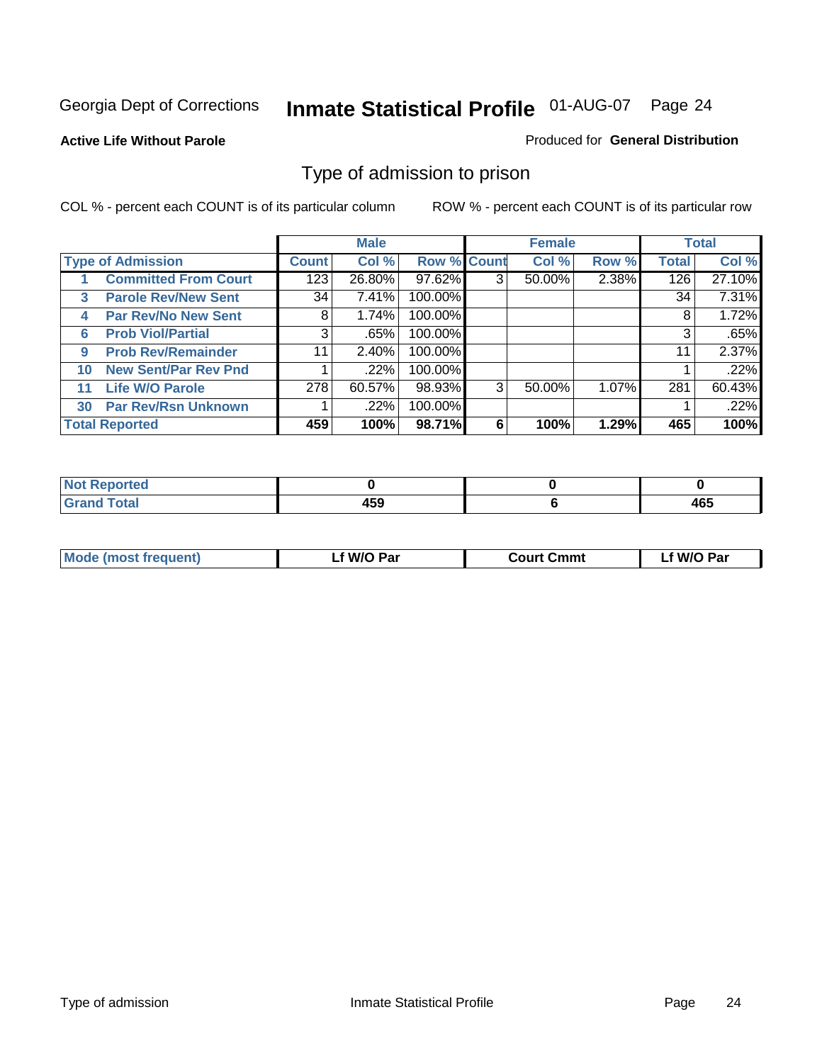Georgia Dept of Corrections

# Inmate Statistical Profile 01-AUG-07 Page 24

**Active Life Without Parole**

Produced for **General Distribution**

## Type of admission to prison

COL % - percent each COUNT is of its particular column

ROW % - percent each COUNT is of its particular row

| Type of Admission | | Male | | | Female | | | Total | |
|---|---|---|---|---|---|---|---|---|---|
| | | Count | Col % | Row % | Count | Col % | Row % | Total | Col % |
| 1 | Committed From Court | 123 | 26.80% | 97.62% | 3 | 50.00% | 2.38% | 126 | 27.10% |
| 3 | Parole Rev/New Sent | 34 | 7.41% | 100.00% | | | | 34 | 7.31% |
| 4 | Par Rev/No New Sent | 8 | 1.74% | 100.00% | | | | 8 | 1.72% |
| 6 | Prob Viol/Partial | 3 | .65% | 100.00% | | | | 3 | .65% |
| 9 | Prob Rev/Remainder | 11 | 2.40% | 100.00% | | | | 11 | 2.37% |
| 10 | New Sent/Par Rev Pnd | 1 | .22% | 100.00% | | | | 1 | .22% |
| 11 | Life W/O Parole | 278 | 60.57% | 98.93% | 3 | 50.00% | 1.07% | 281 | 60.43% |
| 30 | Par Rev/Rsn Unknown | 1 | .22% | 100.00% | | | | 1 | .22% |
| **Total Reported** | | **459** | **100%** | **98.71%** | **6** | **100%** | **1.29%** | **465** | **100%** |

| | Male | Female | Total |
|---|---|---|---|
| Not Reported | 0 | 0 | 0 |
| Grand Total | 459 | 6 | 465 |

| | Male | Female | Total |
|---|---|---|---|
| Mode (most frequent) | Lf W/O Par | Court Cmmt | Lf W/O Par |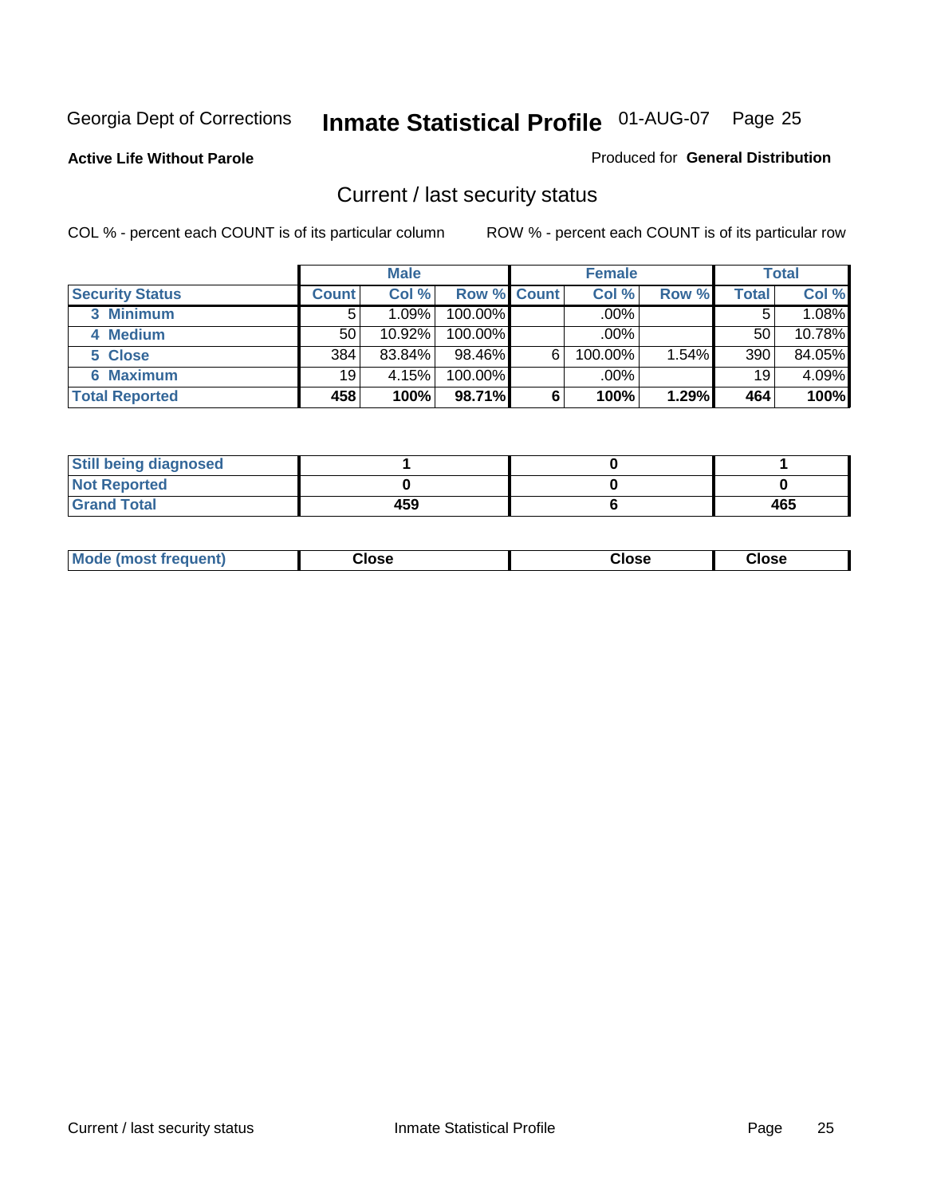Georgia Dept of Corrections **Inmate Statistical Profile** 01-AUG-07

**Active Life Without Parole**

Produced for **General Distribution**

## Current / last security status

COL % - percent each COUNT is of its particular column

ROW % - percent each COUNT is of its particular row

| | Male | | | Female | | | Total | |
|---|---|---|---|---|---|---|---|---|
| **Security Status** | **Count** | **Col %** | **Row %** | **Count** | **Col %** | **Row %** | **Total** | **Col %** |
| 3 Minimum | 5 | 1.09% | 100.00% | | .00% | | 5 | 1.08% |
| 4 Medium | 50 | 10.92% | 100.00% | | .00% | | 50 | 10.78% |
| 5 Close | 384 | 83.84% | 98.46% | 6 | 100.00% | 1.54% | 390 | 84.05% |
| 6 Maximum | 19 | 4.15% | 100.00% | | .00% | | 19 | 4.09% |
| **Total Reported** | **458** | **100%** | **98.71%** | **6** | **100%** | **1.29%** | **464** | **100%** |

| | Male | Female | Total |
|---|---|---|---|
| Still being diagnosed | 1 | 0 | 1 |
| Not Reported | 0 | 0 | 0 |
| Grand Total | 459 | 6 | 465 |

| | Male | Female | Total |
|---|---|---|---|
| Mode (most frequent) | Close | Close | Close |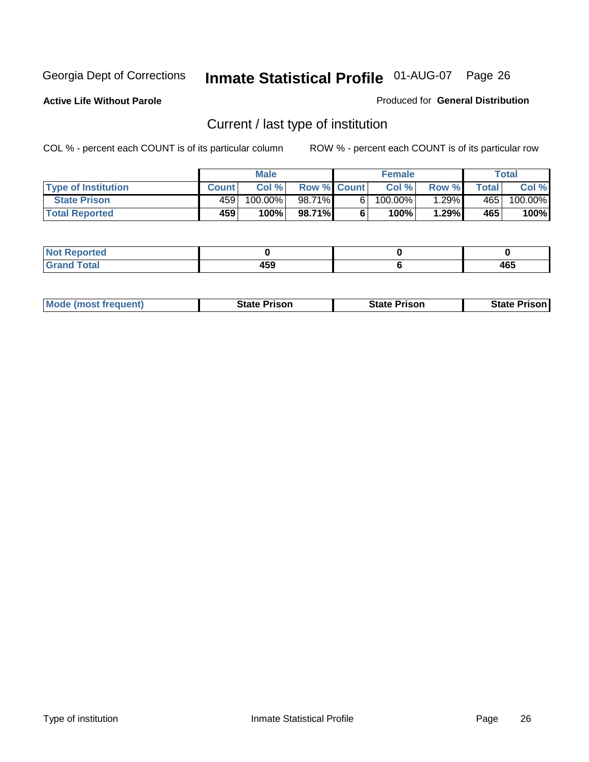Georgia Dept of Corrections **Inmate Statistical Profile** 01-AUG-07

**Active Life Without Parole**

Produced for **General Distribution**

## Current / last type of institution

COL % - percent each COUNT is of its particular column

ROW % - percent each COUNT is of its particular row

| | Male | | | Female | | | Total | |
|---|---|---|---|---|---|---|---|---|
| **Type of Institution** | **Count** | **Col %** | **Row %** | **Count** | **Col %** | **Row %** | **Total** | **Col %** |
| **State Prison** | 459 | 100.00% | 98.71% | 6 | 100.00% | 1.29% | 465 | 100.00% |
| **Total Reported** | **459** | **100%** | **98.71%** | **6** | **100%** | **1.29%** | **465** | **100%** |

| | Male | Female | Total |
|---|---|---|---|
| **Not Reported** | **0** | **0** | **0** |
| **Grand Total** | **459** | **6** | **465** |

| | Male | Female | Total |
|---|---|---|---|
| **Mode (most frequent)** | **State Prison** | **State Prison** | **State Prison** |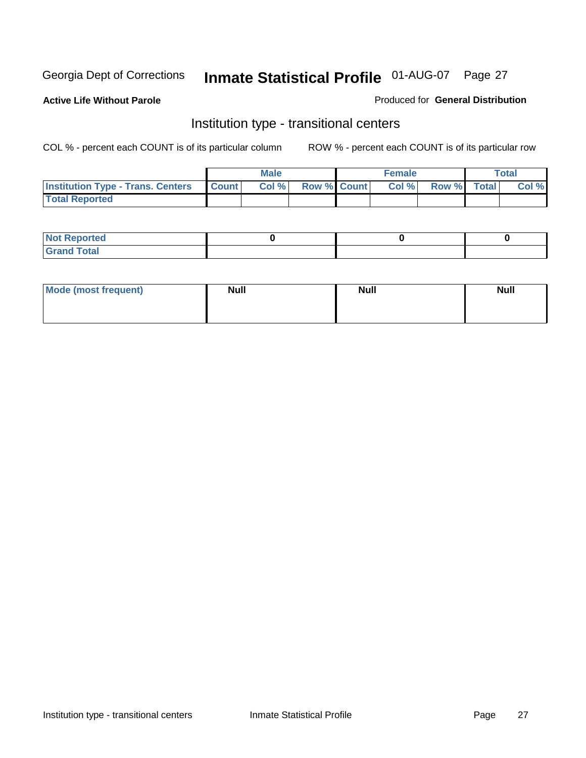Georgia Dept of Corrections **Inmate Statistical Profile** 01-AUG-07

**Active Life Without Parole**

Produced for **General Distribution**

## Institution type - transitional centers

COL % - percent each COUNT is of its particular column

ROW % - percent each COUNT is of its particular row

| | Male | | | Female | | | Total | |
|---|---|---|---|---|---|---|---|---|
| **Institution Type - Trans. Centers** | **Count** | **Col %** | **Row %** | **Count** | **Col %** | **Row %** | **Total** | **Col %** |
| **Total Reported** | | | | | | | | |

| | Male | Female | Total |
|---|---|---|---|
| **Not Reported** | 0 | 0 | 0 |
| **Grand Total** | | | |

| | Male | Female | Total |
|---|---|---|---|
| **Mode (most frequent)** | Null | Null | Null |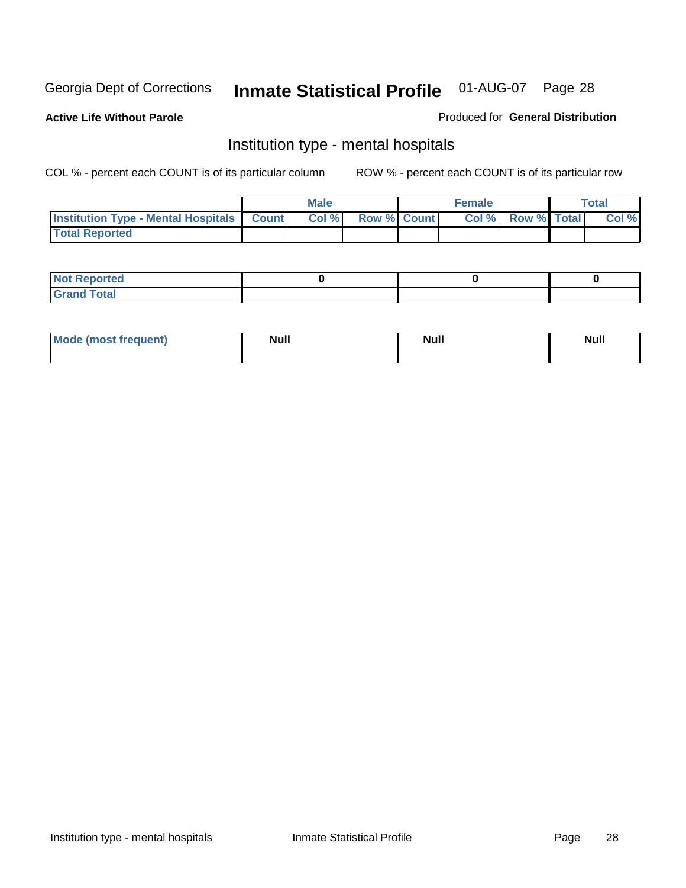Georgia Dept of Corrections **Inmate Statistical Profile** 01-AUG-07

**Active Life Without Parole**

Produced for **General Distribution**

## Institution type - mental hospitals

COL % - percent each COUNT is of its particular column

ROW % - percent each COUNT is of its particular row

| | Male | | | Female | | | Total | |
|---|---|---|---|---|---|---|---|---|
| **Institution Type - Mental Hospitals** | **Count** | **Col %** | **Row %** | **Count** | **Col %** | **Row %** | **Total** | **Col %** |
| **Total Reported** | | | | | | | | |

| | Male | Female | Total |
|---|---|---|---|
| **Not Reported** | **0** | **0** | **0** |
| **Grand Total** | | | |

| | Male | Female | Total |
|---|---|---|---|
| **Mode (most frequent)** | **Null** | **Null** | **Null** |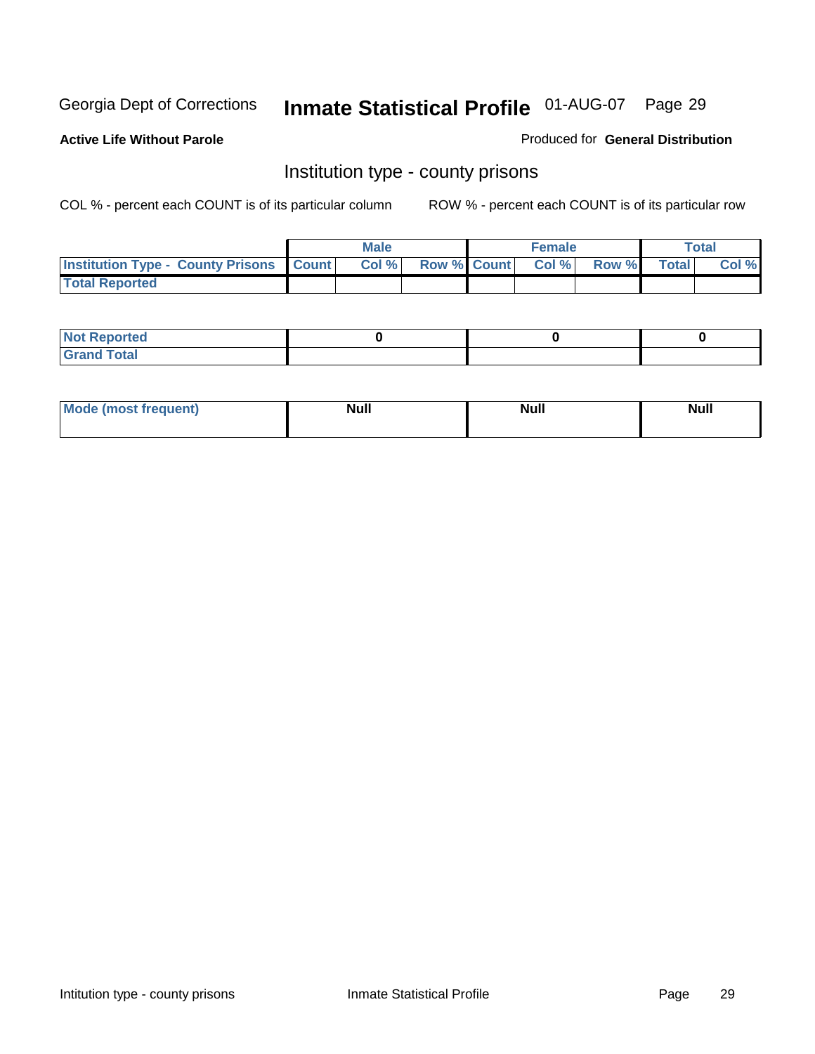Georgia Dept of Corrections **Inmate Statistical Profile** 01-AUG-07

**Active Life Without Parole**

Produced for **General Distribution**

## Institution type - county prisons

COL % - percent each COUNT is of its particular column

ROW % - percent each COUNT is of its particular row

| | Male | | | Female | | | Total | |
|---|---|---|---|---|---|---|---|---|
| **Institution Type - County Prisons** | **Count** | **Col %** | **Row %** | **Count** | **Col %** | **Row %** | **Total** | **Col %** |
| **Total Reported** | | | | | | | | |

| | Male | Female | Total |
|---|---|---|---|
| **Not Reported** | **0** | **0** | **0** |
| **Grand Total** | | | |

| | Male | Female | Total |
|---|---|---|---|
| **Mode (most frequent)** | **Null** | **Null** | **Null** |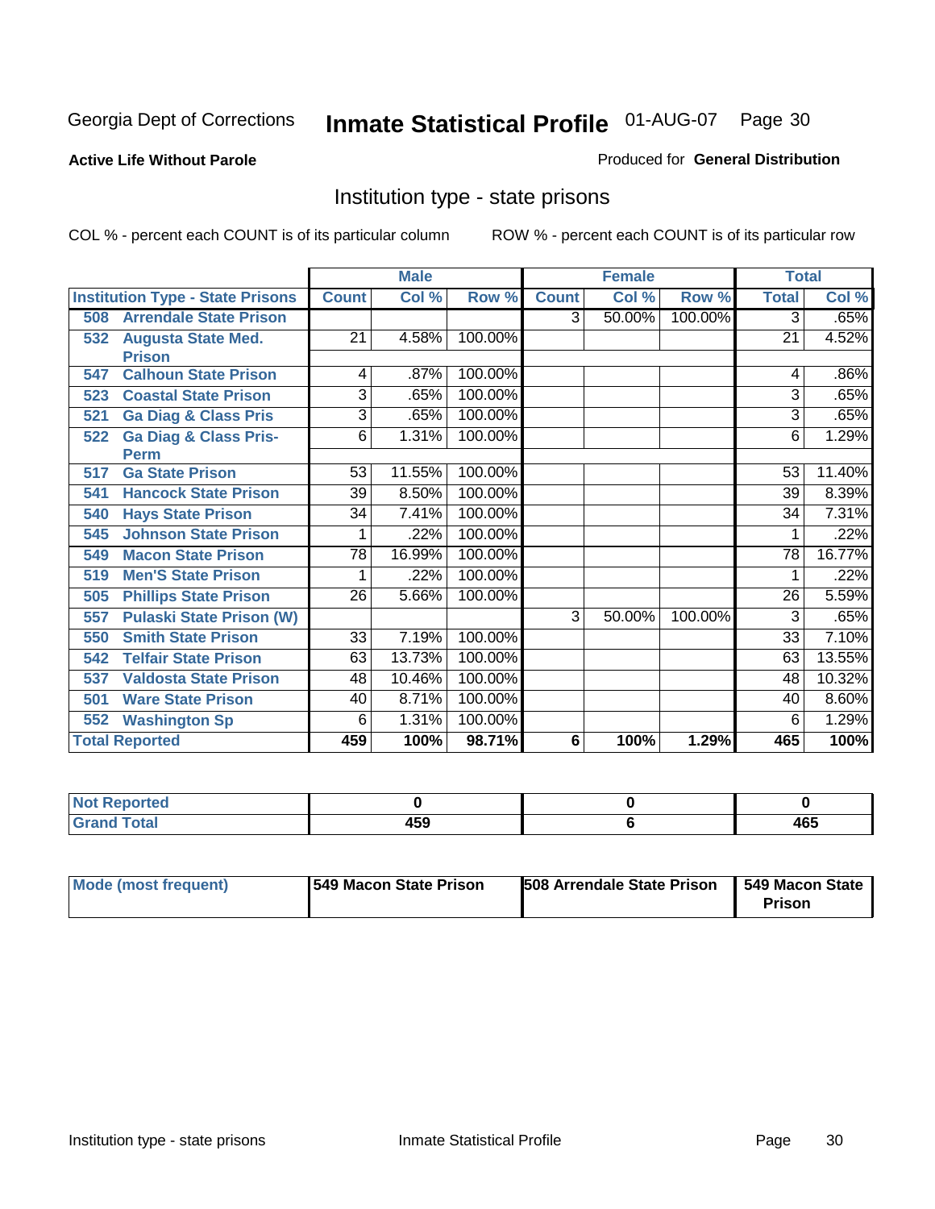Georgia Dept of Corrections

# Inmate Statistical Profile 01-AUG-07 Page 30

**Active Life Without Parole**

Produced for **General Distribution**

## Institution type - state prisons

COL % - percent each COUNT is of its particular column

ROW % - percent each COUNT is of its particular row

| | Male | | | Female | | | Total | |
|---|---|---|---|---|---|---|---|---|
| **Institution Type - State Prisons** | **Count** | **Col %** | **Row %** | **Count** | **Col %** | **Row %** | **Total** | **Col %** |
| **508 Arrendale State Prison** | | | | 3 | 50.00% | 100.00% | 3 | .65% |
| **532 Augusta State Med. Prison** | 21 | 4.58% | 100.00% | | | | 21 | 4.52% |
| **547 Calhoun State Prison** | 4 | .87% | 100.00% | | | | 4 | .86% |
| **523 Coastal State Prison** | 3 | .65% | 100.00% | | | | 3 | .65% |
| **521 Ga Diag & Class Pris** | 3 | .65% | 100.00% | | | | 3 | .65% |
| **522 Ga Diag & Class Pris-Perm** | 6 | 1.31% | 100.00% | | | | 6 | 1.29% |
| **517 Ga State Prison** | 53 | 11.55% | 100.00% | | | | 53 | 11.40% |
| **541 Hancock State Prison** | 39 | 8.50% | 100.00% | | | | 39 | 8.39% |
| **540 Hays State Prison** | 34 | 7.41% | 100.00% | | | | 34 | 7.31% |
| **545 Johnson State Prison** | 1 | .22% | 100.00% | | | | 1 | .22% |
| **549 Macon State Prison** | 78 | 16.99% | 100.00% | | | | 78 | 16.77% |
| **519 Men'S State Prison** | 1 | .22% | 100.00% | | | | 1 | .22% |
| **505 Phillips State Prison** | 26 | 5.66% | 100.00% | | | | 26 | 5.59% |
| **557 Pulaski State Prison (W)** | | | | 3 | 50.00% | 100.00% | 3 | .65% |
| **550 Smith State Prison** | 33 | 7.19% | 100.00% | | | | 33 | 7.10% |
| **542 Telfair State Prison** | 63 | 13.73% | 100.00% | | | | 63 | 13.55% |
| **537 Valdosta State Prison** | 48 | 10.46% | 100.00% | | | | 48 | 10.32% |
| **501 Ware State Prison** | 40 | 8.71% | 100.00% | | | | 40 | 8.60% |
| **552 Washington Sp** | 6 | 1.31% | 100.00% | | | | 6 | 1.29% |
| **Total Reported** | **459** | **100%** | **98.71%** | **6** | **100%** | **1.29%** | **465** | **100%** |

| | Male | Female | Total |
|---|---|---|---|
| **Not Reported** | **0** | **0** | **0** |
| **Grand Total** | **459** | **6** | **465** |

| | Male | Female | Total |
|---|---|---|---|
| **Mode (most frequent)** | **549 Macon State Prison** | **508 Arrendale State Prison** | **549 Macon State Prison** |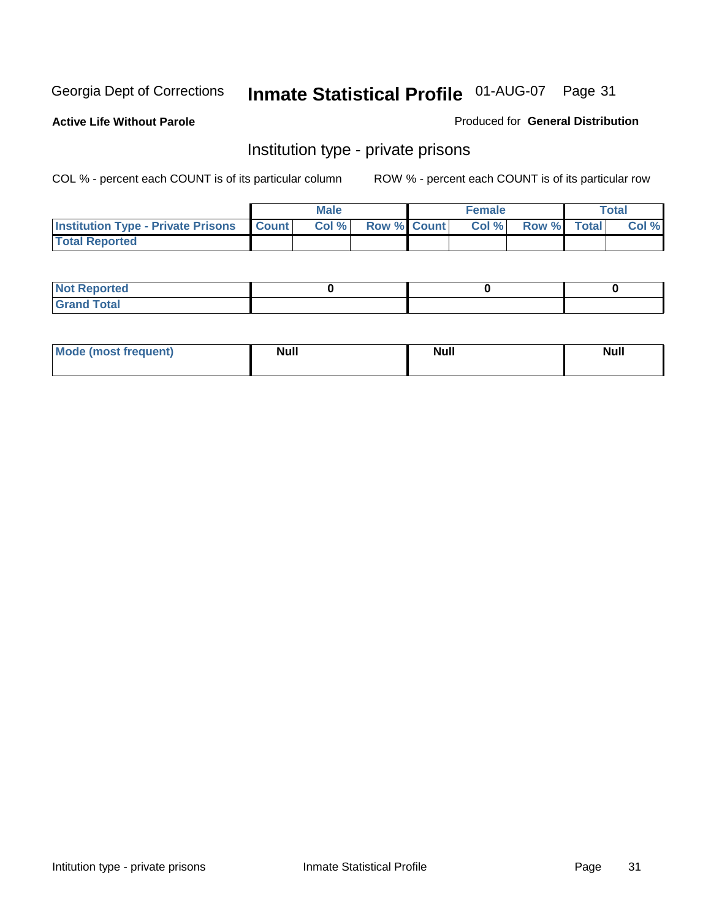Georgia Dept of Corrections **Inmate Statistical Profile** 01-AUG-07

**Active Life Without Parole**

Produced for **General Distribution**

## Institution type - private prisons

COL % - percent each COUNT is of its particular column

ROW % - percent each COUNT is of its particular row

| | Male | | | Female | | | Total | |
|---|---|---|---|---|---|---|---|---|
| Institution Type - Private Prisons | Count | Col % | Row % | Count | Col % | Row % | Total | Col % |
| Total Reported | | | | | | | | |

| | Male | Female | Total |
|---|---|---|---|
| Not Reported | 0 | 0 | 0 |
| Grand Total | | | |

| | Male | Female | Total |
|---|---|---|---|
| Mode (most frequent) | Null | Null | Null |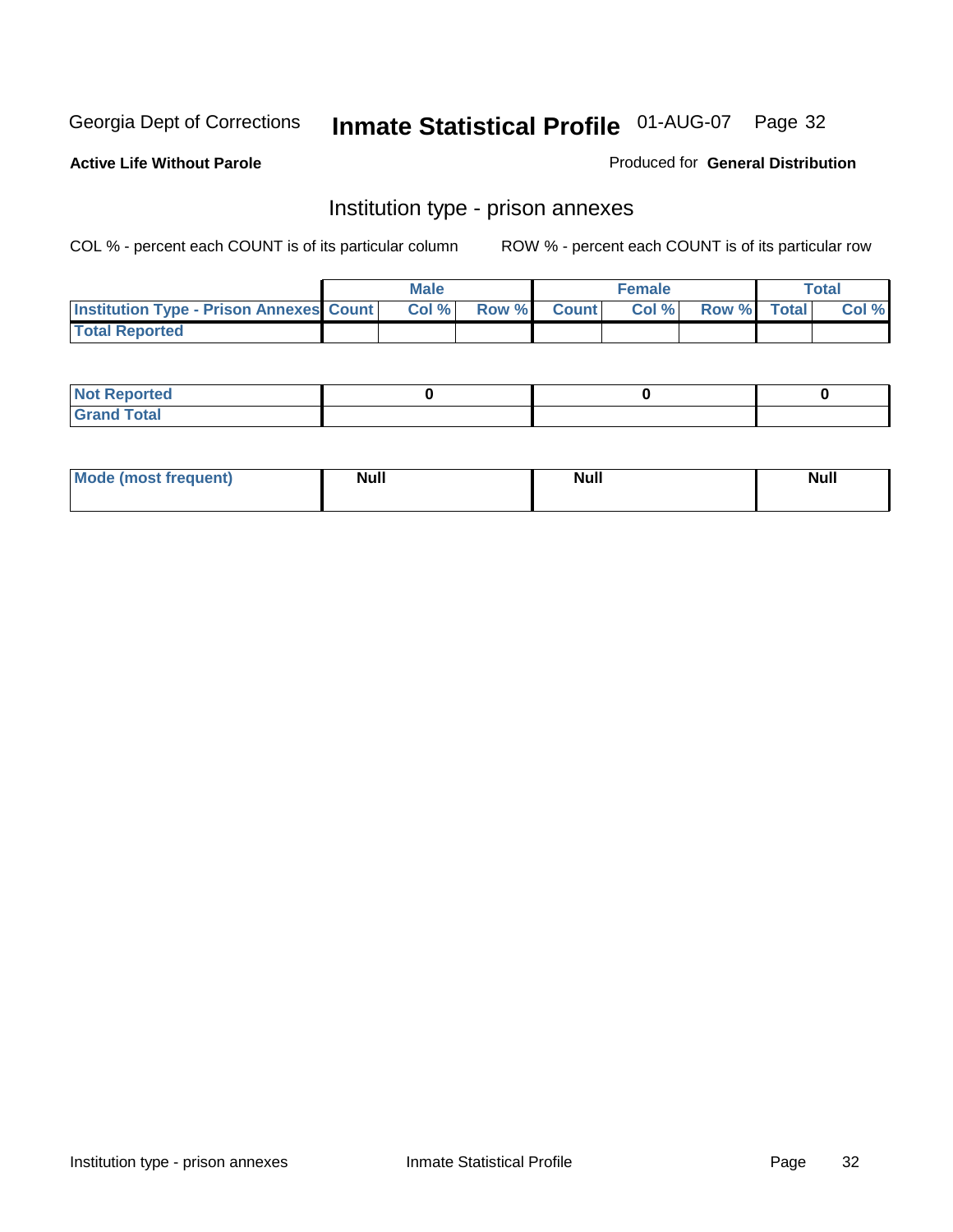Georgia Dept of Corrections **Inmate Statistical Profile** 01-AUG-07

**Active Life Without Parole**

Produced for **General Distribution**

## Institution type - prison annexes

COL % - percent each COUNT is of its particular column ROW % - percent each COUNT is of its particular row

| | Male | | | Female | | | Total | |
|---|---|---|---|---|---|---|---|---|
| **Institution Type - Prison Annexes** | **Count** | **Col %** | **Row %** | **Count** | **Col %** | **Row %** | **Total** | **Col %** |
| **Total Reported** | | | | | | | | |

| | Male | Female | Total |
|---|---|---|---|
| **Not Reported** | 0 | 0 | 0 |
| **Grand Total** | | | |

| | Male | Female | Total |
|---|---|---|---|
| **Mode (most frequent)** | Null | Null | Null |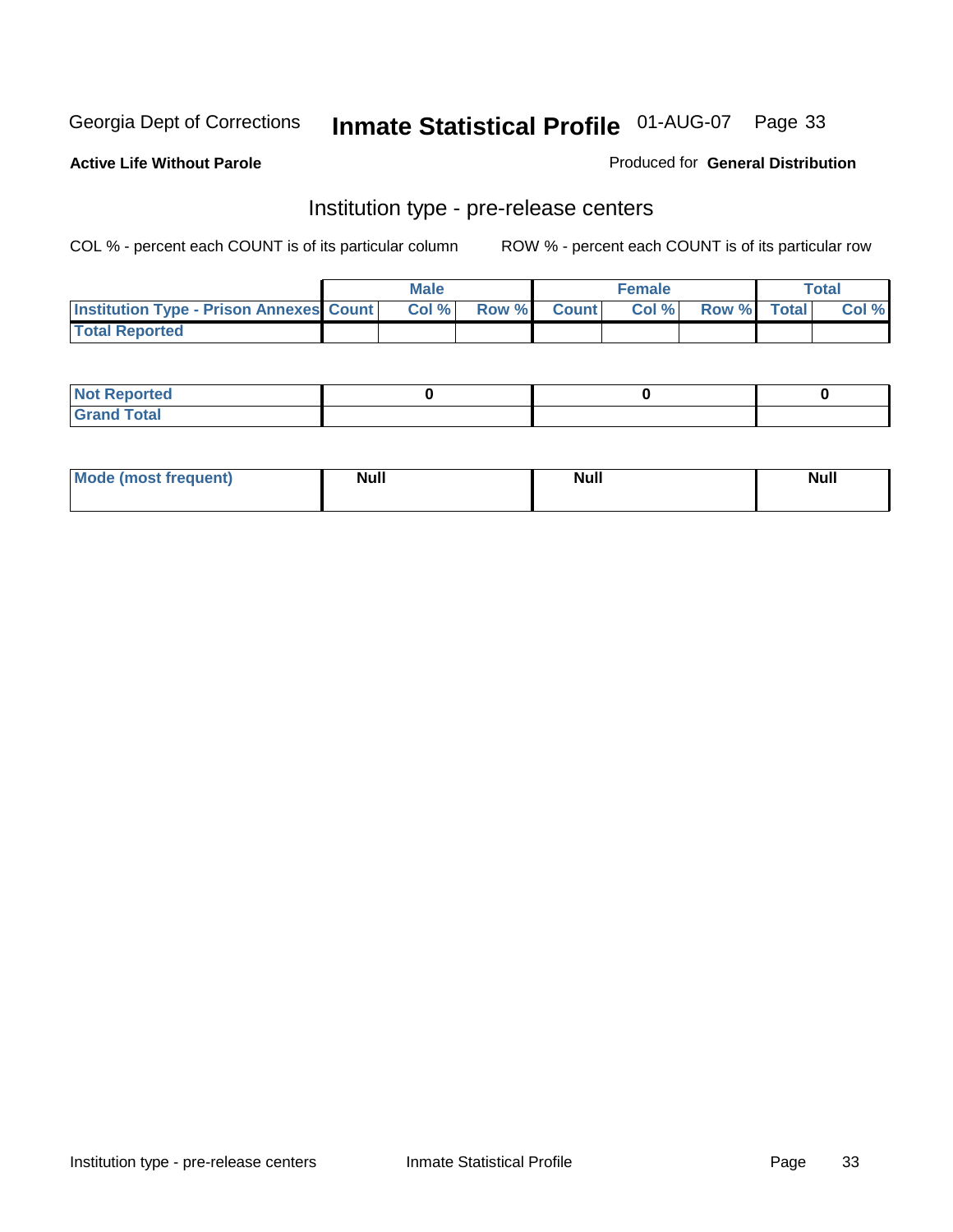Georgia Dept of Corrections **Inmate Statistical Profile** 01-AUG-07

**Active Life Without Parole**

Produced for **General Distribution**

## Institution type - pre-release centers

COL % - percent each COUNT is of its particular column ROW % - percent each COUNT is of its particular row

| | Male | | | Female | | | Total | |
|---|---|---|---|---|---|---|---|---|
| Institution Type - Prison Annexes | Count | Col % | Row % | Count | Col % | Row % | Total | Col % |
| Total Reported | | | | | | | | |

| | Male | Female | Total |
|---|---|---|---|
| Not Reported | 0 | 0 | 0 |
| Grand Total | | | |

| | Male | Female | Total |
|---|---|---|---|
| Mode (most frequent) | Null | Null | Null |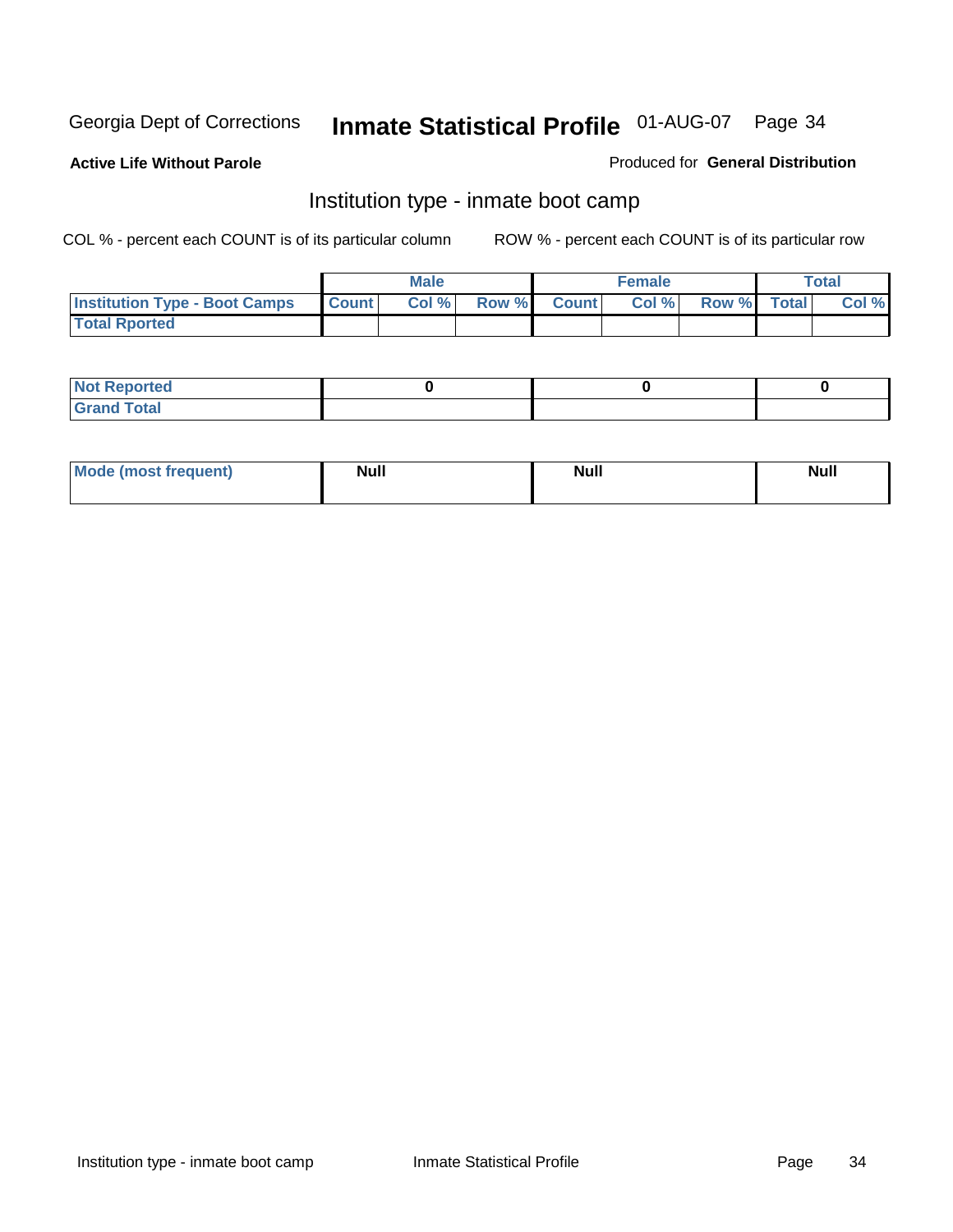Georgia Dept of Corrections **Inmate Statistical Profile** 01-AUG-07

**Active Life Without Parole**

Produced for **General Distribution**

## Institution type - inmate boot camp

COL % - percent each COUNT is of its particular column

ROW % - percent each COUNT is of its particular row

| | Male | | | Female | | | Total | |
|---|---|---|---|---|---|---|---|---|
| **Institution Type - Boot Camps** | **Count** | **Col %** | **Row %** | **Count** | **Col %** | **Row %** | **Total** | **Col %** |
| **Total Rported** | | | | | | | | |

| | Male | Female | Total |
|---|---|---|---|
| **Not Reported** | **0** | **0** | **0** |
| **Grand Total** | | | |

| | Male | Female | Total |
|---|---|---|---|
| **Mode (most frequent)** | **Null** | **Null** | **Null** |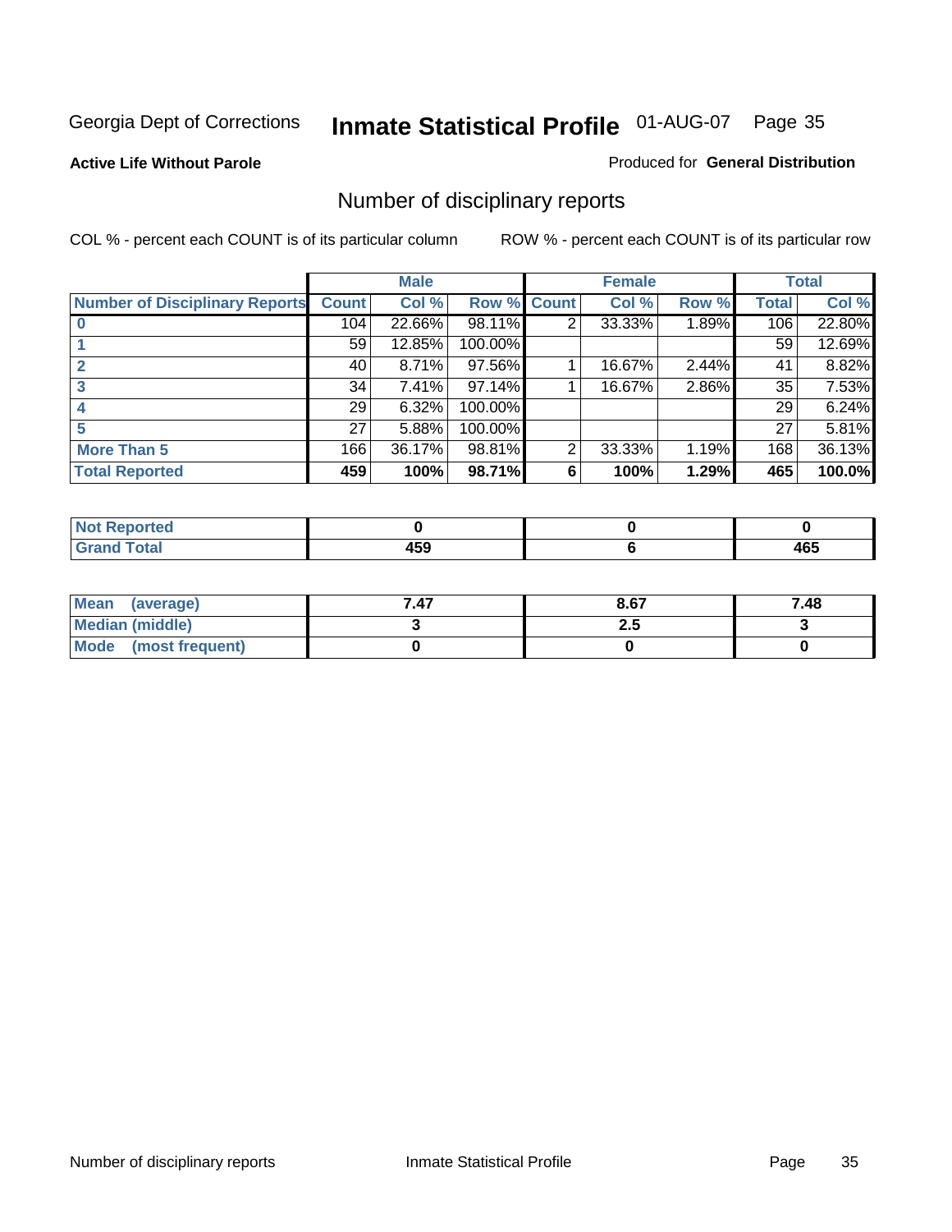Georgia Dept of Corrections **Inmate Statistical Profile** 01-AUG-07

**Active Life Without Parole**

Produced for **General Distribution**

## Number of disciplinary reports

COL % - percent each COUNT is of its particular column

ROW % - percent each COUNT is of its particular row

| | Male | | | Female | | | Total | |
|---|---|---|---|---|---|---|---|---|
| Number of Disciplinary Reports | Count | Col % | Row % | Count | Col % | Row % | Total | Col % |
| 0 | 104 | 22.66% | 98.11% | 2 | 33.33% | 1.89% | 106 | 22.80% |
| 1 | 59 | 12.85% | 100.00% | | | | 59 | 12.69% |
| 2 | 40 | 8.71% | 97.56% | 1 | 16.67% | 2.44% | 41 | 8.82% |
| 3 | 34 | 7.41% | 97.14% | 1 | 16.67% | 2.86% | 35 | 7.53% |
| 4 | 29 | 6.32% | 100.00% | | | | 29 | 6.24% |
| 5 | 27 | 5.88% | 100.00% | | | | 27 | 5.81% |
| More Than 5 | 166 | 36.17% | 98.81% | 2 | 33.33% | 1.19% | 168 | 36.13% |
| **Total Reported** | **459** | **100%** | **98.71%** | **6** | **100%** | **1.29%** | **465** | **100.0%** |

| | Male | Female | Total |
|---|---|---|---|
| Not Reported | **0** | **0** | **0** |
| Grand Total | **459** | **6** | **465** |

| | Male | Female | Total |
|---|---|---|---|
| Mean (average) | **7.47** | **8.67** | **7.48** |
| Median (middle) | **3** | **2.5** | **3** |
| Mode (most frequent) | **0** | **0** | **0** |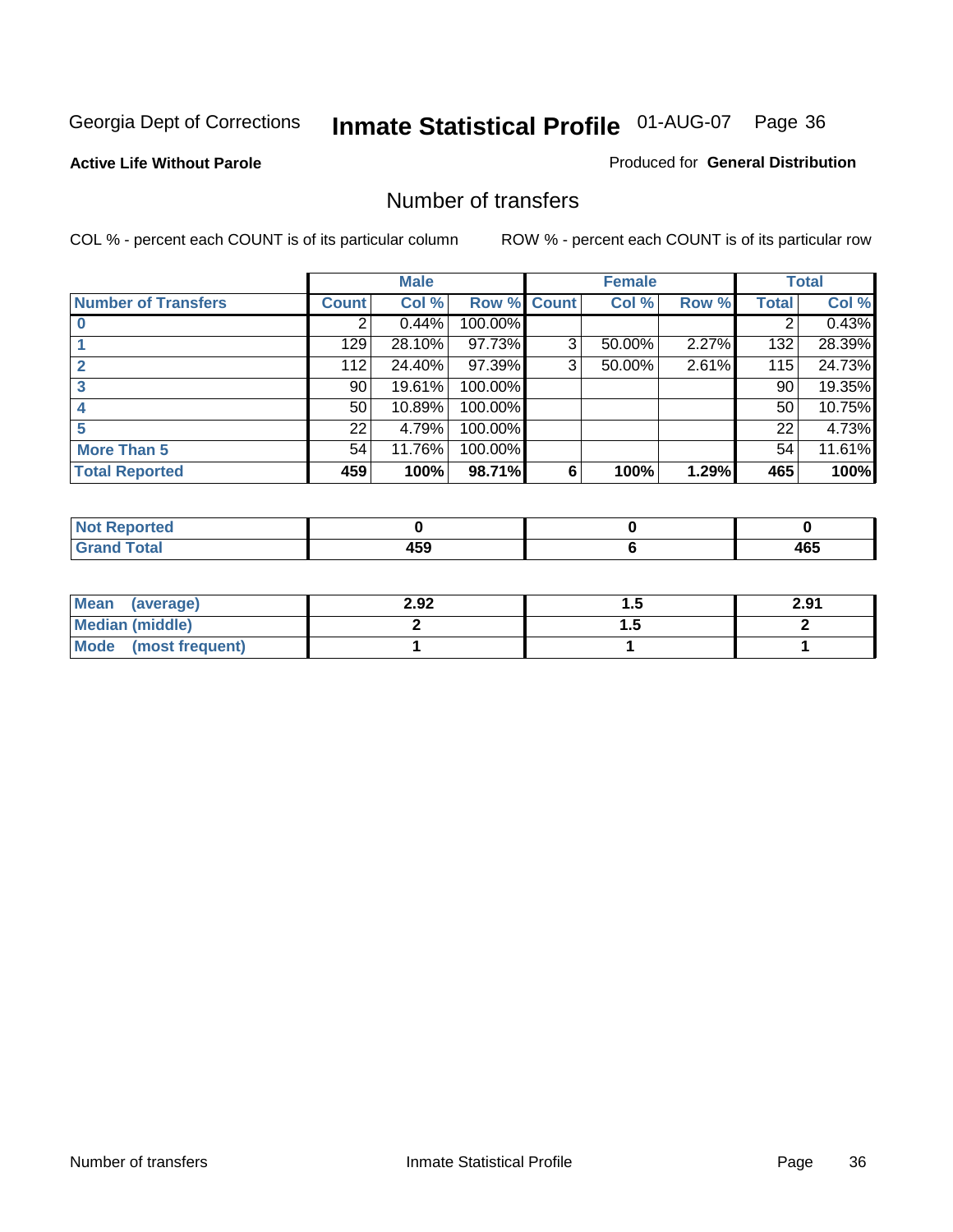Georgia Dept of Corrections **Inmate Statistical Profile** 01-AUG-07

**Active Life Without Parole**

Produced for **General Distribution**

## Number of transfers

COL % - percent each COUNT is of its particular column

ROW % - percent each COUNT is of its particular row

| | Male | | | Female | | | Total | |
|---|---|---|---|---|---|---|---|---|
| **Number of Transfers** | **Count** | **Col %** | **Row %** | **Count** | **Col %** | **Row %** | **Total** | **Col %** |
| **0** | 2 | 0.44% | 100.00% | | | | 2 | 0.43% |
| **1** | 129 | 28.10% | 97.73% | 3 | 50.00% | 2.27% | 132 | 28.39% |
| **2** | 112 | 24.40% | 97.39% | 3 | 50.00% | 2.61% | 115 | 24.73% |
| **3** | 90 | 19.61% | 100.00% | | | | 90 | 19.35% |
| **4** | 50 | 10.89% | 100.00% | | | | 50 | 10.75% |
| **5** | 22 | 4.79% | 100.00% | | | | 22 | 4.73% |
| **More Than 5** | 54 | 11.76% | 100.00% | | | | 54 | 11.61% |
| **Total Reported** | **459** | **100%** | **98.71%** | **6** | **100%** | **1.29%** | **465** | **100%** |

| | Male | Female | Total |
|---|---|---|---|
| **Not Reported** | **0** | **0** | **0** |
| **Grand Total** | **459** | **6** | **465** |

| | Male | Female | Total |
|---|---|---|---|
| **Mean (average)** | **2.92** | **1.5** | **2.91** |
| **Median (middle)** | **2** | **1.5** | **2** |
| **Mode (most frequent)** | **1** | **1** | **1** |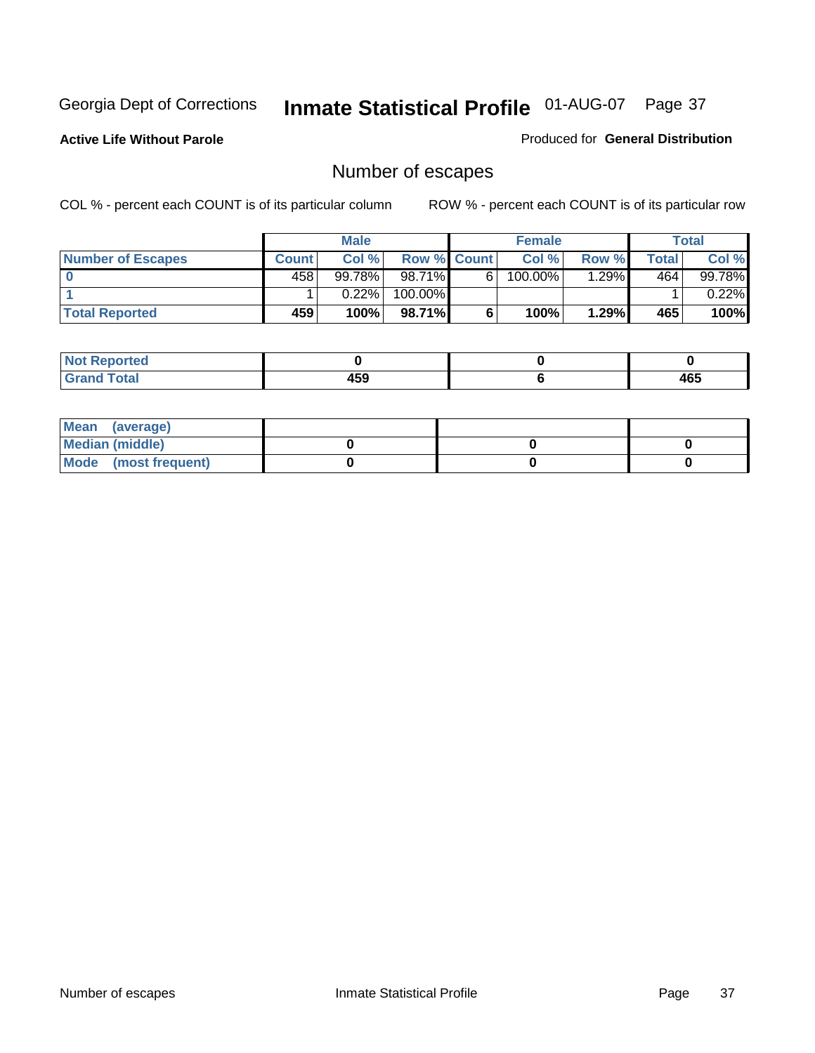Georgia Dept of Corrections

# Inmate Statistical Profile 01-AUG-07

**Active Life Without Parole**

Produced for **General Distribution**

## Number of escapes

COL % - percent each COUNT is of its particular column

ROW % - percent each COUNT is of its particular row

| | Male | | | Female | | | Total | |
|---|---|---|---|---|---|---|---|---|
| **Number of Escapes** | **Count** | **Col %** | **Row %** | **Count** | **Col %** | **Row %** | **Total** | **Col %** |
| **0** | 458 | 99.78% | 98.71% | 6 | 100.00% | 1.29% | 464 | 99.78% |
| **1** | 1 | 0.22% | 100.00% | | | | 1 | 0.22% |
| **Total Reported** | **459** | **100%** | **98.71%** | **6** | **100%** | **1.29%** | **465** | **100%** |

| | Male | Female | Total |
|---|---|---|---|
| **Not Reported** | **0** | **0** | **0** |
| **Grand Total** | **459** | **6** | **465** |

| | Male | Female | Total |
|---|---|---|---|
| **Mean (average)** | | | |
| **Median (middle)** | **0** | **0** | **0** |
| **Mode (most frequent)** | **0** | **0** | **0** |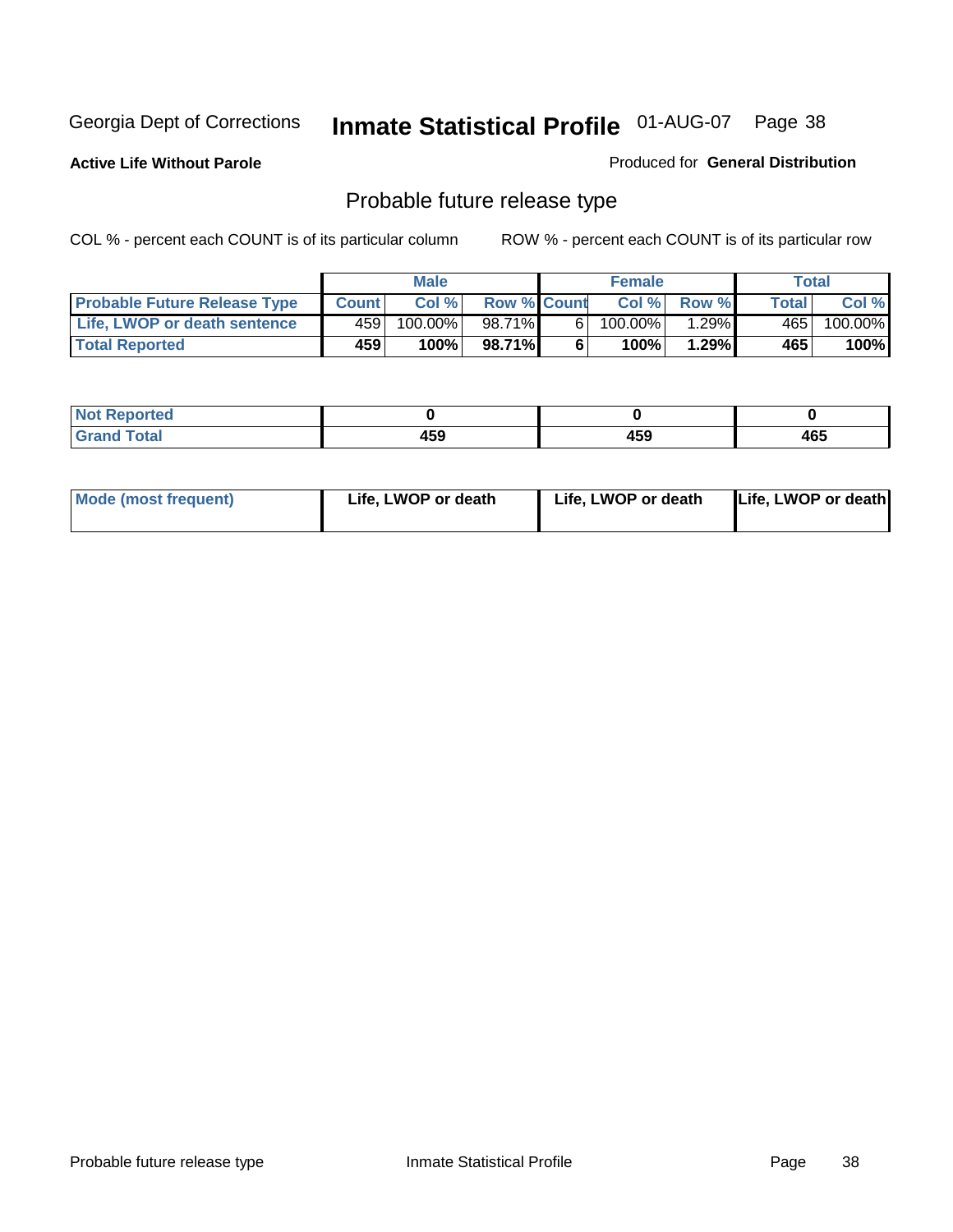Georgia Dept of Corrections **Inmate Statistical Profile** 01-AUG-07

**Active Life Without Parole**

Produced for **General Distribution**

## Probable future release type

COL % - percent each COUNT is of its particular column

ROW % - percent each COUNT is of its particular row

| | Male | | | Female | | | Total | |
|---|---|---|---|---|---|---|---|---|
| **Probable Future Release Type** | **Count** | **Col %** | **Row %** | **Count** | **Col %** | **Row %** | **Total** | **Col %** |
| **Life, LWOP or death sentence** | 459 | 100.00% | 98.71% | 6 | 100.00% | 1.29% | 465 | 100.00% |
| **Total Reported** | **459** | **100%** | **98.71%** | **6** | **100%** | **1.29%** | **465** | **100%** |

| | Male | Female | Total |
|---|---|---|---|
| **Not Reported** | **0** | **0** | **0** |
| **Grand Total** | **459** | **459** | **465** |

| | Male | Female | Total |
|---|---|---|---|
| **Mode (most frequent)** | **Life, LWOP or death** | **Life, LWOP or death** | **Life, LWOP or death** |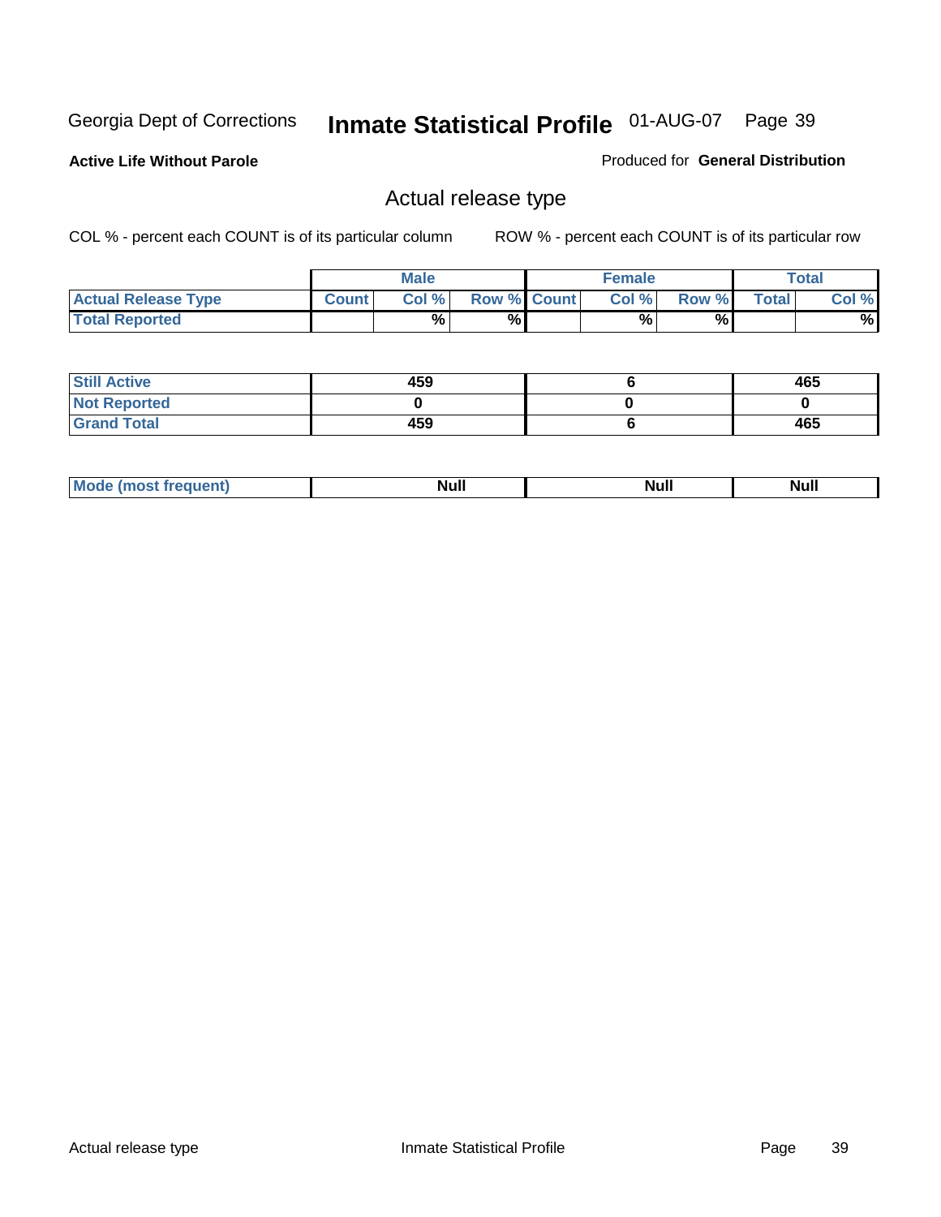Georgia Dept of Corrections **Inmate Statistical Profile** 01-AUG-07

**Active Life Without Parole**

Produced for **General Distribution**

## Actual release type

COL % - percent each COUNT is of its particular column    ROW % - percent each COUNT is of its particular row

| | Male | | | Female | | | Total | |
|---|---|---|---|---|---|---|---|---|
| **Actual Release Type** | Count | Col % | Row % | Count | Col % | Row % | Total | Col % |
| **Total Reported** | | % | % | | % | % | | % |
| **Still Active** | 459 | | | 6 | | | 465 | |
| **Not Reported** | 0 | | | 0 | | | 0 | |
| **Grand Total** | 459 | | | 6 | | | 465 | |
| **Mode (most frequent)** | Null | | | Null | | | Null | |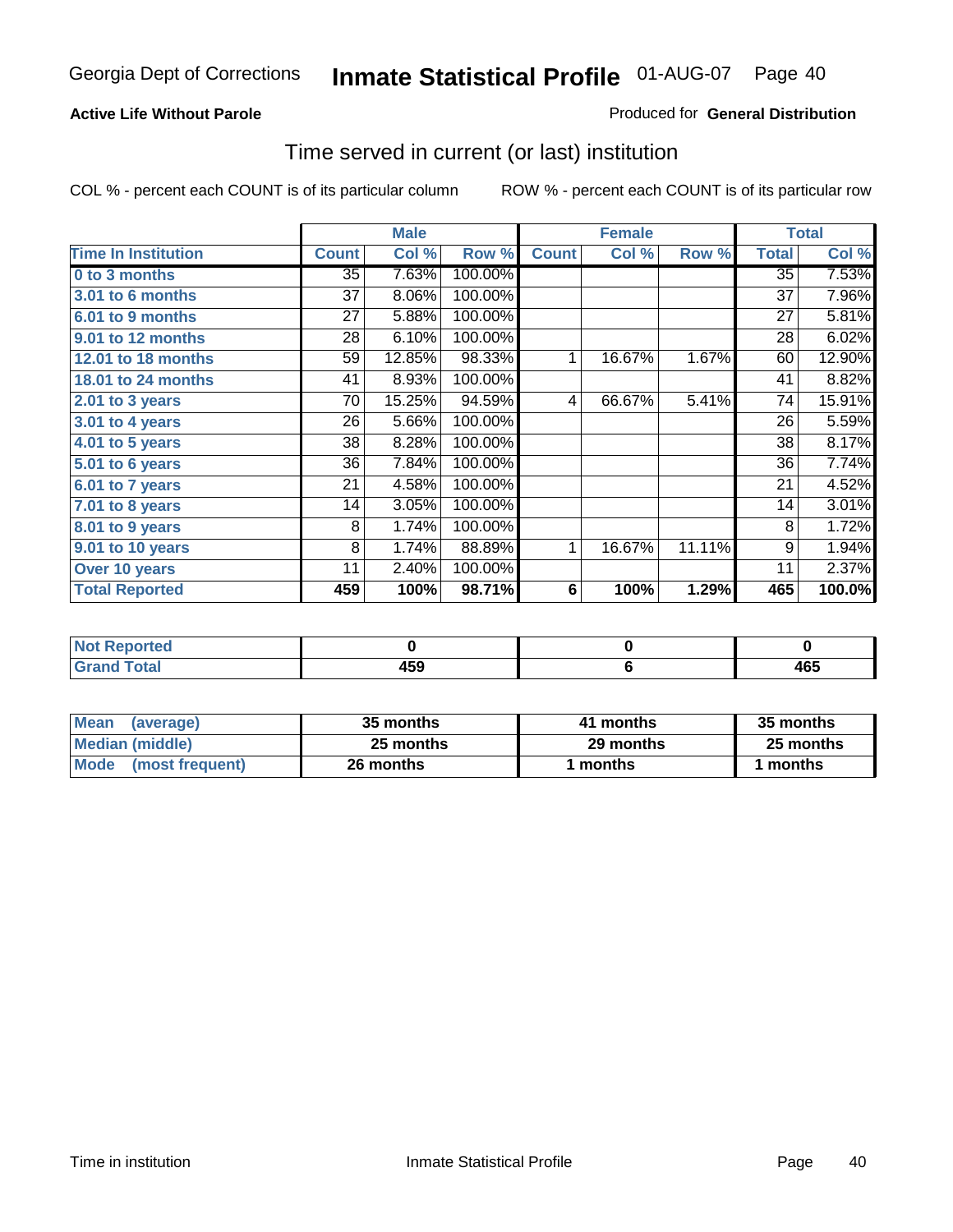Georgia Dept of Corrections **Inmate Statistical Profile** 01-AUG-07

**Active Life Without Parole**

Produced for **General Distribution**

## Time served in current (or last) institution

COL % - percent each COUNT is of its particular column

ROW % - percent each COUNT is of its particular row

| | Male | | | Female | | | Total | |
|---|---|---|---|---|---|---|---|---|
| **Time In Institution** | **Count** | **Col %** | **Row %** | **Count** | **Col %** | **Row %** | **Total** | **Col %** |
| **0 to 3 months** | 35 | 7.63% | 100.00% | | | | 35 | 7.53% |
| **3.01 to 6 months** | 37 | 8.06% | 100.00% | | | | 37 | 7.96% |
| **6.01 to 9 months** | 27 | 5.88% | 100.00% | | | | 27 | 5.81% |
| **9.01 to 12 months** | 28 | 6.10% | 100.00% | | | | 28 | 6.02% |
| **12.01 to 18 months** | 59 | 12.85% | 98.33% | 1 | 16.67% | 1.67% | 60 | 12.90% |
| **18.01 to 24 months** | 41 | 8.93% | 100.00% | | | | 41 | 8.82% |
| **2.01 to 3 years** | 70 | 15.25% | 94.59% | 4 | 66.67% | 5.41% | 74 | 15.91% |
| **3.01 to 4 years** | 26 | 5.66% | 100.00% | | | | 26 | 5.59% |
| **4.01 to 5 years** | 38 | 8.28% | 100.00% | | | | 38 | 8.17% |
| **5.01 to 6 years** | 36 | 7.84% | 100.00% | | | | 36 | 7.74% |
| **6.01 to 7 years** | 21 | 4.58% | 100.00% | | | | 21 | 4.52% |
| **7.01 to 8 years** | 14 | 3.05% | 100.00% | | | | 14 | 3.01% |
| **8.01 to 9 years** | 8 | 1.74% | 100.00% | | | | 8 | 1.72% |
| **9.01 to 10 years** | 8 | 1.74% | 88.89% | 1 | 16.67% | 11.11% | 9 | 1.94% |
| **Over 10 years** | 11 | 2.40% | 100.00% | | | | 11 | 2.37% |
| **Total Reported** | **459** | **100%** | **98.71%** | **6** | **100%** | **1.29%** | **465** | **100.0%** |

| | Male | Female | Total |
|---|---|---|---|
| **Not Reported** | **0** | **0** | **0** |
| **Grand Total** | **459** | **6** | **465** |

| | Male | Female | Total |
|---|---|---|---|
| **Mean (average)** | **35 months** | **41 months** | **35 months** |
| **Median (middle)** | **25 months** | **29 months** | **25 months** |
| **Mode (most frequent)** | **26 months** | **1 months** | **1 months** |

Time in institution

Inmate Statistical Profile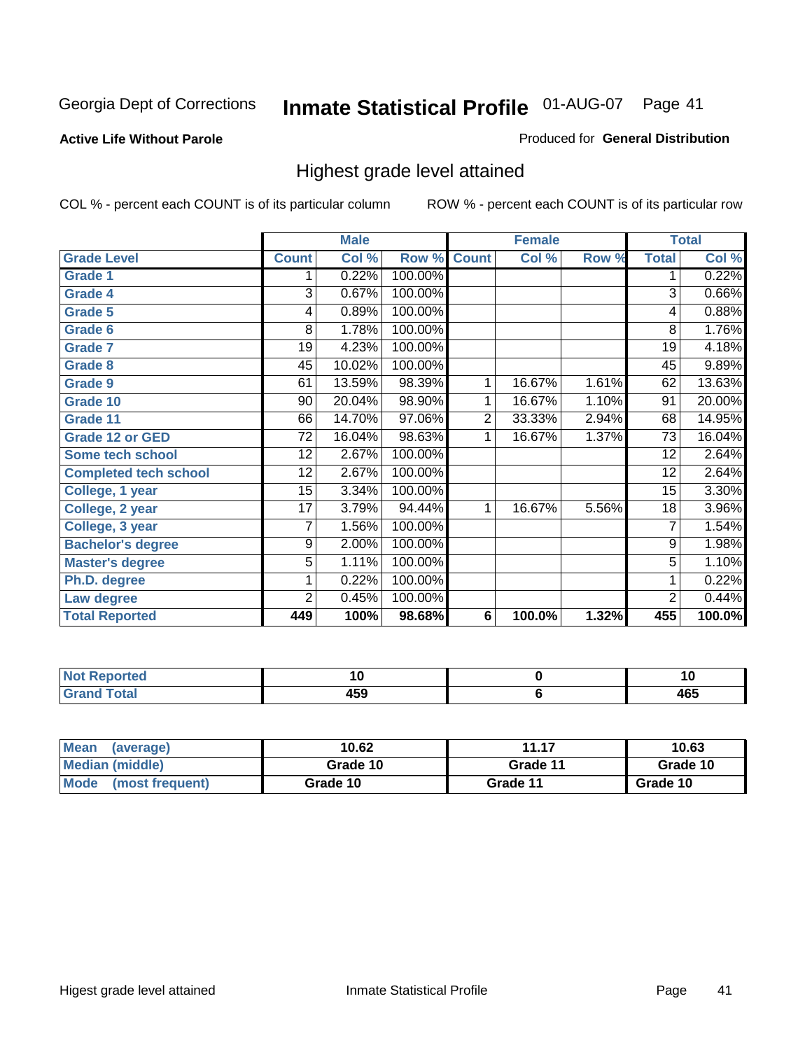Georgia Dept of Corrections **Inmate Statistical Profile** 01-AUG-07 Page 41

**Active Life Without Parole**

Produced for **General Distribution**

## Highest grade level attained

COL % - percent each COUNT is of its particular column

ROW % - percent each COUNT is of its particular row

| | Male | | | Female | | | Total | |
|---|---|---|---|---|---|---|---|---|
| **Grade Level** | **Count** | **Col %** | **Row %** | **Count** | **Col %** | **Row %** | **Total** | **Col %** |
| Grade 1 | 1 | 0.22% | 100.00% | | | | 1 | 0.22% |
| Grade 4 | 3 | 0.67% | 100.00% | | | | 3 | 0.66% |
| Grade 5 | 4 | 0.89% | 100.00% | | | | 4 | 0.88% |
| Grade 6 | 8 | 1.78% | 100.00% | | | | 8 | 1.76% |
| Grade 7 | 19 | 4.23% | 100.00% | | | | 19 | 4.18% |
| Grade 8 | 45 | 10.02% | 100.00% | | | | 45 | 9.89% |
| Grade 9 | 61 | 13.59% | 98.39% | 1 | 16.67% | 1.61% | 62 | 13.63% |
| Grade 10 | 90 | 20.04% | 98.90% | 1 | 16.67% | 1.10% | 91 | 20.00% |
| Grade 11 | 66 | 14.70% | 97.06% | 2 | 33.33% | 2.94% | 68 | 14.95% |
| Grade 12 or GED | 72 | 16.04% | 98.63% | 1 | 16.67% | 1.37% | 73 | 16.04% |
| Some tech school | 12 | 2.67% | 100.00% | | | | 12 | 2.64% |
| Completed tech school | 12 | 2.67% | 100.00% | | | | 12 | 2.64% |
| College, 1 year | 15 | 3.34% | 100.00% | | | | 15 | 3.30% |
| College, 2 year | 17 | 3.79% | 94.44% | 1 | 16.67% | 5.56% | 18 | 3.96% |
| College, 3 year | 7 | 1.56% | 100.00% | | | | 7 | 1.54% |
| Bachelor's degree | 9 | 2.00% | 100.00% | | | | 9 | 1.98% |
| Master's degree | 5 | 1.11% | 100.00% | | | | 5 | 1.10% |
| Ph.D. degree | 1 | 0.22% | 100.00% | | | | 1 | 0.22% |
| Law degree | 2 | 0.45% | 100.00% | | | | 2 | 0.44% |
| **Total Reported** | **449** | **100%** | **98.68%** | **6** | **100.0%** | **1.32%** | **455** | **100.0%** |

| | Male | Female | Total |
|---|---|---|---|
| Not Reported | 10 | 0 | 10 |
| Grand Total | 459 | 6 | 465 |

| | Male | Female | Total |
|---|---|---|---|
| Mean (average) | 10.62 | 11.17 | 10.63 |
| Median (middle) | Grade 10 | Grade 11 | Grade 10 |
| Mode (most frequent) | Grade 10 | Grade 11 | Grade 10 |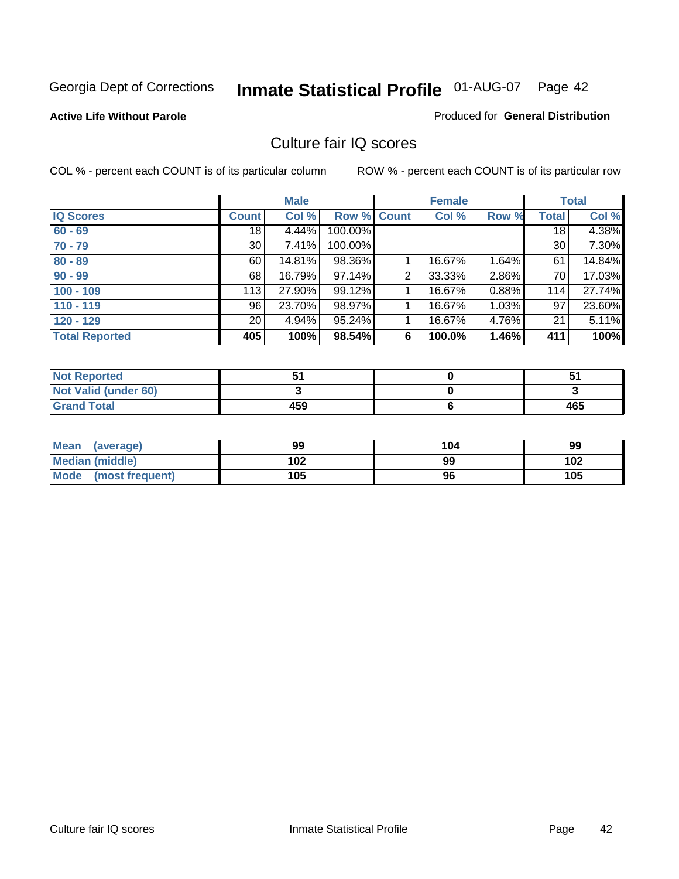Georgia Dept of Corrections **Inmate Statistical Profile** 01-AUG-07

**Active Life Without Parole**

Produced for **General Distribution**

## Culture fair IQ scores

COL % - percent each COUNT is of its particular column

ROW % - percent each COUNT is of its particular row

| | Male | | | Female | | | Total | |
|---|---|---|---|---|---|---|---|---|
| IQ Scores | Count | Col % | Row % | Count | Col % | Row % | Total | Col % |
| 60 - 69 | 18 | 4.44% | 100.00% | | | | 18 | 4.38% |
| 70 - 79 | 30 | 7.41% | 100.00% | | | | 30 | 7.30% |
| 80 - 89 | 60 | 14.81% | 98.36% | 1 | 16.67% | 1.64% | 61 | 14.84% |
| 90 - 99 | 68 | 16.79% | 97.14% | 2 | 33.33% | 2.86% | 70 | 17.03% |
| 100 - 109 | 113 | 27.90% | 99.12% | 1 | 16.67% | 0.88% | 114 | 27.74% |
| 110 - 119 | 96 | 23.70% | 98.97% | 1 | 16.67% | 1.03% | 97 | 23.60% |
| 120 - 129 | 20 | 4.94% | 95.24% | 1 | 16.67% | 4.76% | 21 | 5.11% |
| **Total Reported** | **405** | **100%** | **98.54%** | **6** | **100.0%** | **1.46%** | **411** | **100%** |

| | Male | Female | Total |
|---|---|---|---|
| Not Reported | 51 | 0 | 51 |
| Not Valid (under 60) | 3 | 0 | 3 |
| Grand Total | 459 | 6 | 465 |

| | Male | Female | Total |
|---|---|---|---|
| Mean (average) | 99 | 104 | 99 |
| Median (middle) | 102 | 99 | 102 |
| Mode (most frequent) | 105 | 96 | 105 |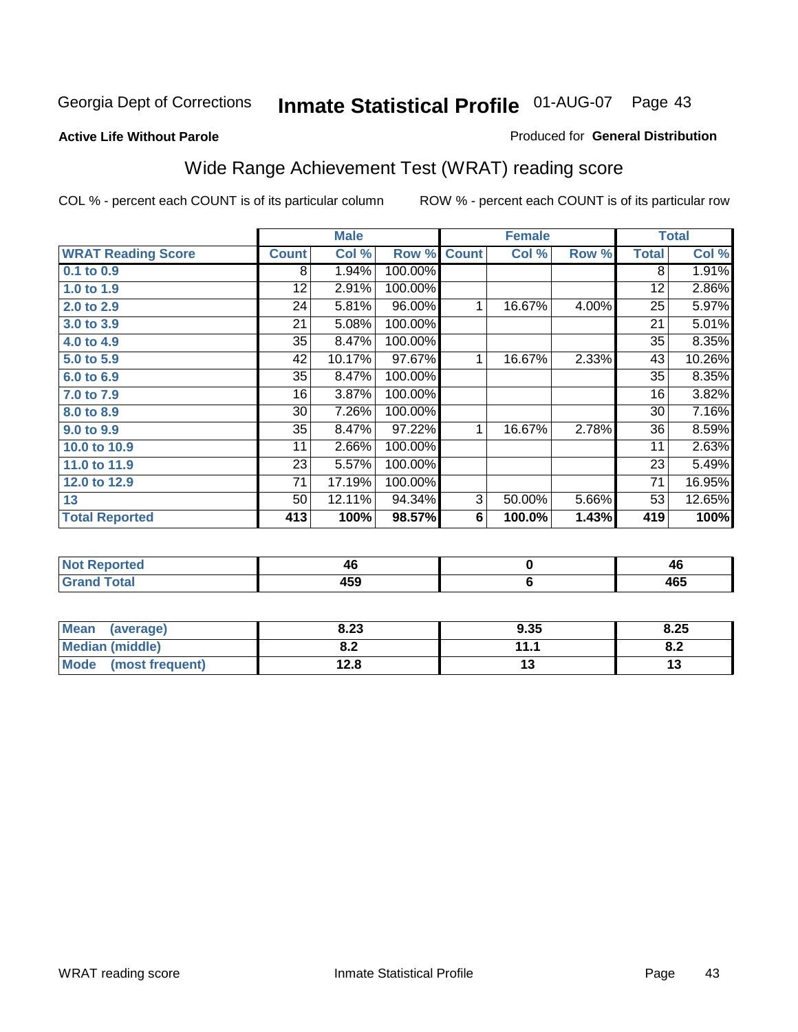Georgia Dept of Corrections **Inmate Statistical Profile** 01-AUG-07

**Active Life Without Parole**

Produced for **General Distribution**

## Wide Range Achievement Test (WRAT) reading score

COL % - percent each COUNT is of its particular column    ROW % - percent each COUNT is of its particular row

| | Male | | | Female | | | Total | |
|---|---|---|---|---|---|---|---|---|
| **WRAT Reading Score** | **Count** | **Col %** | **Row %** | **Count** | **Col %** | **Row %** | **Total** | **Col %** |
| 0.1 to 0.9 | 8 | 1.94% | 100.00% | | | | 8 | 1.91% |
| 1.0 to 1.9 | 12 | 2.91% | 100.00% | | | | 12 | 2.86% |
| 2.0 to 2.9 | 24 | 5.81% | 96.00% | 1 | 16.67% | 4.00% | 25 | 5.97% |
| 3.0 to 3.9 | 21 | 5.08% | 100.00% | | | | 21 | 5.01% |
| 4.0 to 4.9 | 35 | 8.47% | 100.00% | | | | 35 | 8.35% |
| 5.0 to 5.9 | 42 | 10.17% | 97.67% | 1 | 16.67% | 2.33% | 43 | 10.26% |
| 6.0 to 6.9 | 35 | 8.47% | 100.00% | | | | 35 | 8.35% |
| 7.0 to 7.9 | 16 | 3.87% | 100.00% | | | | 16 | 3.82% |
| 8.0 to 8.9 | 30 | 7.26% | 100.00% | | | | 30 | 7.16% |
| 9.0 to 9.9 | 35 | 8.47% | 97.22% | 1 | 16.67% | 2.78% | 36 | 8.59% |
| 10.0 to 10.9 | 11 | 2.66% | 100.00% | | | | 11 | 2.63% |
| 11.0 to 11.9 | 23 | 5.57% | 100.00% | | | | 23 | 5.49% |
| 12.0 to 12.9 | 71 | 17.19% | 100.00% | | | | 71 | 16.95% |
| 13 | 50 | 12.11% | 94.34% | 3 | 50.00% | 5.66% | 53 | 12.65% |
| **Total Reported** | **413** | **100%** | **98.57%** | **6** | **100.0%** | **1.43%** | **419** | **100%** |

| | Male | Female | Total |
|---|---|---|---|
| Not Reported | 46 | 0 | 46 |
| Grand Total | 459 | 6 | 465 |

| | Male | Female | Total |
|---|---|---|---|
| Mean (average) | 8.23 | 9.35 | 8.25 |
| Median (middle) | 8.2 | 11.1 | 8.2 |
| Mode (most frequent) | 12.8 | 13 | 13 |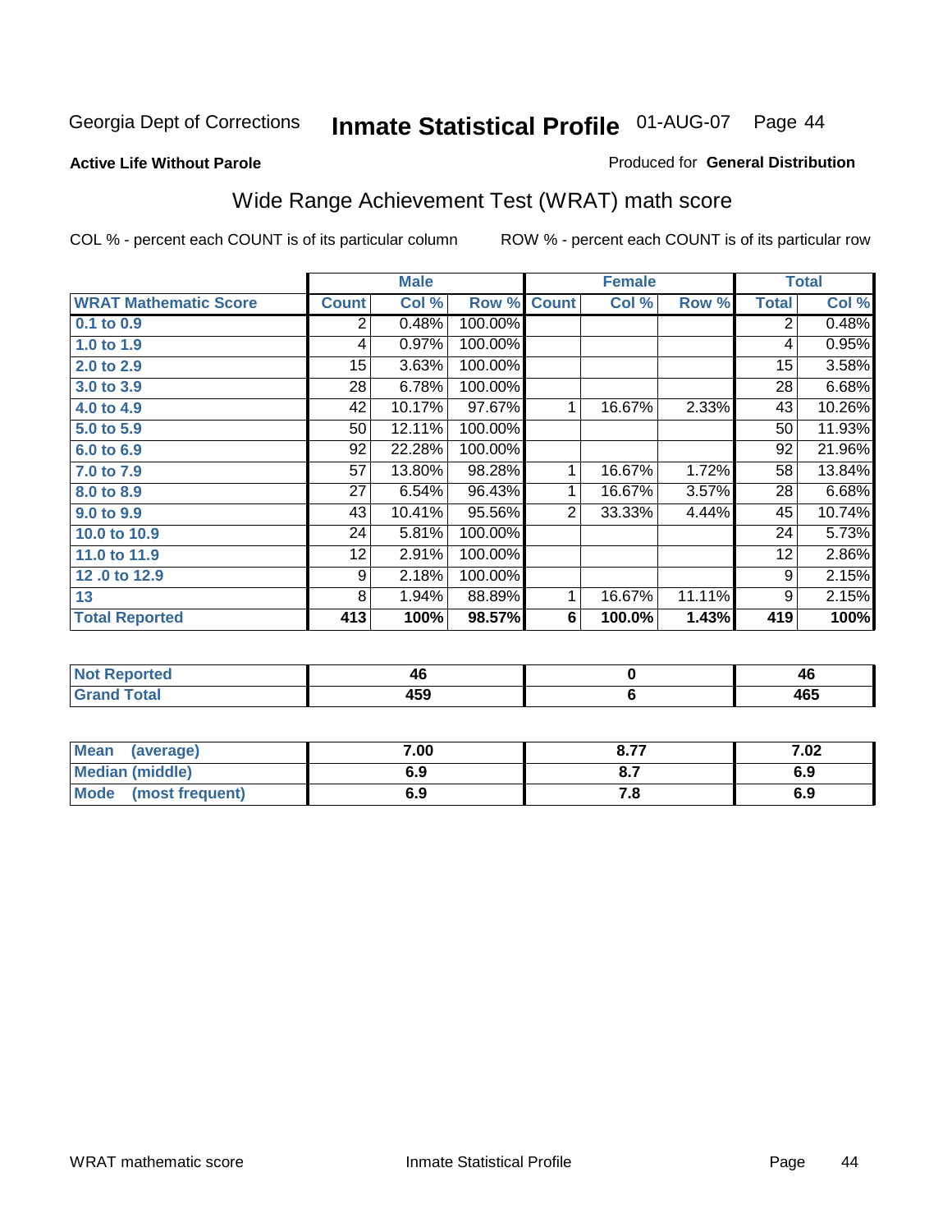Georgia Dept of Corrections **Inmate Statistical Profile** 01-AUG-07

**Active Life Without Parole**

Produced for **General Distribution**

## Wide Range Achievement Test (WRAT) math score

COL % - percent each COUNT is of its particular column

ROW % - percent each COUNT is of its particular row

| | Male | | | Female | | | Total | |
|---|---|---|---|---|---|---|---|---|
| **WRAT Mathematic Score** | **Count** | **Col %** | **Row %** | **Count** | **Col %** | **Row %** | **Total** | **Col %** |
| 0.1 to 0.9 | 2 | 0.48% | 100.00% | | | | 2 | 0.48% |
| 1.0 to 1.9 | 4 | 0.97% | 100.00% | | | | 4 | 0.95% |
| 2.0 to 2.9 | 15 | 3.63% | 100.00% | | | | 15 | 3.58% |
| 3.0 to 3.9 | 28 | 6.78% | 100.00% | | | | 28 | 6.68% |
| 4.0 to 4.9 | 42 | 10.17% | 97.67% | 1 | 16.67% | 2.33% | 43 | 10.26% |
| 5.0 to 5.9 | 50 | 12.11% | 100.00% | | | | 50 | 11.93% |
| 6.0 to 6.9 | 92 | 22.28% | 100.00% | | | | 92 | 21.96% |
| 7.0 to 7.9 | 57 | 13.80% | 98.28% | 1 | 16.67% | 1.72% | 58 | 13.84% |
| 8.0 to 8.9 | 27 | 6.54% | 96.43% | 1 | 16.67% | 3.57% | 28 | 6.68% |
| 9.0 to 9.9 | 43 | 10.41% | 95.56% | 2 | 33.33% | 4.44% | 45 | 10.74% |
| 10.0 to 10.9 | 24 | 5.81% | 100.00% | | | | 24 | 5.73% |
| 11.0 to 11.9 | 12 | 2.91% | 100.00% | | | | 12 | 2.86% |
| 12 .0 to 12.9 | 9 | 2.18% | 100.00% | | | | 9 | 2.15% |
| 13 | 8 | 1.94% | 88.89% | 1 | 16.67% | 11.11% | 9 | 2.15% |
| **Total Reported** | **413** | **100%** | **98.57%** | **6** | **100.0%** | **1.43%** | **419** | **100%** |

| | Male | Female | Total |
|---|---|---|---|
| Not Reported | 46 | 0 | 46 |
| Grand Total | 459 | 6 | 465 |

| | Male | Female | Total |
|---|---|---|---|
| Mean (average) | 7.00 | 8.77 | 7.02 |
| Median (middle) | 6.9 | 8.7 | 6.9 |
| Mode (most frequent) | 6.9 | 7.8 | 6.9 |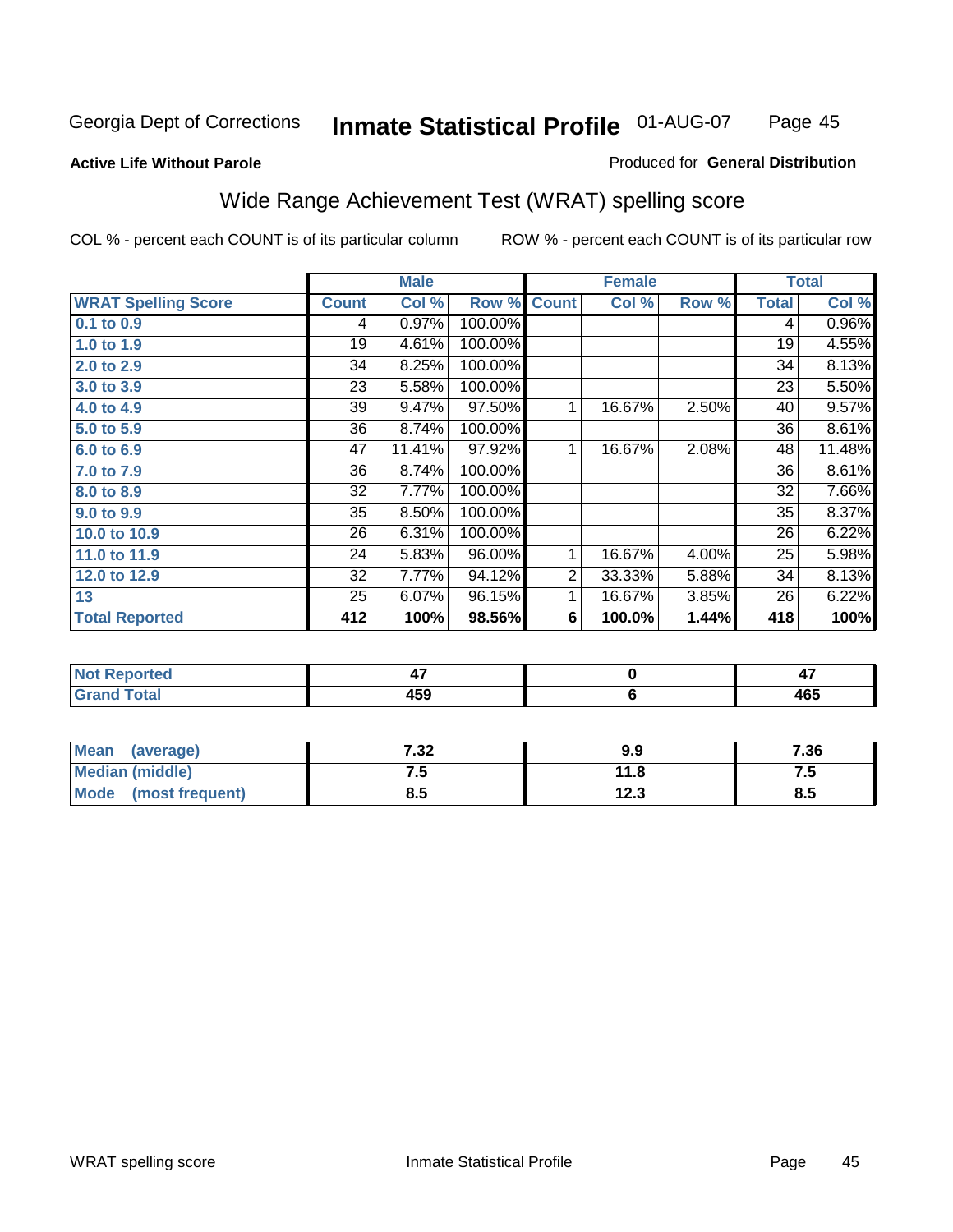Georgia Dept of Corrections **Inmate Statistical Profile** 01-AUG-07

**Active Life Without Parole**

Produced for **General Distribution**

## Wide Range Achievement Test (WRAT) spelling score

COL % - percent each COUNT is of its particular column

ROW % - percent each COUNT is of its particular row

| | Male | | | Female | | | Total | |
|---|---|---|---|---|---|---|---|---|
| **WRAT Spelling Score** | **Count** | **Col %** | **Row %** | **Count** | **Col %** | **Row %** | **Total** | **Col %** |
| **0.1 to 0.9** | 4 | 0.97% | 100.00% | | | | 4 | 0.96% |
| **1.0 to 1.9** | 19 | 4.61% | 100.00% | | | | 19 | 4.55% |
| **2.0 to 2.9** | 34 | 8.25% | 100.00% | | | | 34 | 8.13% |
| **3.0 to 3.9** | 23 | 5.58% | 100.00% | | | | 23 | 5.50% |
| **4.0 to 4.9** | 39 | 9.47% | 97.50% | 1 | 16.67% | 2.50% | 40 | 9.57% |
| **5.0 to 5.9** | 36 | 8.74% | 100.00% | | | | 36 | 8.61% |
| **6.0 to 6.9** | 47 | 11.41% | 97.92% | 1 | 16.67% | 2.08% | 48 | 11.48% |
| **7.0 to 7.9** | 36 | 8.74% | 100.00% | | | | 36 | 8.61% |
| **8.0 to 8.9** | 32 | 7.77% | 100.00% | | | | 32 | 7.66% |
| **9.0 to 9.9** | 35 | 8.50% | 100.00% | | | | 35 | 8.37% |
| **10.0 to 10.9** | 26 | 6.31% | 100.00% | | | | 26 | 6.22% |
| **11.0 to 11.9** | 24 | 5.83% | 96.00% | 1 | 16.67% | 4.00% | 25 | 5.98% |
| **12.0 to 12.9** | 32 | 7.77% | 94.12% | 2 | 33.33% | 5.88% | 34 | 8.13% |
| **13** | 25 | 6.07% | 96.15% | 1 | 16.67% | 3.85% | 26 | 6.22% |
| **Total Reported** | **412** | **100%** | **98.56%** | **6** | **100.0%** | **1.44%** | **418** | **100%** |

| | Male | Female | Total |
|---|---|---|---|
| **Not Reported** | **47** | **0** | **47** |
| **Grand Total** | **459** | **6** | **465** |

| | Male | Female | Total |
|---|---|---|---|
| **Mean (average)** | **7.32** | **9.9** | **7.36** |
| **Median (middle)** | **7.5** | **11.8** | **7.5** |
| **Mode (most frequent)** | **8.5** | **12.3** | **8.5** |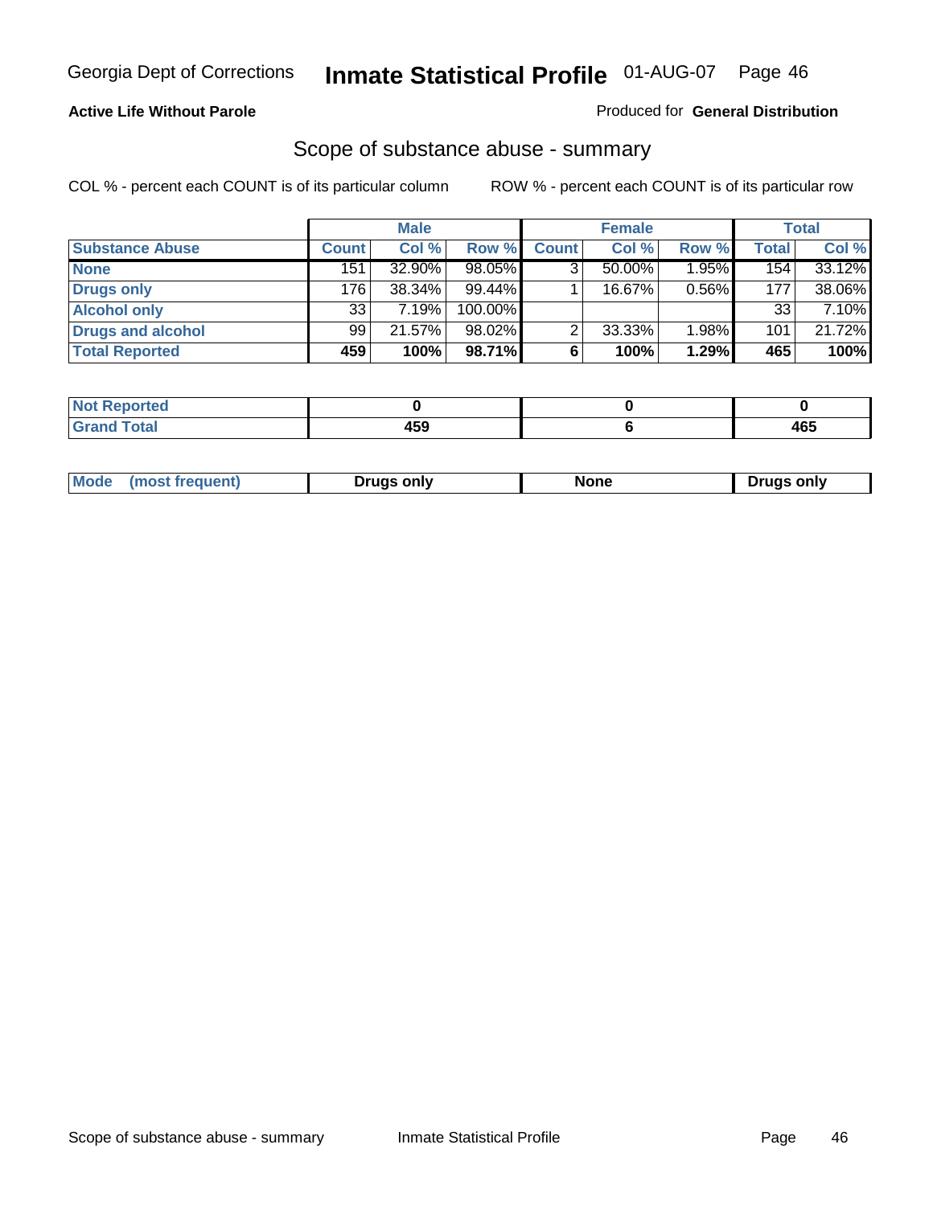Georgia Dept of Corrections **Inmate Statistical Profile** 01-AUG-07

**Active Life Without Parole**

Produced for **General Distribution**

## Scope of substance abuse - summary

COL % - percent each COUNT is of its particular column

ROW % - percent each COUNT is of its particular row

| | Male | | | Female | | | Total | |
|---|---|---|---|---|---|---|---|---|
| **Substance Abuse** | **Count** | **Col %** | **Row %** | **Count** | **Col %** | **Row %** | **Total** | **Col %** |
| **None** | 151 | 32.90% | 98.05% | 3 | 50.00% | 1.95% | 154 | 33.12% |
| **Drugs only** | 176 | 38.34% | 99.44% | 1 | 16.67% | 0.56% | 177 | 38.06% |
| **Alcohol only** | 33 | 7.19% | 100.00% | | | | 33 | 7.10% |
| **Drugs and alcohol** | 99 | 21.57% | 98.02% | 2 | 33.33% | 1.98% | 101 | 21.72% |
| **Total Reported** | **459** | **100%** | **98.71%** | **6** | **100%** | **1.29%** | **465** | **100%** |

| | Male | Female | Total |
|---|---|---|---|
| **Not Reported** | **0** | **0** | **0** |
| **Grand Total** | **459** | **6** | **465** |

| | Male | Female | Total |
|---|---|---|---|
| **Mode (most frequent)** | **Drugs only** | **None** | **Drugs only** |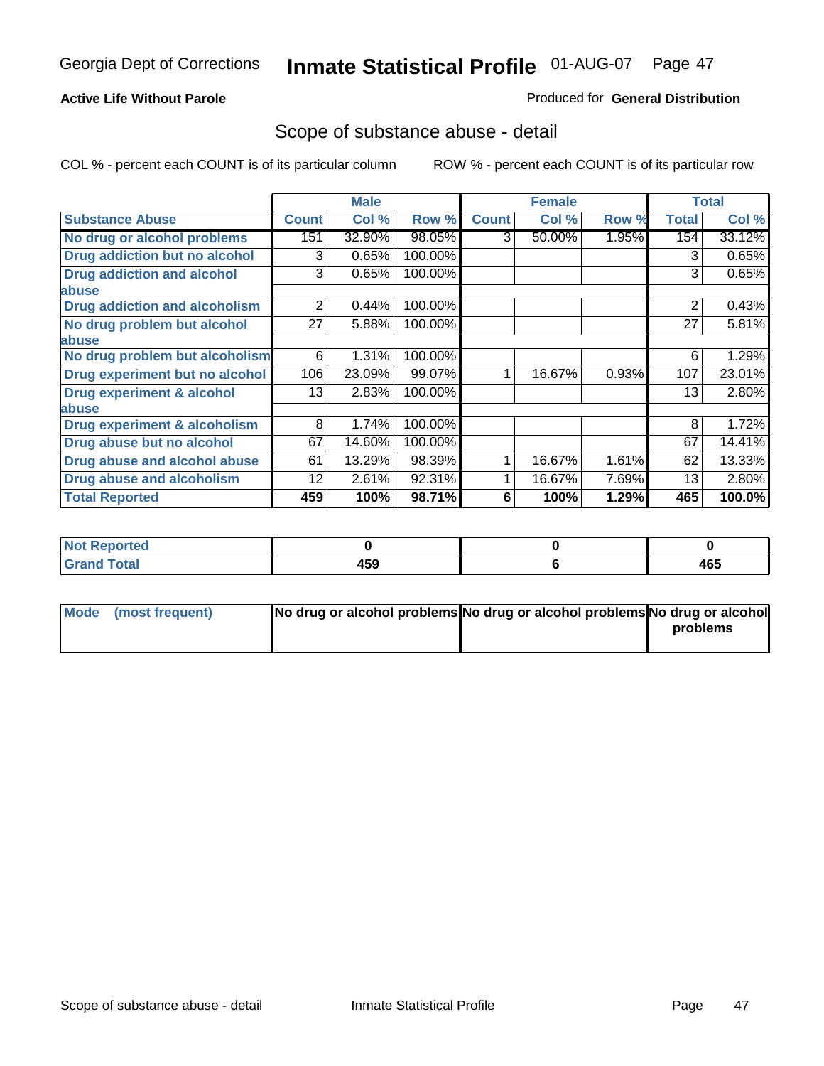Georgia Dept of Corrections **Inmate Statistical Profile** 01-AUG-07

**Active Life Without Parole**

Produced for **General Distribution**

## Scope of substance abuse - detail

COL % - percent each COUNT is of its particular column    ROW % - percent each COUNT is of its particular row

| | Male | | | Female | | | Total | |
|---|---|---|---|---|---|---|---|---|
| **Substance Abuse** | **Count** | **Col %** | **Row %** | **Count** | **Col %** | **Row %** | **Total** | **Col %** |
| **No drug or alcohol problems** | 151 | 32.90% | 98.05% | 3 | 50.00% | 1.95% | 154 | 33.12% |
| **Drug addiction but no alcohol** | 3 | 0.65% | 100.00% | | | | 3 | 0.65% |
| **Drug addiction and alcohol abuse** | 3 | 0.65% | 100.00% | | | | 3 | 0.65% |
| **Drug addiction and alcoholism** | 2 | 0.44% | 100.00% | | | | 2 | 0.43% |
| **No drug problem but alcohol abuse** | 27 | 5.88% | 100.00% | | | | 27 | 5.81% |
| **No drug problem but alcoholism** | 6 | 1.31% | 100.00% | | | | 6 | 1.29% |
| **Drug experiment but no alcohol** | 106 | 23.09% | 99.07% | 1 | 16.67% | 0.93% | 107 | 23.01% |
| **Drug experiment & alcohol abuse** | 13 | 2.83% | 100.00% | | | | 13 | 2.80% |
| **Drug experiment & alcoholism** | 8 | 1.74% | 100.00% | | | | 8 | 1.72% |
| **Drug abuse but no alcohol** | 67 | 14.60% | 100.00% | | | | 67 | 14.41% |
| **Drug abuse and alcohol abuse** | 61 | 13.29% | 98.39% | 1 | 16.67% | 1.61% | 62 | 13.33% |
| **Drug abuse and alcoholism** | 12 | 2.61% | 92.31% | 1 | 16.67% | 7.69% | 13 | 2.80% |
| **Total Reported** | **459** | **100%** | **98.71%** | **6** | **100%** | **1.29%** | **465** | **100.0%** |

| | Male | Female | Total |
|---|---|---|---|
| **Not Reported** | **0** | **0** | **0** |
| **Grand Total** | **459** | **6** | **465** |

| | Male | Female | Total |
|---|---|---|---|
| **Mode (most frequent)** | **No drug or alcohol problems** | **No drug or alcohol problems** | **No drug or alcohol problems** |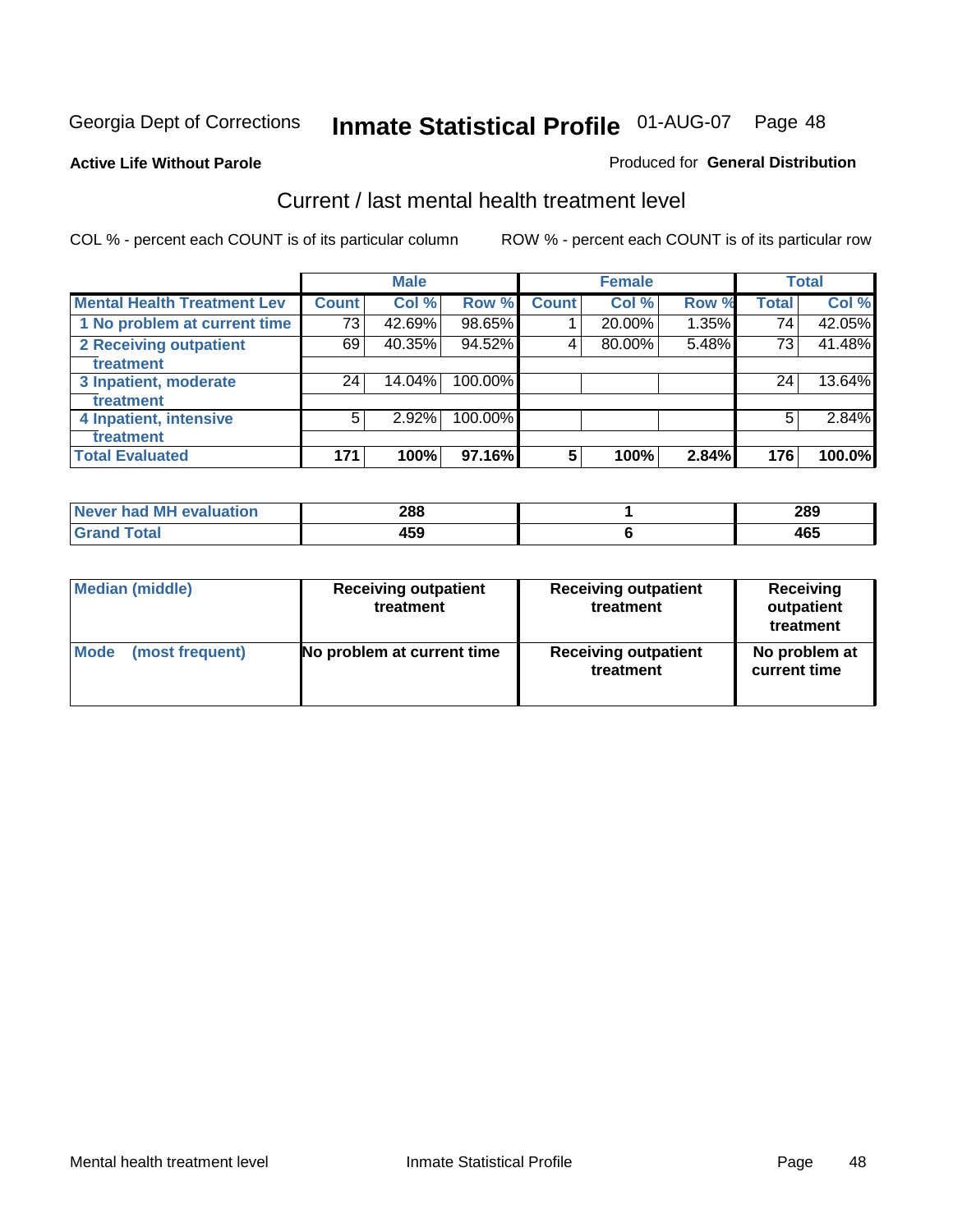Georgia Dept of Corrections **Inmate Statistical Profile** 01-AUG-07

**Active Life Without Parole**

Produced for **General Distribution**

## Current / last mental health treatment level

COL % - percent each COUNT is of its particular column

ROW % - percent each COUNT is of its particular row

| | Male | | | Female | | | Total | |
|---|---|---|---|---|---|---|---|---|
| **Mental Health Treatment Lev** | **Count** | **Col %** | **Row %** | **Count** | **Col %** | **Row %** | **Total** | **Col %** |
| 1 No problem at current time | 73 | 42.69% | 98.65% | 1 | 20.00% | 1.35% | 74 | 42.05% |
| 2 Receiving outpatient treatment | 69 | 40.35% | 94.52% | 4 | 80.00% | 5.48% | 73 | 41.48% |
| 3 Inpatient, moderate treatment | 24 | 14.04% | 100.00% | | | | 24 | 13.64% |
| 4 Inpatient, intensive treatment | 5 | 2.92% | 100.00% | | | | 5 | 2.84% |
| **Total Evaluated** | **171** | **100%** | **97.16%** | **5** | **100%** | **2.84%** | **176** | **100.0%** |

| | Male | Female | Total |
|---|---|---|---|
| Never had MH evaluation | 288 | 1 | 289 |
| Grand Total | 459 | 6 | 465 |

| | Male | Female | Total |
|---|---|---|---|
| Median (middle) | Receiving outpatient treatment | Receiving outpatient treatment | Receiving outpatient treatment |
| Mode (most frequent) | No problem at current time | Receiving outpatient treatment | No problem at current time |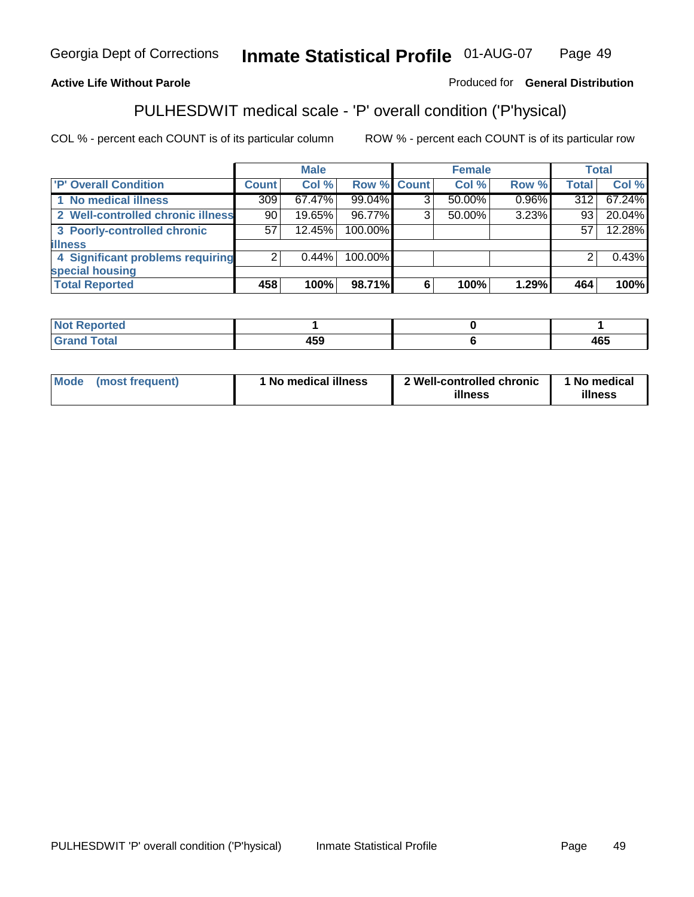Georgia Dept of Corrections **Inmate Statistical Profile** 01-AUG-07

**Active Life Without Parole**

Produced for **General Distribution**

## PULHESDWIT medical scale - 'P' overall condition ('P'hysical)

COL % - percent each COUNT is of its particular column

ROW % - percent each COUNT is of its particular row

| | Male | | | Female | | | Total | |
|---|---|---|---|---|---|---|---|---|
| 'P' Overall Condition | Count | Col % | Row % | Count | Col % | Row % | Total | Col % |
| 1 No medical illness | 309 | 67.47% | 99.04% | 3 | 50.00% | 0.96% | 312 | 67.24% |
| 2 Well-controlled chronic illness | 90 | 19.65% | 96.77% | 3 | 50.00% | 3.23% | 93 | 20.04% |
| 3 Poorly-controlled chronic illness | 57 | 12.45% | 100.00% | | | | 57 | 12.28% |
| 4 Significant problems requiring special housing | 2 | 0.44% | 100.00% | | | | 2 | 0.43% |
| **Total Reported** | **458** | **100%** | **98.71%** | **6** | **100%** | **1.29%** | **464** | **100%** |

| | Male | Female | Total |
|---|---|---|---|
| Not Reported | 1 | 0 | 1 |
| Grand Total | 459 | 6 | 465 |

| | Male | Female | Total |
|---|---|---|---|
| Mode (most frequent) | 1 No medical illness | 2 Well-controlled chronic illness | 1 No medical illness |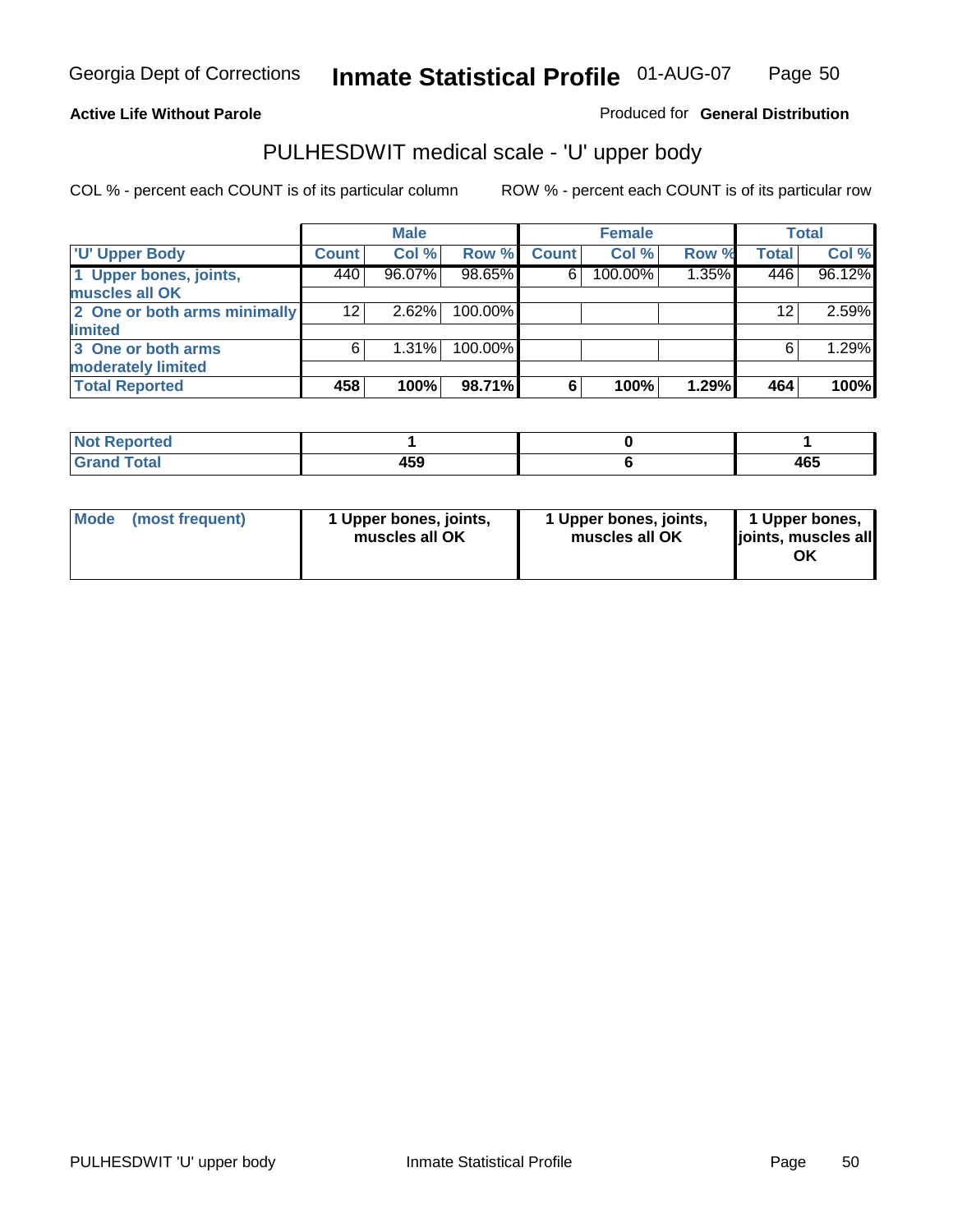Georgia Dept of Corrections **Inmate Statistical Profile** 01-AUG-07

**Active Life Without Parole**

Produced for **General Distribution**

## PULHESDWIT medical scale - 'U' upper body

COL % - percent each COUNT is of its particular column

ROW % - percent each COUNT is of its particular row

| | Male | | | Female | | | Total | |
|---|---|---|---|---|---|---|---|---|
| 'U' Upper Body | Count | Col % | Row % | Count | Col % | Row % | Total | Col % |
| 1 Upper bones, joints, muscles all OK | 440 | 96.07% | 98.65% | 6 | 100.00% | 1.35% | 446 | 96.12% |
| 2 One or both arms minimally limited | 12 | 2.62% | 100.00% | | | | 12 | 2.59% |
| 3 One or both arms moderately limited | 6 | 1.31% | 100.00% | | | | 6 | 1.29% |
| **Total Reported** | **458** | **100%** | **98.71%** | **6** | **100%** | **1.29%** | **464** | **100%** |

| | Male | Female | Total |
|---|---|---|---|
| Not Reported | 1 | 0 | 1 |
| Grand Total | 459 | 6 | 465 |

| | Male | Female | Total |
|---|---|---|---|
| Mode (most frequent) | 1 Upper bones, joints, muscles all OK | 1 Upper bones, joints, muscles all OK | 1 Upper bones, joints, muscles all OK |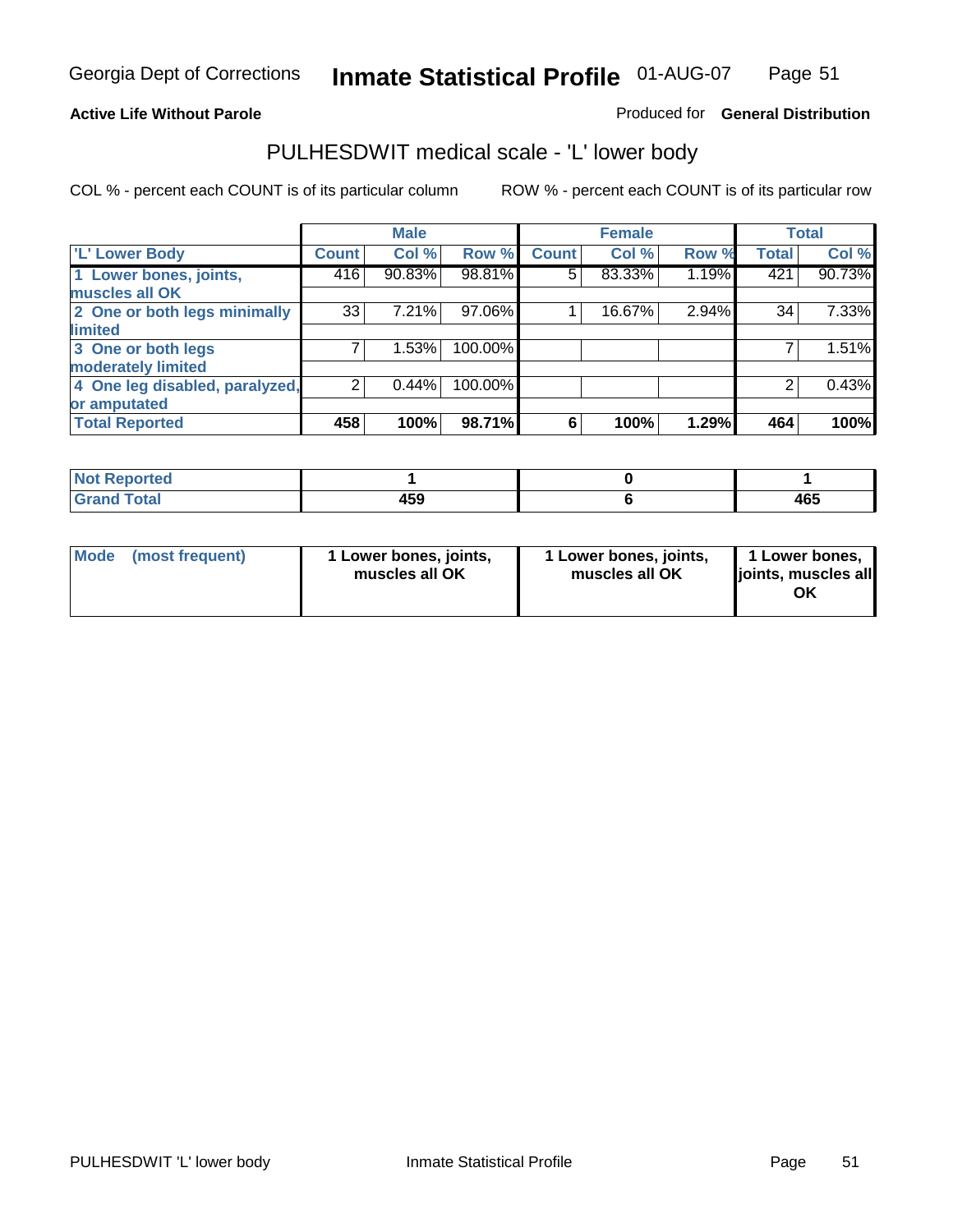Georgia Dept of Corrections **Inmate Statistical Profile** 01-AUG-07

**Active Life Without Parole** Produced for **General Distribution**

## PULHESDWIT medical scale - 'L' lower body

COL % - percent each COUNT is of its particular column ROW % - percent each COUNT is of its particular row

| | Male | | | Female | | | Total | |
|---|---|---|---|---|---|---|---|---|
| 'L' Lower Body | Count | Col % | Row % | Count | Col % | Row % | Total | Col % |
| 1 Lower bones, joints, muscles all OK | 416 | 90.83% | 98.81% | 5 | 83.33% | 1.19% | 421 | 90.73% |
| 2 One or both legs minimally limited | 33 | 7.21% | 97.06% | 1 | 16.67% | 2.94% | 34 | 7.33% |
| 3 One or both legs moderately limited | 7 | 1.53% | 100.00% | | | | 7 | 1.51% |
| 4 One leg disabled, paralyzed, or amputated | 2 | 0.44% | 100.00% | | | | 2 | 0.43% |
| **Total Reported** | **458** | **100%** | **98.71%** | **6** | **100%** | **1.29%** | **464** | **100%** |

| | Male | Female | Total |
|---|---|---|---|
| Not Reported | 1 | 0 | 1 |
| Grand Total | 459 | 6 | 465 |

| | Male | Female | Total |
|---|---|---|---|
| Mode (most frequent) | 1 Lower bones, joints, muscles all OK | 1 Lower bones, joints, muscles all OK | 1 Lower bones, joints, muscles all OK |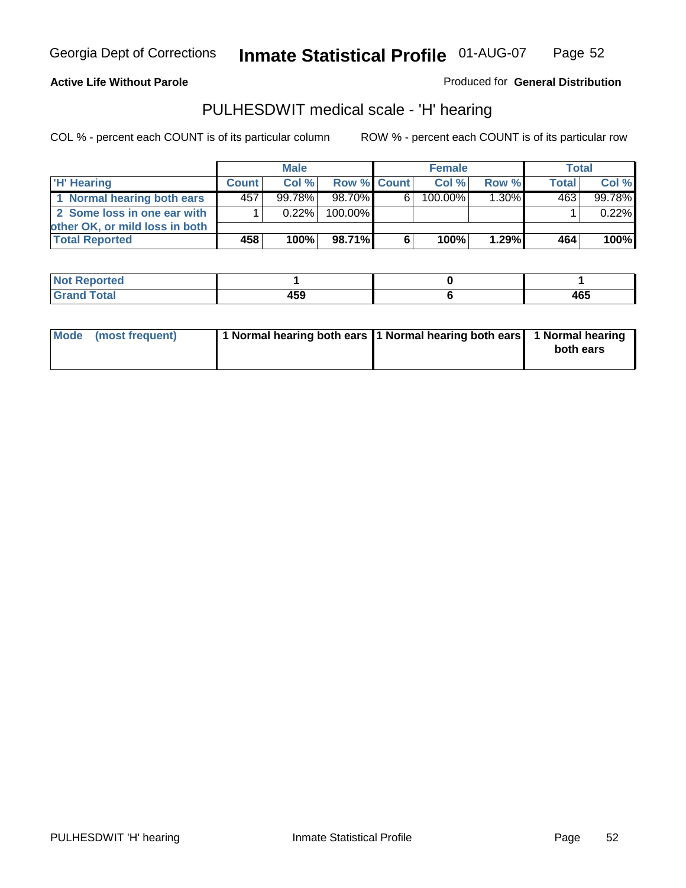Georgia Dept of Corrections **Inmate Statistical Profile** 01-AUG-07

**Active Life Without Parole**

Produced for **General Distribution**

## PULHESDWIT medical scale - 'H' hearing

COL % - percent each COUNT is of its particular column

ROW % - percent each COUNT is of its particular row

| | Male | | | Female | | | Total | |
|---|---|---|---|---|---|---|---|---|
| 'H' Hearing | Count | Col % | Row % | Count | Col % | Row % | Total | Col % |
| 1 Normal hearing both ears | 457 | 99.78% | 98.70% | 6 | 100.00% | 1.30% | 463 | 99.78% |
| 2 Some loss in one ear with other OK, or mild loss in both | 1 | 0.22% | 100.00% | | | | 1 | 0.22% |
| **Total Reported** | **458** | **100%** | **98.71%** | **6** | **100%** | **1.29%** | **464** | **100%** |

| | Male | Female | Total |
|---|---|---|---|
| **Not Reported** | **1** | **0** | **1** |
| **Grand Total** | **459** | **6** | **465** |

| | Male | Female | Total |
|---|---|---|---|
| **Mode (most frequent)** | **1 Normal hearing both ears** | **1 Normal hearing both ears** | **1 Normal hearing both ears** |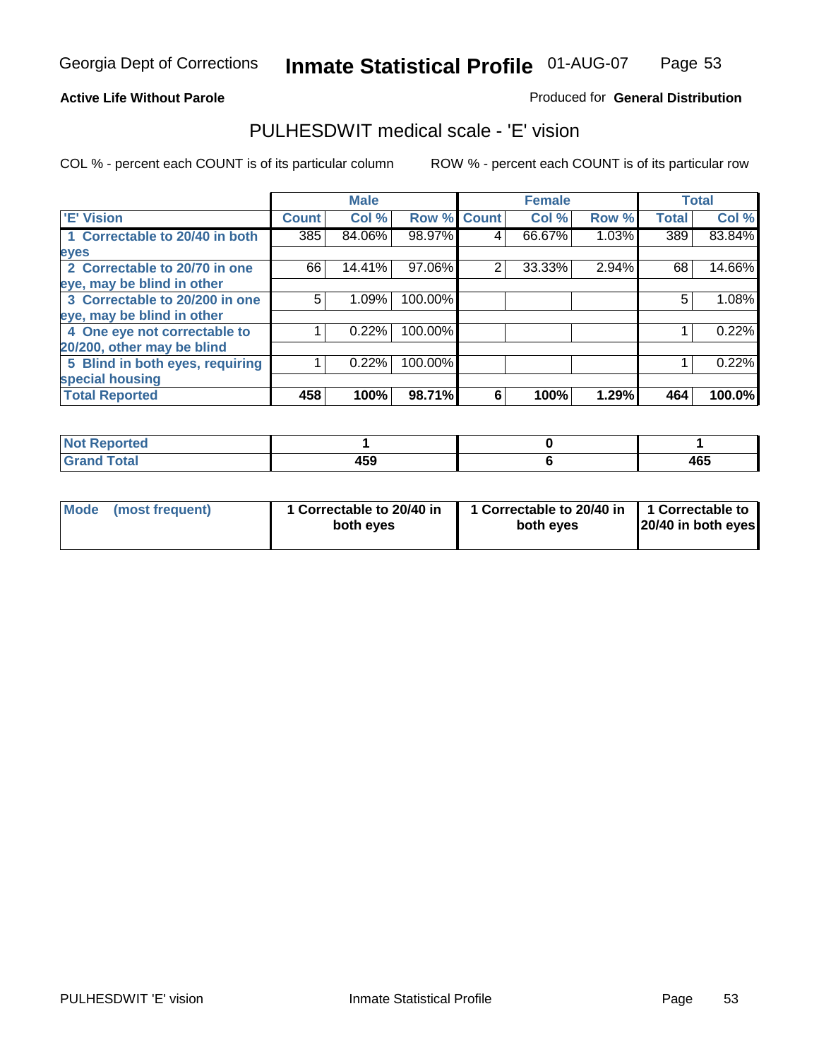Georgia Dept of Corrections **Inmate Statistical Profile** 01-AUG-07

**Active Life Without Parole**

Produced for **General Distribution**

## PULHESDWIT medical scale - 'E' vision

COL % - percent each COUNT is of its particular column

ROW % - percent each COUNT is of its particular row

| | Male | | | Female | | | Total | |
|---|---|---|---|---|---|---|---|---|
| 'E' Vision | Count | Col % | Row % | Count | Col % | Row % | Total | Col % |
| 1 Correctable to 20/40 in both eyes | 385 | 84.06% | 98.97% | 4 | 66.67% | 1.03% | 389 | 83.84% |
| 2 Correctable to 20/70 in one eye, may be blind in other | 66 | 14.41% | 97.06% | 2 | 33.33% | 2.94% | 68 | 14.66% |
| 3 Correctable to 20/200 in one eye, may be blind in other | 5 | 1.09% | 100.00% | | | | 5 | 1.08% |
| 4 One eye not correctable to 20/200, other may be blind | 1 | 0.22% | 100.00% | | | | 1 | 0.22% |
| 5 Blind in both eyes, requiring special housing | 1 | 0.22% | 100.00% | | | | 1 | 0.22% |
| **Total Reported** | **458** | **100%** | **98.71%** | **6** | **100%** | **1.29%** | **464** | **100.0%** |

| | Male | Female | Total |
|---|---|---|---|
| Not Reported | 1 | 0 | 1 |
| Grand Total | 459 | 6 | 465 |

| | Male | Female | Total |
|---|---|---|---|
| Mode (most frequent) | 1 Correctable to 20/40 in both eyes | 1 Correctable to 20/40 in both eyes | 1 Correctable to 20/40 in both eyes |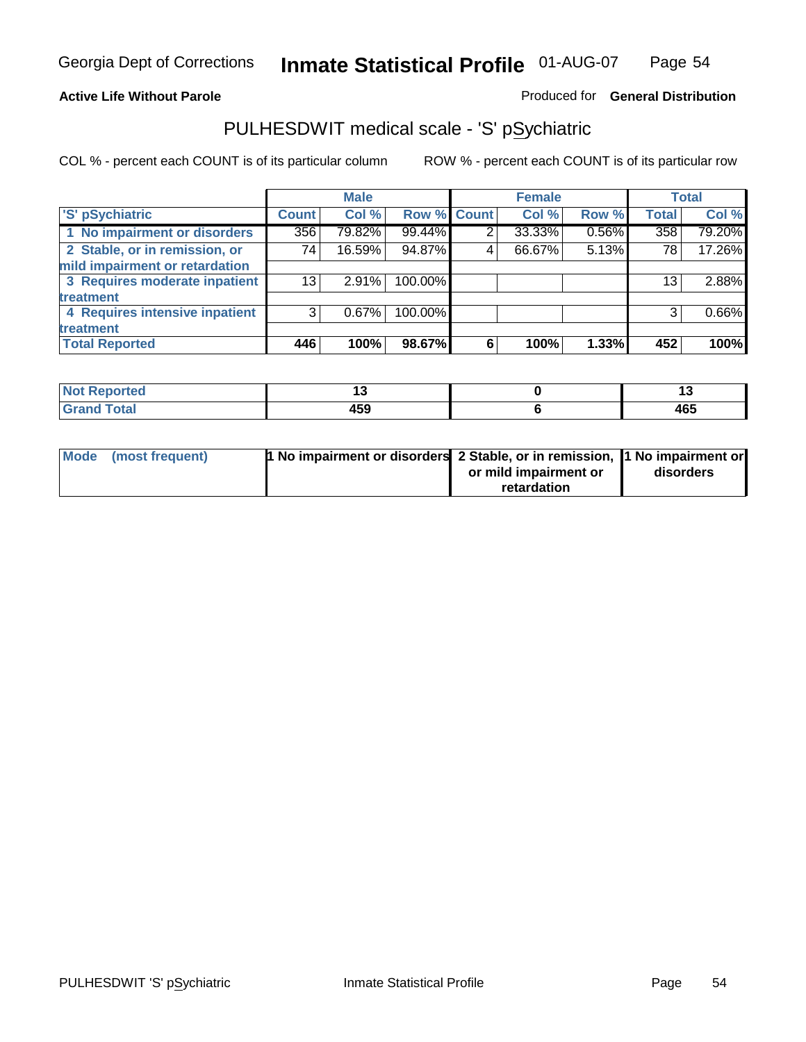Georgia Dept of Corrections **Inmate Statistical Profile** 01-AUG-07

**Active Life Without Parole**

Produced for **General Distribution**

## PULHESDWIT medical scale - 'S' pSychiatric

COL % - percent each COUNT is of its particular column

ROW % - percent each COUNT is of its particular row

| | Male | | | Female | | | Total | |
|---|---|---|---|---|---|---|---|---|
| 'S' pSychiatric | Count | Col % | Row % | Count | Col % | Row % | Total | Col % |
| 1 No impairment or disorders | 356 | 79.82% | 99.44% | 2 | 33.33% | 0.56% | 358 | 79.20% |
| 2 Stable, or in remission, or mild impairment or retardation | 74 | 16.59% | 94.87% | 4 | 66.67% | 5.13% | 78 | 17.26% |
| 3 Requires moderate inpatient treatment | 13 | 2.91% | 100.00% | | | | 13 | 2.88% |
| 4 Requires intensive inpatient treatment | 3 | 0.67% | 100.00% | | | | 3 | 0.66% |
| **Total Reported** | **446** | **100%** | **98.67%** | **6** | **100%** | **1.33%** | **452** | **100%** |

| | Male | Female | Total |
|---|---|---|---|
| Not Reported | 13 | 0 | 13 |
| Grand Total | 459 | 6 | 465 |

| | Male | Female | Total |
|---|---|---|---|
| Mode (most frequent) | 1 No impairment or disorders | 2 Stable, or in remission, or mild impairment or retardation | 1 No impairment or disorders |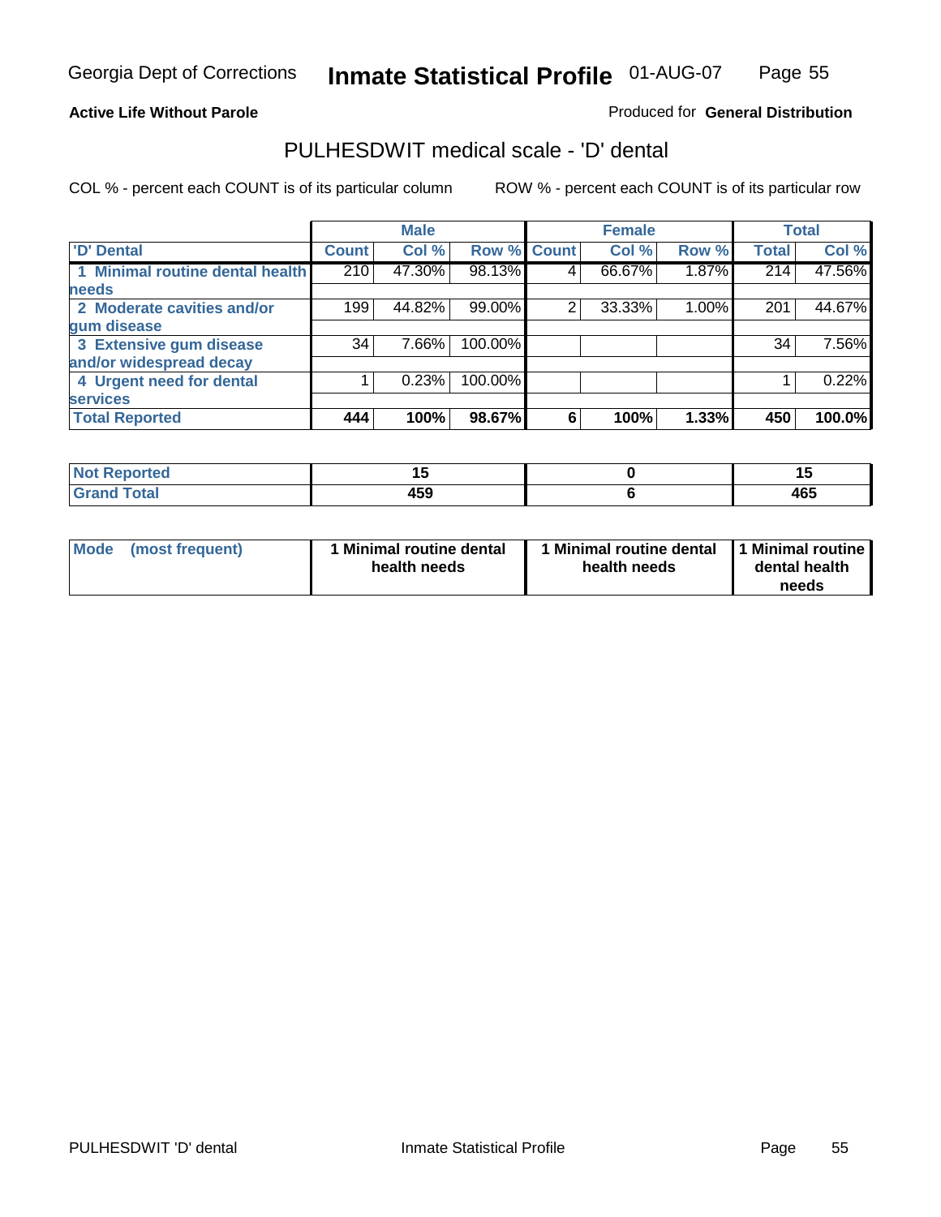Georgia Dept of Corrections **Inmate Statistical Profile** 01-AUG-07

**Active Life Without Parole**

Produced for **General Distribution**

## PULHESDWIT medical scale - 'D' dental

COL % - percent each COUNT is of its particular column

ROW % - percent each COUNT is of its particular row

| | Male | | | Female | | | Total | |
|---|---|---|---|---|---|---|---|---|
| 'D' Dental | Count | Col % | Row % | Count | Col % | Row % | Total | Col % |
| 1 Minimal routine dental health needs | 210 | 47.30% | 98.13% | 4 | 66.67% | 1.87% | 214 | 47.56% |
| 2 Moderate cavities and/or gum disease | 199 | 44.82% | 99.00% | 2 | 33.33% | 1.00% | 201 | 44.67% |
| 3 Extensive gum disease and/or widespread decay | 34 | 7.66% | 100.00% | | | | 34 | 7.56% |
| 4 Urgent need for dental services | 1 | 0.23% | 100.00% | | | | 1 | 0.22% |
| **Total Reported** | **444** | **100%** | **98.67%** | **6** | **100%** | **1.33%** | **450** | **100.0%** |

| | Male | Female | Total |
|---|---|---|---|
| Not Reported | 15 | 0 | 15 |
| Grand Total | 459 | 6 | 465 |

| | Male | Female | Total |
|---|---|---|---|
| Mode (most frequent) | 1 Minimal routine dental health needs | 1 Minimal routine dental health needs | 1 Minimal routine dental health needs |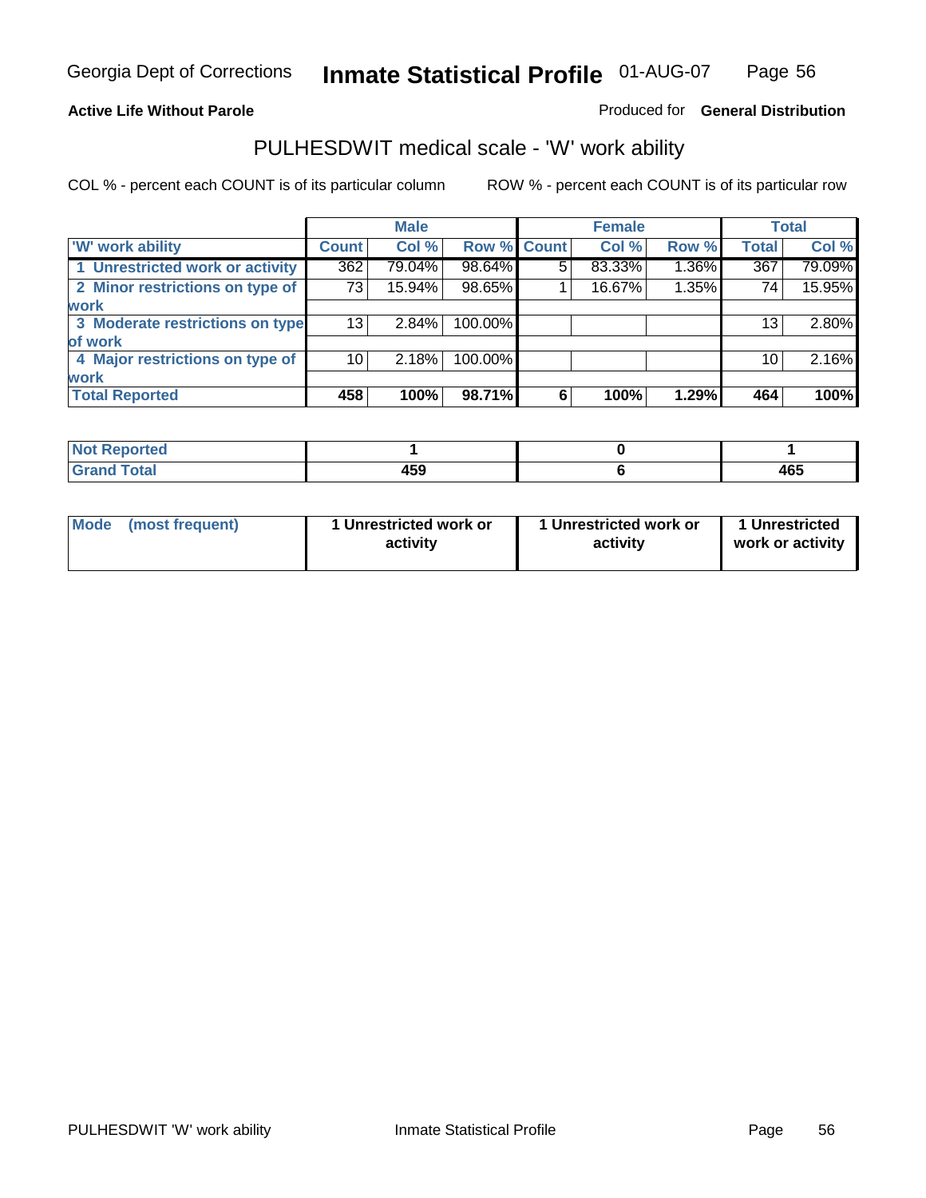Georgia Dept of Corrections **Inmate Statistical Profile** 01-AUG-07

**Active Life Without Parole** Produced for **General Distribution**

## PULHESDWIT medical scale - 'W' work ability

COL % - percent each COUNT is of its particular column ROW % - percent each COUNT is of its particular row

| | Male | | | Female | | | Total | |
|---|---|---|---|---|---|---|---|---|
| 'W' work ability | Count | Col % | Row % | Count | Col % | Row % | Total | Col % |
| 1 Unrestricted work or activity | 362 | 79.04% | 98.64% | 5 | 83.33% | 1.36% | 367 | 79.09% |
| 2 Minor restrictions on type of work | 73 | 15.94% | 98.65% | 1 | 16.67% | 1.35% | 74 | 15.95% |
| 3 Moderate restrictions on type of work | 13 | 2.84% | 100.00% | | | | 13 | 2.80% |
| 4 Major restrictions on type of work | 10 | 2.18% | 100.00% | | | | 10 | 2.16% |
| **Total Reported** | **458** | **100%** | **98.71%** | **6** | **100%** | **1.29%** | **464** | **100%** |

| | Male | Female | Total |
|---|---|---|---|
| Not Reported | 1 | 0 | 1 |
| Grand Total | 459 | 6 | 465 |

| | Male | Female | Total |
|---|---|---|---|
| Mode (most frequent) | 1 Unrestricted work or activity | 1 Unrestricted work or activity | 1 Unrestricted work or activity |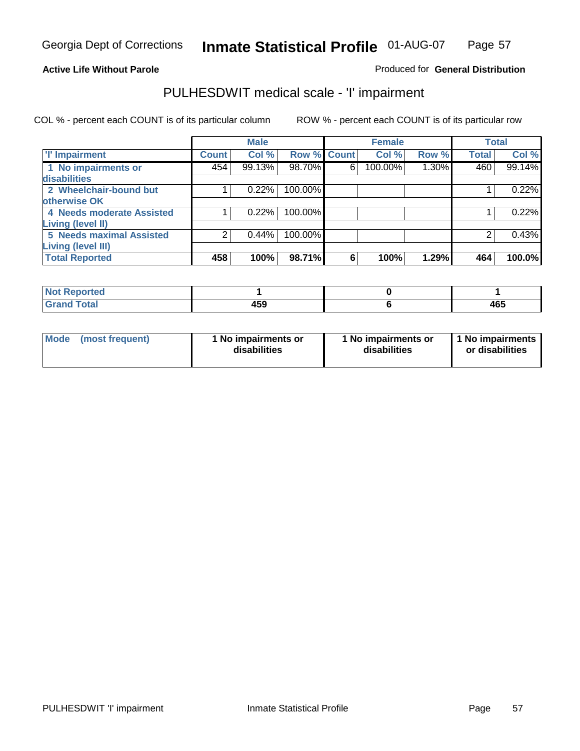Georgia Dept of Corrections **Inmate Statistical Profile** 01-AUG-07

**Active Life Without Parole**

Produced for **General Distribution**

## PULHESDWIT medical scale - 'I' impairment

COL % - percent each COUNT is of its particular column

ROW % - percent each COUNT is of its particular row

| | Male | | | Female | | | Total | |
|---|---|---|---|---|---|---|---|---|
| 'I' Impairment | Count | Col % | Row % | Count | Col % | Row % | Total | Col % |
| 1 No impairments or disabilities | 454 | 99.13% | 98.70% | 6 | 100.00% | 1.30% | 460 | 99.14% |
| 2 Wheelchair-bound but otherwise OK | 1 | 0.22% | 100.00% | | | | 1 | 0.22% |
| 4 Needs moderate Assisted Living (level II) | 1 | 0.22% | 100.00% | | | | 1 | 0.22% |
| 5 Needs maximal Assisted Living (level III) | 2 | 0.44% | 100.00% | | | | 2 | 0.43% |
| **Total Reported** | **458** | **100%** | **98.71%** | **6** | **100%** | **1.29%** | **464** | **100.0%** |

| | Male | Female | Total |
|---|---|---|---|
| Not Reported | 1 | 0 | 1 |
| Grand Total | 459 | 6 | 465 |

| | Male | Female | Total |
|---|---|---|---|
| Mode (most frequent) | 1 No impairments or disabilities | 1 No impairments or disabilities | 1 No impairments or disabilities |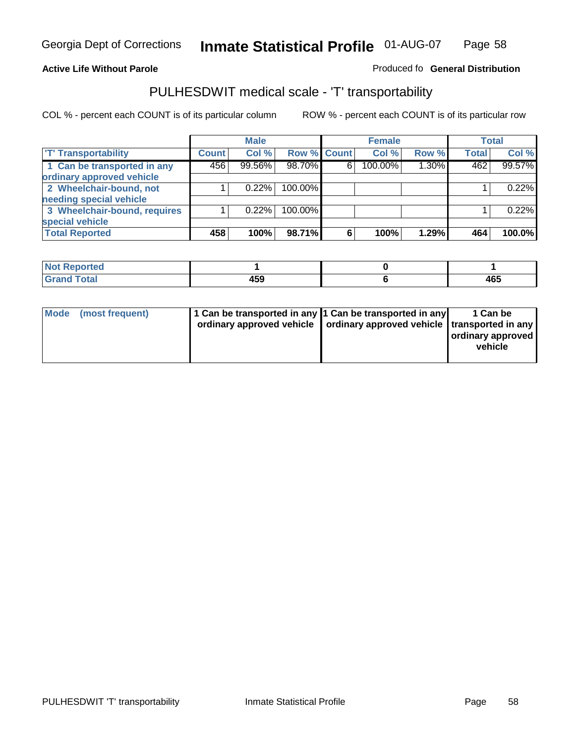Georgia Dept of Corrections **Inmate Statistical Profile** 01-AUG-07

**Active Life Without Parole**

Produced fo **General Distribution**

## PULHESDWIT medical scale - 'T' transportability

COL % - percent each COUNT is of its particular column

ROW % - percent each COUNT is of its particular row

| | Male | | | Female | | | Total | |
|---|---|---|---|---|---|---|---|---|
| 'T' Transportability | Count | Col % | Row % | Count | Col % | Row % | Total | Col % |
| 1 Can be transported in any ordinary approved vehicle | 456 | 99.56% | 98.70% | 6 | 100.00% | 1.30% | 462 | 99.57% |
| 2 Wheelchair-bound, not needing special vehicle | 1 | 0.22% | 100.00% | | | | 1 | 0.22% |
| 3 Wheelchair-bound, requires special vehicle | 1 | 0.22% | 100.00% | | | | 1 | 0.22% |
| **Total Reported** | **458** | **100%** | **98.71%** | **6** | **100%** | **1.29%** | **464** | **100.0%** |

| | Male | Female | Total |
|---|---|---|---|
| Not Reported | 1 | 0 | 1 |
| Grand Total | 459 | 6 | 465 |

| | Male | Female | Total |
|---|---|---|---|
| Mode (most frequent) | 1 Can be transported in any ordinary approved vehicle | 1 Can be transported in any ordinary approved vehicle | 1 Can be transported in any ordinary approved vehicle |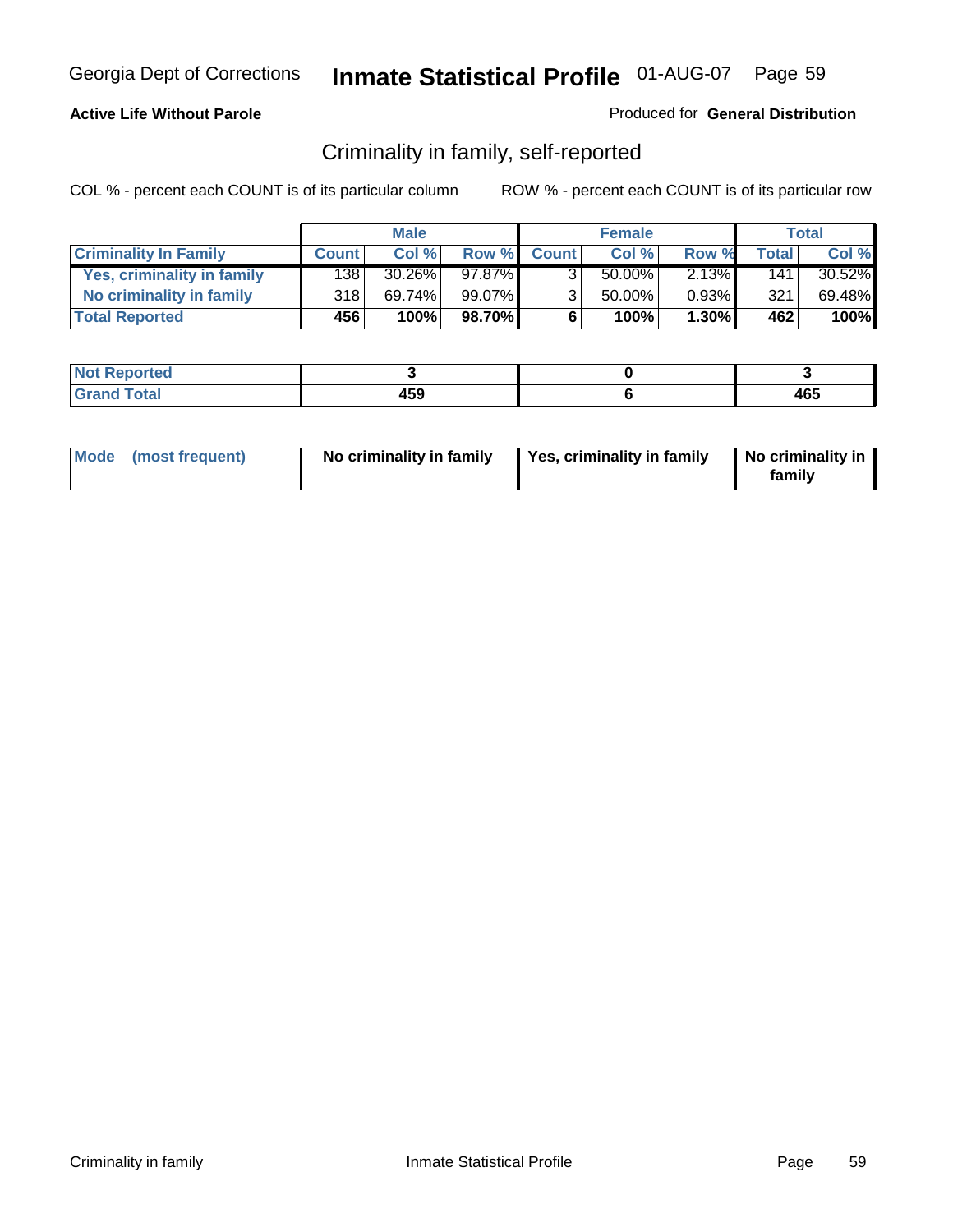Georgia Dept of Corrections **Inmate Statistical Profile** 01-AUG-07

**Active Life Without Parole**

Produced for **General Distribution**

## Criminality in family, self-reported

COL % - percent each COUNT is of its particular column

ROW % - percent each COUNT is of its particular row

| | Male | | | Female | | | Total | |
|---|---|---|---|---|---|---|---|---|
| **Criminality In Family** | **Count** | **Col %** | **Row %** | **Count** | **Col %** | **Row %** | **Total** | **Col %** |
| **Yes, criminality in family** | 138 | 30.26% | 97.87% | 3 | 50.00% | 2.13% | 141 | 30.52% |
| **No criminality in family** | 318 | 69.74% | 99.07% | 3 | 50.00% | 0.93% | 321 | 69.48% |
| **Total Reported** | **456** | **100%** | **98.70%** | **6** | **100%** | **1.30%** | **462** | **100%** |

| | Male | Female | Total |
|---|---|---|---|
| **Not Reported** | **3** | **0** | **3** |
| **Grand Total** | **459** | **6** | **465** |

| | Male | Female | Total |
|---|---|---|---|
| **Mode (most frequent)** | **No criminality in family** | **Yes, criminality in family** | **No criminality in family** |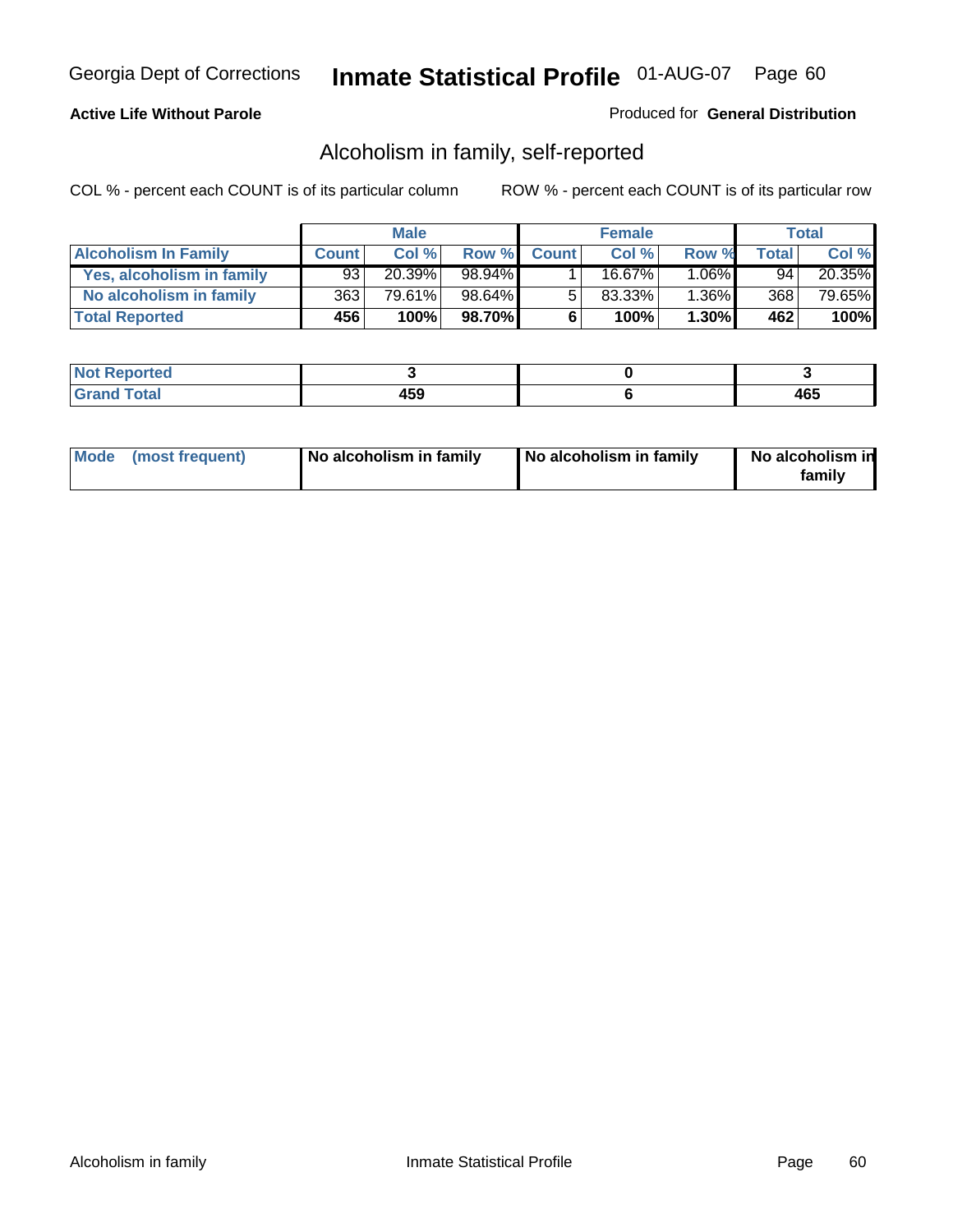Georgia Dept of Corrections **Inmate Statistical Profile** 01-AUG-07

**Active Life Without Parole**

Produced for **General Distribution**

## Alcoholism in family, self-reported

COL % - percent each COUNT is of its particular column

ROW % - percent each COUNT is of its particular row

| | Male | | | Female | | | Total | |
|---|---|---|---|---|---|---|---|---|
| **Alcoholism In Family** | **Count** | **Col %** | **Row %** | **Count** | **Col %** | **Row %** | **Total** | **Col %** |
| **Yes, alcoholism in family** | 93 | 20.39% | 98.94% | 1 | 16.67% | 1.06% | 94 | 20.35% |
| **No alcoholism in family** | 363 | 79.61% | 98.64% | 5 | 83.33% | 1.36% | 368 | 79.65% |
| **Total Reported** | **456** | **100%** | **98.70%** | **6** | **100%** | **1.30%** | **462** | **100%** |

| | Male | Female | Total |
|---|---|---|---|
| **Not Reported** | **3** | **0** | **3** |
| **Grand Total** | **459** | **6** | **465** |

| | Male | Female | Total |
|---|---|---|---|
| **Mode (most frequent)** | **No alcoholism in family** | **No alcoholism in family** | **No alcoholism in family** |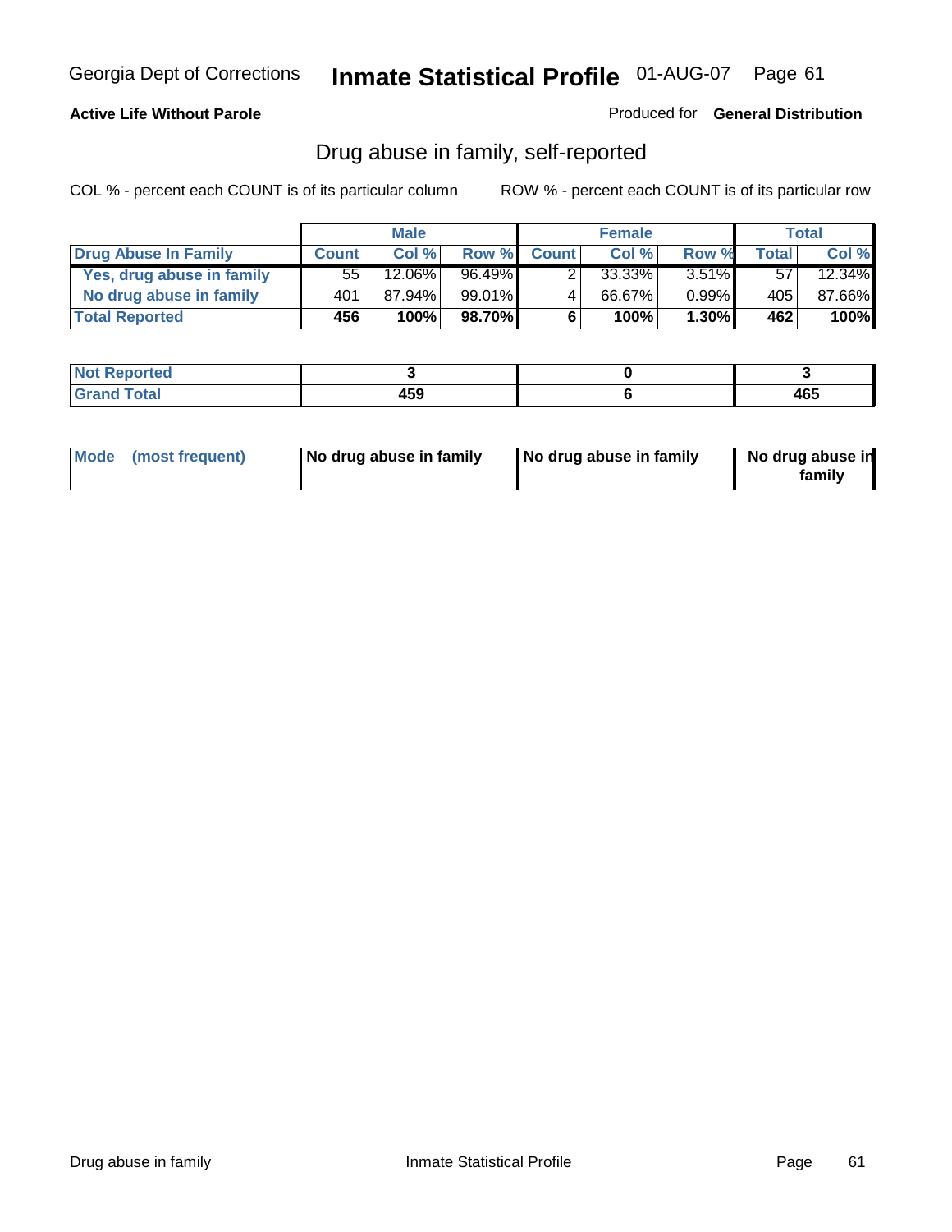**Active Life Without Parole**

Produced for **General Distribution**

## Drug abuse in family, self-reported

COL % - percent each COUNT is of its particular column

ROW % - percent each COUNT is of its particular row

| | Male | | | Female | | | Total | |
|---|---|---|---|---|---|---|---|---|
| **Drug Abuse In Family** | **Count** | **Col %** | **Row %** | **Count** | **Col %** | **Row %** | **Total** | **Col %** |
| Yes, drug abuse in family | 55 | 12.06% | 96.49% | 2 | 33.33% | 3.51% | 57 | 12.34% |
| No drug abuse in family | 401 | 87.94% | 99.01% | 4 | 66.67% | 0.99% | 405 | 87.66% |
| **Total Reported** | **456** | **100%** | **98.70%** | **6** | **100%** | **1.30%** | **462** | **100%** |

| | Male | Female | Total |
|---|---|---|---|
| Not Reported | 3 | 0 | 3 |
| Grand Total | 459 | 6 | 465 |

| | Male | Female | Total |
|---|---|---|---|
| Mode (most frequent) | No drug abuse in family | No drug abuse in family | No drug abuse in family |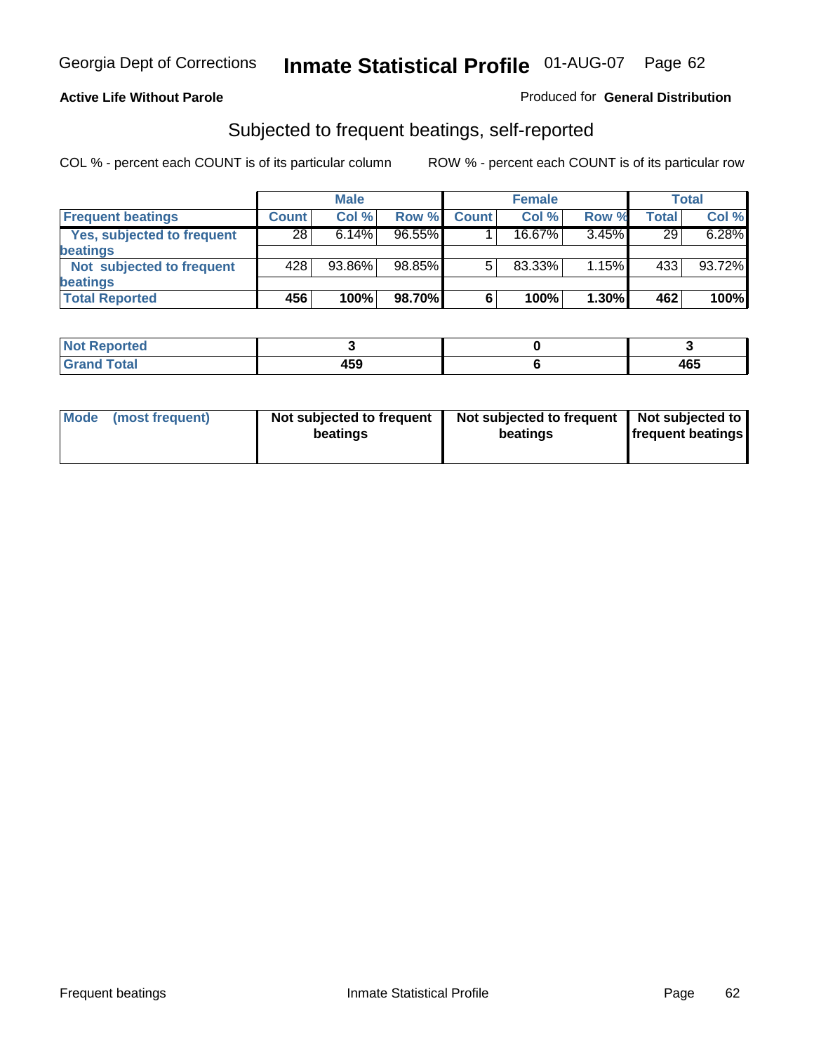Georgia Dept of Corrections **Inmate Statistical Profile** 01-AUG-07

**Active Life Without Parole**

Produced for **General Distribution**

## Subjected to frequent beatings, self-reported

COL % - percent each COUNT is of its particular column

ROW % - percent each COUNT is of its particular row

| | Male | | | Female | | | Total | |
|---|---|---|---|---|---|---|---|---|
| **Frequent beatings** | **Count** | **Col %** | **Row %** | **Count** | **Col %** | **Row %** | **Total** | **Col %** |
| **Yes, subjected to frequent beatings** | 28 | 6.14% | 96.55% | 1 | 16.67% | 3.45% | 29 | 6.28% |
| **Not subjected to frequent beatings** | 428 | 93.86% | 98.85% | 5 | 83.33% | 1.15% | 433 | 93.72% |
| **Total Reported** | **456** | **100%** | **98.70%** | **6** | **100%** | **1.30%** | **462** | **100%** |

| | Male | Female | Total |
|---|---|---|---|
| **Not Reported** | **3** | **0** | **3** |
| **Grand Total** | **459** | **6** | **465** |

| | Male | Female | Total |
|---|---|---|---|
| **Mode (most frequent)** | **Not subjected to frequent beatings** | **Not subjected to frequent beatings** | **Not subjected to frequent beatings** |

Frequent beatings

Inmate Statistical Profile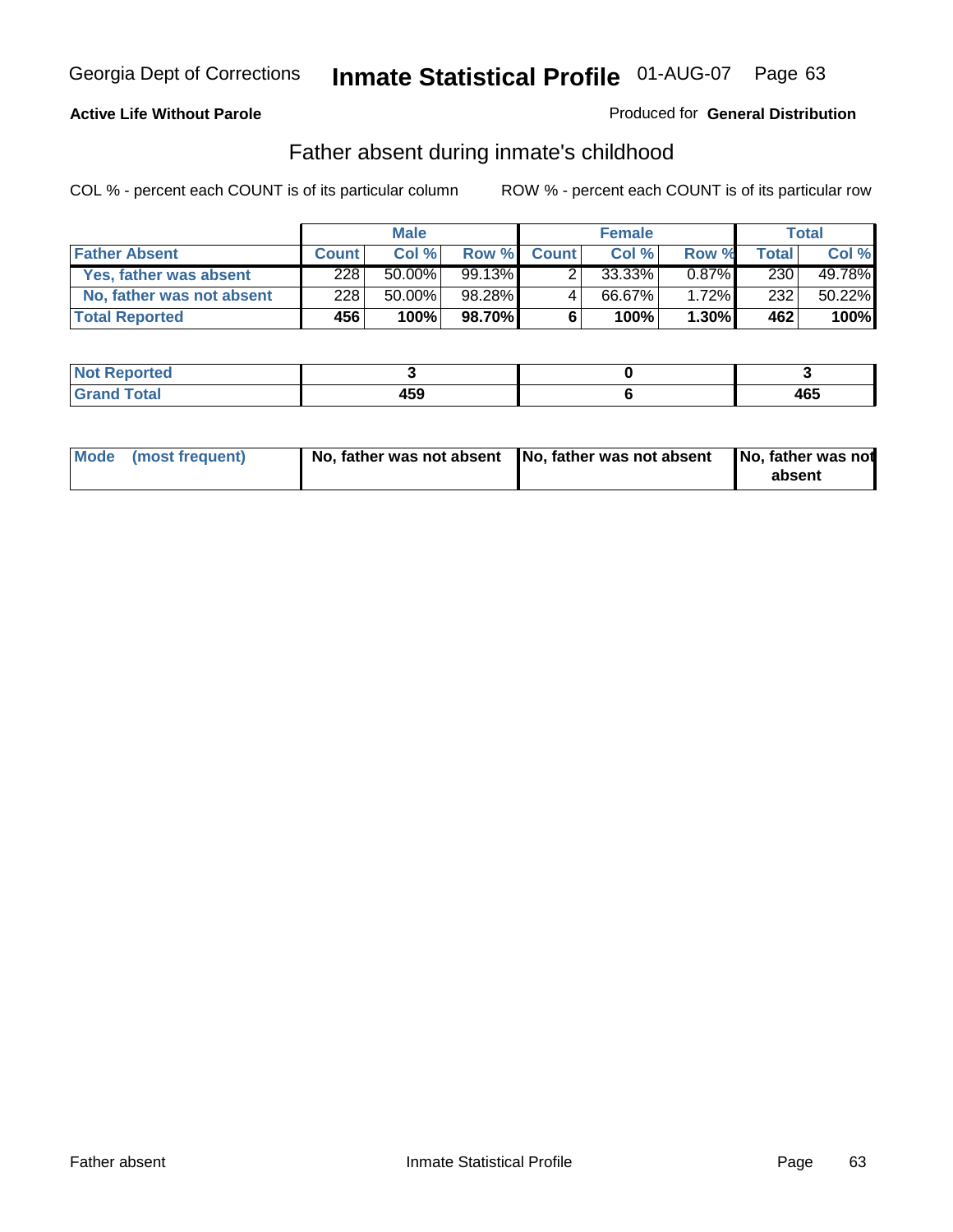Georgia Dept of Corrections **Inmate Statistical Profile** 01-AUG-07

**Active Life Without Parole**

Produced for **General Distribution**

## Father absent during inmate's childhood

COL % - percent each COUNT is of its particular column

ROW % - percent each COUNT is of its particular row

| | Male | | | Female | | | Total | |
|---|---|---|---|---|---|---|---|---|
| **Father Absent** | **Count** | **Col %** | **Row %** | **Count** | **Col %** | **Row %** | **Total** | **Col %** |
| **Yes, father was absent** | 228 | 50.00% | 99.13% | 2 | 33.33% | 0.87% | 230 | 49.78% |
| **No, father was not absent** | 228 | 50.00% | 98.28% | 4 | 66.67% | 1.72% | 232 | 50.22% |
| **Total Reported** | **456** | **100%** | **98.70%** | **6** | **100%** | **1.30%** | **462** | **100%** |

| | Male | Female | Total |
|---|---|---|---|
| **Not Reported** | **3** | **0** | **3** |
| **Grand Total** | **459** | **6** | **465** |

| | Male | Female | Total |
|---|---|---|---|
| **Mode (most frequent)** | **No, father was not absent** | **No, father was not absent** | **No, father was not absent** |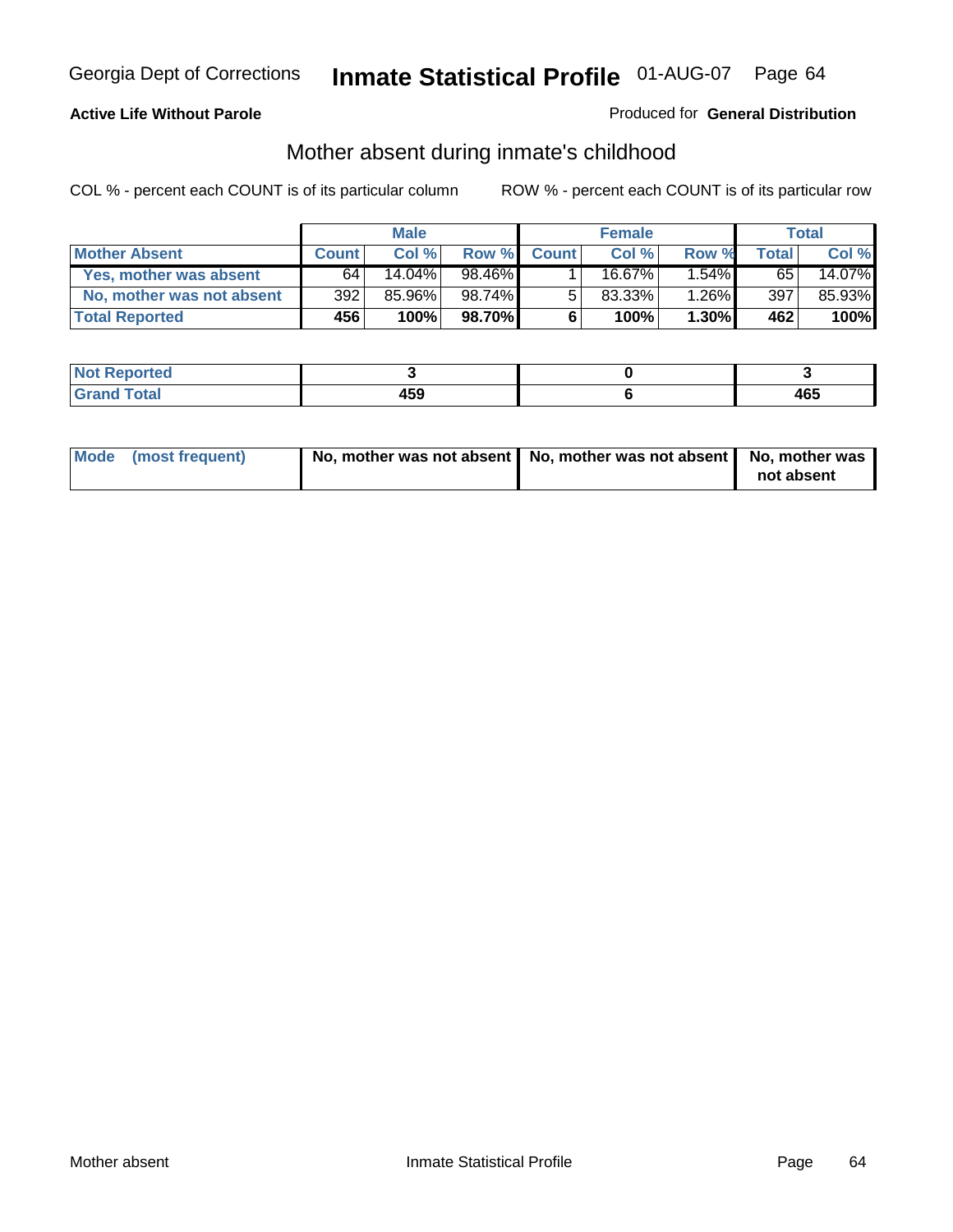Georgia Dept of Corrections **Inmate Statistical Profile** 01-AUG-07

**Active Life Without Parole**

Produced for **General Distribution**

## Mother absent during inmate's childhood

COL % - percent each COUNT is of its particular column    ROW % - percent each COUNT is of its particular row

| | Male | | | Female | | | Total | |
|---|---|---|---|---|---|---|---|---|
| **Mother Absent** | **Count** | **Col %** | **Row %** | **Count** | **Col %** | **Row %** | **Total** | **Col %** |
| **Yes, mother was absent** | 64 | 14.04% | 98.46% | 1 | 16.67% | 1.54% | 65 | 14.07% |
| **No, mother was not absent** | 392 | 85.96% | 98.74% | 5 | 83.33% | 1.26% | 397 | 85.93% |
| **Total Reported** | **456** | **100%** | **98.70%** | **6** | **100%** | **1.30%** | **462** | **100%** |

| | Male | Female | Total |
|---|---|---|---|
| **Not Reported** | **3** | **0** | **3** |
| **Grand Total** | **459** | **6** | **465** |

| | Male | Female | Total |
|---|---|---|---|
| **Mode (most frequent)** | **No, mother was not absent** | **No, mother was not absent** | **No, mother was not absent** |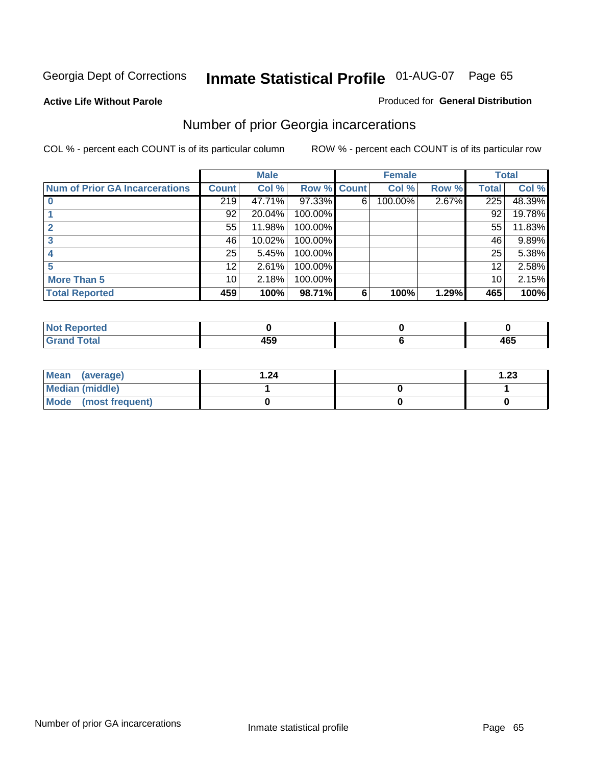Georgia Dept of Corrections **Inmate Statistical Profile** 01-AUG-07

**Active Life Without Parole**

Produced for **General Distribution**

## Number of prior Georgia incarcerations

COL % - percent each COUNT is of its particular column

ROW % - percent each COUNT is of its particular row

| | Male | | | Female | | | Total | |
|---|---|---|---|---|---|---|---|---|
| **Num of Prior GA Incarcerations** | **Count** | **Col %** | **Row %** | **Count** | **Col %** | **Row %** | **Total** | **Col %** |
| **0** | 219 | 47.71% | 97.33% | 6 | 100.00% | 2.67% | 225 | 48.39% |
| **1** | 92 | 20.04% | 100.00% | | | | 92 | 19.78% |
| **2** | 55 | 11.98% | 100.00% | | | | 55 | 11.83% |
| **3** | 46 | 10.02% | 100.00% | | | | 46 | 9.89% |
| **4** | 25 | 5.45% | 100.00% | | | | 25 | 5.38% |
| **5** | 12 | 2.61% | 100.00% | | | | 12 | 2.58% |
| **More Than 5** | 10 | 2.18% | 100.00% | | | | 10 | 2.15% |
| **Total Reported** | **459** | **100%** | **98.71%** | **6** | **100%** | **1.29%** | **465** | **100%** |

| | Male | Female | Total |
|---|---|---|---|
| **Not Reported** | **0** | **0** | **0** |
| **Grand Total** | **459** | **6** | **465** |

| | Male | Female | Total |
|---|---|---|---|
| **Mean (average)** | **1.24** | | **1.23** |
| **Median (middle)** | **1** | **0** | **1** |
| **Mode (most frequent)** | **0** | **0** | **0** |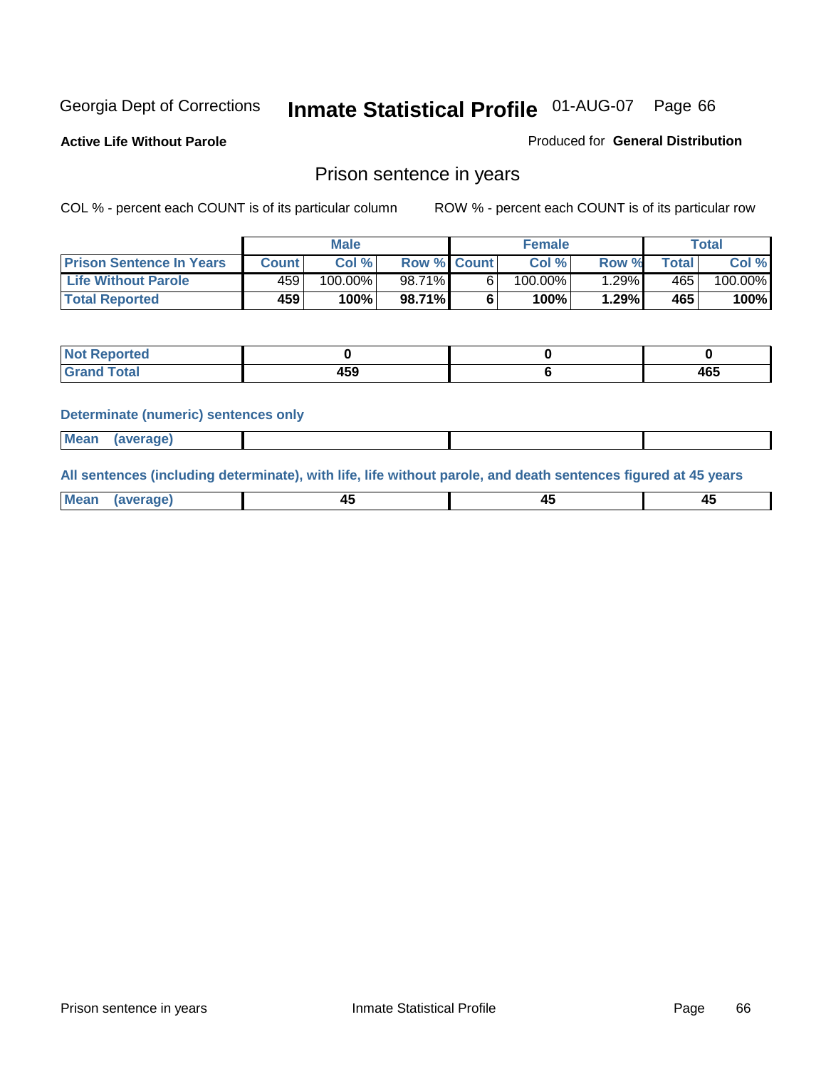Georgia Dept of Corrections **Inmate Statistical Profile** 01-AUG-07

**Active Life Without Parole**

Produced for **General Distribution**

## Prison sentence in years

COL % - percent each COUNT is of its particular column

ROW % - percent each COUNT is of its particular row

| | Male | | | Female | | | Total | |
|---|---|---|---|---|---|---|---|---|
| **Prison Sentence In Years** | **Count** | **Col %** | **Row %** | **Count** | **Col %** | **Row %** | **Total** | **Col %** |
| **Life Without Parole** | 459 | 100.00% | 98.71% | 6 | 100.00% | 1.29% | 465 | 100.00% |
| **Total Reported** | **459** | **100%** | **98.71%** | **6** | **100%** | **1.29%** | **465** | **100%** |

| | Male | Female | Total |
|---|---|---|---|
| **Not Reported** | **0** | **0** | **0** |
| **Grand Total** | **459** | **6** | **465** |

**Determinate (numeric) sentences only**

| | Male | Female | Total |
|---|---|---|---|
| **Mean (average)** | | | |

**All sentences (including determinate), with life, life without parole, and death sentences figured at 45 years**

| | Male | Female | Total |
|---|---|---|---|
| **Mean (average)** | **45** | **45** | **45** |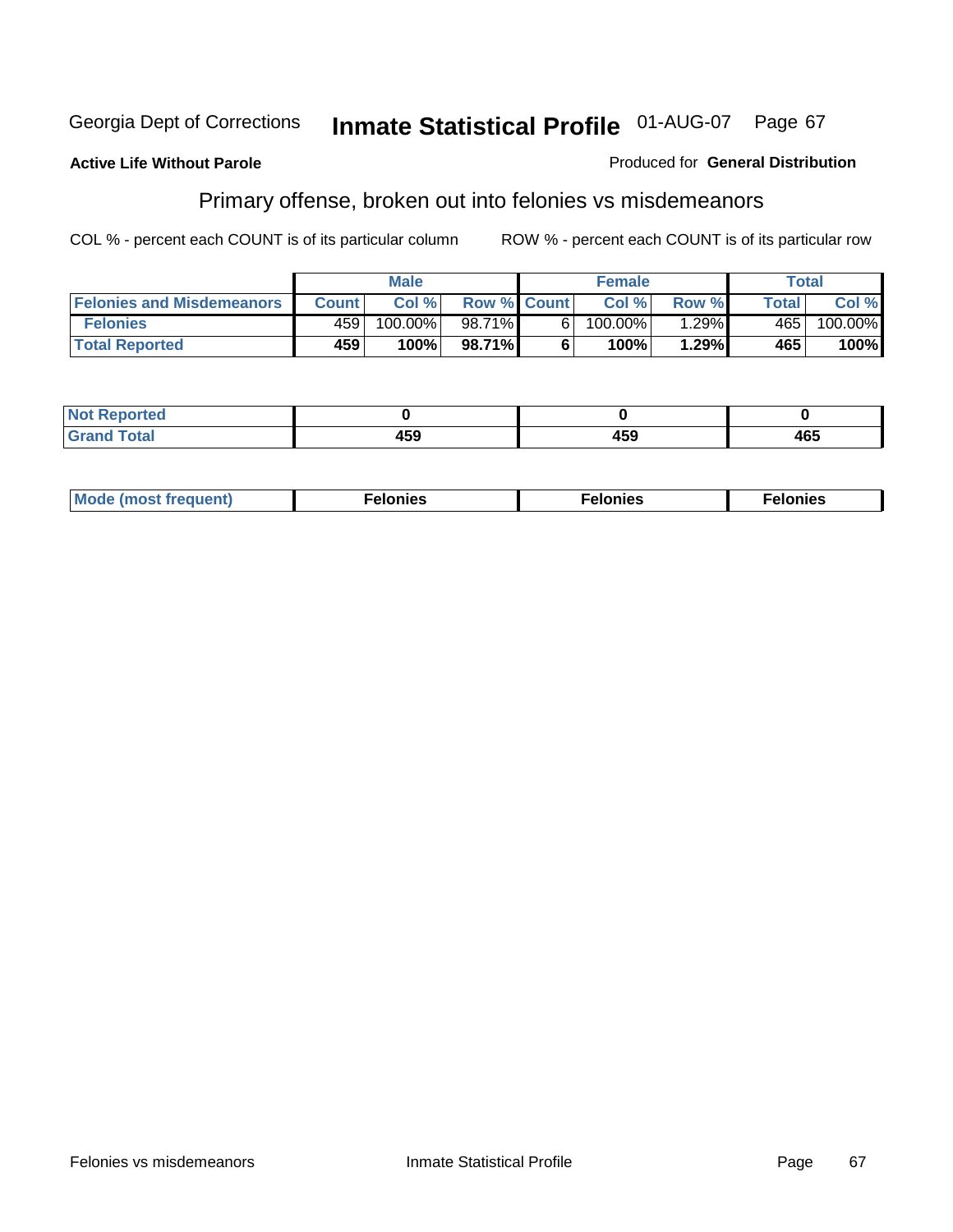Georgia Dept of Corrections **Inmate Statistical Profile** 01-AUG-07 Page 67

**Active Life Without Parole**

Produced for **General Distribution**

## Primary offense, broken out into felonies vs misdemeanors

COL % - percent each COUNT is of its particular column

ROW % - percent each COUNT is of its particular row

| | Male | | | Female | | | Total | |
|---|---|---|---|---|---|---|---|---|
| Felonies and Misdemeanors | Count | Col % | Row % | Count | Col % | Row % | Total | Col % |
| Felonies | 459 | 100.00% | 98.71% | 6 | 100.00% | 1.29% | 465 | 100.00% |
| **Total Reported** | **459** | **100%** | **98.71%** | **6** | **100%** | **1.29%** | **465** | **100%** |

| | Male | Female | Total |
|---|---|---|---|
| Not Reported | **0** | **0** | **0** |
| Grand Total | **459** | **459** | **465** |

| | Male | Female | Total |
|---|---|---|---|
| Mode (most frequent) | **Felonies** | **Felonies** | **Felonies** |

Felonies vs misdemeanors Inmate Statistical Profile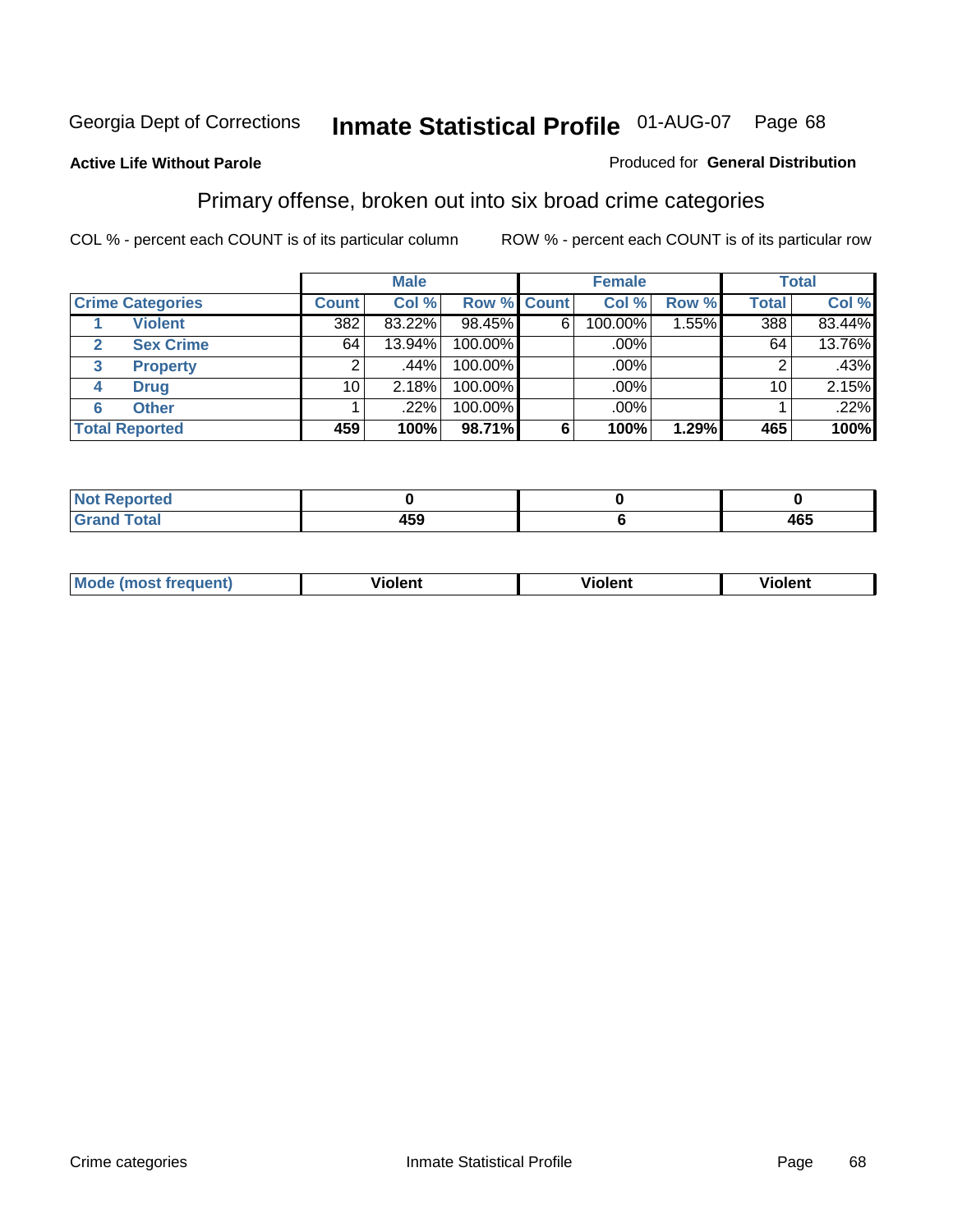Georgia Dept of Corrections **Inmate Statistical Profile** 01-AUG-07

**Active Life Without Parole**

Produced for **General Distribution**

## Primary offense, broken out into six broad crime categories

COL % - percent each COUNT is of its particular column

ROW % - percent each COUNT is of its particular row

| | | Male | | | Female | | | Total | |
|---|---|---|---|---|---|---|---|---|---|
| **Crime Categories** | | **Count** | **Col %** | **Row %** | **Count** | **Col %** | **Row %** | **Total** | **Col %** |
| 1 | **Violent** | 382 | 83.22% | 98.45% | 6 | 100.00% | 1.55% | 388 | 83.44% |
| 2 | **Sex Crime** | 64 | 13.94% | 100.00% | | .00% | | 64 | 13.76% |
| 3 | **Property** | 2 | .44% | 100.00% | | .00% | | 2 | .43% |
| 4 | **Drug** | 10 | 2.18% | 100.00% | | .00% | | 10 | 2.15% |
| 6 | **Other** | 1 | .22% | 100.00% | | .00% | | 1 | .22% |
| **Total Reported** | | **459** | **100%** | **98.71%** | **6** | **100%** | **1.29%** | **465** | **100%** |

| | Male | Female | Total |
|---|---|---|---|
| **Not Reported** | **0** | **0** | **0** |
| **Grand Total** | **459** | **6** | **465** |

| | Male | Female | Total |
|---|---|---|---|
| **Mode (most frequent)** | **Violent** | **Violent** | **Violent** |

Crime categories Inmate Statistical Profile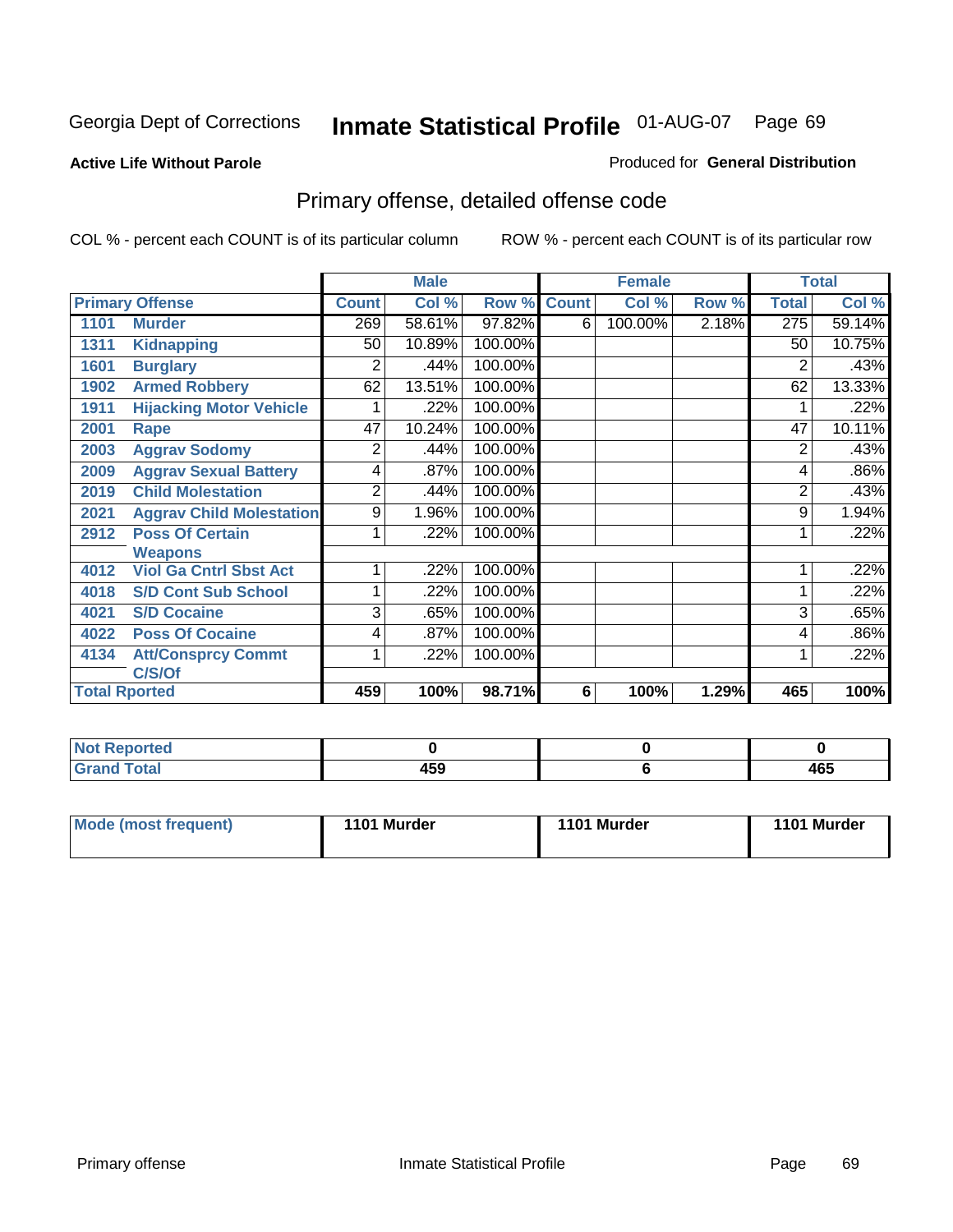Georgia Dept of Corrections **Inmate Statistical Profile** 01-AUG-07 Page 69

**Active Life Without Parole**

Produced for **General Distribution**

## Primary offense, detailed offense code

COL % - percent each COUNT is of its particular column ROW % - percent each COUNT is of its particular row

| Primary Offense | | Male | | | Female | | | Total | |
|---|---|---|---|---|---|---|---|---|---|
| | | Count | Col % | Row % | Count | Col % | Row % | Total | Col % |
| 1101 | Murder | 269 | 58.61% | 97.82% | 6 | 100.00% | 2.18% | 275 | 59.14% |
| 1311 | Kidnapping | 50 | 10.89% | 100.00% | | | | 50 | 10.75% |
| 1601 | Burglary | 2 | .44% | 100.00% | | | | 2 | .43% |
| 1902 | Armed Robbery | 62 | 13.51% | 100.00% | | | | 62 | 13.33% |
| 1911 | Hijacking Motor Vehicle | 1 | .22% | 100.00% | | | | 1 | .22% |
| 2001 | Rape | 47 | 10.24% | 100.00% | | | | 47 | 10.11% |
| 2003 | Aggrav Sodomy | 2 | .44% | 100.00% | | | | 2 | .43% |
| 2009 | Aggrav Sexual Battery | 4 | .87% | 100.00% | | | | 4 | .86% |
| 2019 | Child Molestation | 2 | .44% | 100.00% | | | | 2 | .43% |
| 2021 | Aggrav Child Molestation | 9 | 1.96% | 100.00% | | | | 9 | 1.94% |
| 2912 | Poss Of Certain Weapons | 1 | .22% | 100.00% | | | | 1 | .22% |
| 4012 | Viol Ga Cntrl Sbst Act | 1 | .22% | 100.00% | | | | 1 | .22% |
| 4018 | S/D Cont Sub School | 1 | .22% | 100.00% | | | | 1 | .22% |
| 4021 | S/D Cocaine | 3 | .65% | 100.00% | | | | 3 | .65% |
| 4022 | Poss Of Cocaine | 4 | .87% | 100.00% | | | | 4 | .86% |
| 4134 | Att/Consprcy Commt C/S/Of | 1 | .22% | 100.00% | | | | 1 | .22% |
| Total Rported | | 459 | 100% | 98.71% | 6 | 100% | 1.29% | 465 | 100% |

| | Male | Female | Total |
|---|---|---|---|
| Not Reported | 0 | 0 | 0 |
| Grand Total | 459 | 6 | 465 |

| | Male | Female | Total |
|---|---|---|---|
| Mode (most frequent) | 1101 Murder | 1101 Murder | 1101 Murder |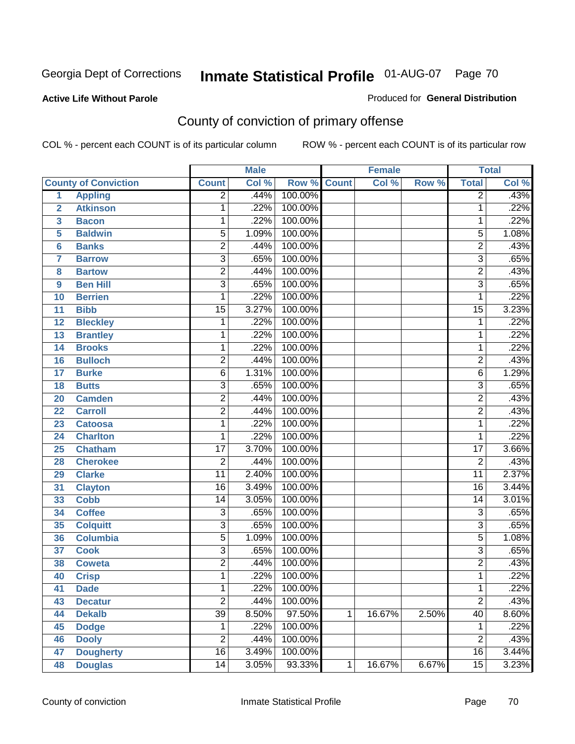Georgia Dept of Corrections **Inmate Statistical Profile** 01-AUG-07

**Active Life Without Parole**

Produced for **General Distribution**

## County of conviction of primary offense

COL % - percent each COUNT is of its particular column

ROW % - percent each COUNT is of its particular row

| County of Conviction | | Male | | | Female | | | Total | |
|---|---|---|---|---|---|---|---|---|---|
| | | Count | Col % | Row % | Count | Col % | Row % | Total | Col % |
| 1 | Appling | 2 | .44% | 100.00% | | | | 2 | .43% |
| 2 | Atkinson | 1 | .22% | 100.00% | | | | 1 | .22% |
| 3 | Bacon | 1 | .22% | 100.00% | | | | 1 | .22% |
| 5 | Baldwin | 5 | 1.09% | 100.00% | | | | 5 | 1.08% |
| 6 | Banks | 2 | .44% | 100.00% | | | | 2 | .43% |
| 7 | Barrow | 3 | .65% | 100.00% | | | | 3 | .65% |
| 8 | Bartow | 2 | .44% | 100.00% | | | | 2 | .43% |
| 9 | Ben Hill | 3 | .65% | 100.00% | | | | 3 | .65% |
| 10 | Berrien | 1 | .22% | 100.00% | | | | 1 | .22% |
| 11 | Bibb | 15 | 3.27% | 100.00% | | | | 15 | 3.23% |
| 12 | Bleckley | 1 | .22% | 100.00% | | | | 1 | .22% |
| 13 | Brantley | 1 | .22% | 100.00% | | | | 1 | .22% |
| 14 | Brooks | 1 | .22% | 100.00% | | | | 1 | .22% |
| 16 | Bulloch | 2 | .44% | 100.00% | | | | 2 | .43% |
| 17 | Burke | 6 | 1.31% | 100.00% | | | | 6 | 1.29% |
| 18 | Butts | 3 | .65% | 100.00% | | | | 3 | .65% |
| 20 | Camden | 2 | .44% | 100.00% | | | | 2 | .43% |
| 22 | Carroll | 2 | .44% | 100.00% | | | | 2 | .43% |
| 23 | Catoosa | 1 | .22% | 100.00% | | | | 1 | .22% |
| 24 | Charlton | 1 | .22% | 100.00% | | | | 1 | .22% |
| 25 | Chatham | 17 | 3.70% | 100.00% | | | | 17 | 3.66% |
| 28 | Cherokee | 2 | .44% | 100.00% | | | | 2 | .43% |
| 29 | Clarke | 11 | 2.40% | 100.00% | | | | 11 | 2.37% |
| 31 | Clayton | 16 | 3.49% | 100.00% | | | | 16 | 3.44% |
| 33 | Cobb | 14 | 3.05% | 100.00% | | | | 14 | 3.01% |
| 34 | Coffee | 3 | .65% | 100.00% | | | | 3 | .65% |
| 35 | Colquitt | 3 | .65% | 100.00% | | | | 3 | .65% |
| 36 | Columbia | 5 | 1.09% | 100.00% | | | | 5 | 1.08% |
| 37 | Cook | 3 | .65% | 100.00% | | | | 3 | .65% |
| 38 | Coweta | 2 | .44% | 100.00% | | | | 2 | .43% |
| 40 | Crisp | 1 | .22% | 100.00% | | | | 1 | .22% |
| 41 | Dade | 1 | .22% | 100.00% | | | | 1 | .22% |
| 43 | Decatur | 2 | .44% | 100.00% | | | | 2 | .43% |
| 44 | Dekalb | 39 | 8.50% | 97.50% | 1 | 16.67% | 2.50% | 40 | 8.60% |
| 45 | Dodge | 1 | .22% | 100.00% | | | | 1 | .22% |
| 46 | Dooly | 2 | .44% | 100.00% | | | | 2 | .43% |
| 47 | Dougherty | 16 | 3.49% | 100.00% | | | | 16 | 3.44% |
| 48 | Douglas | 14 | 3.05% | 93.33% | 1 | 16.67% | 6.67% | 15 | 3.23% |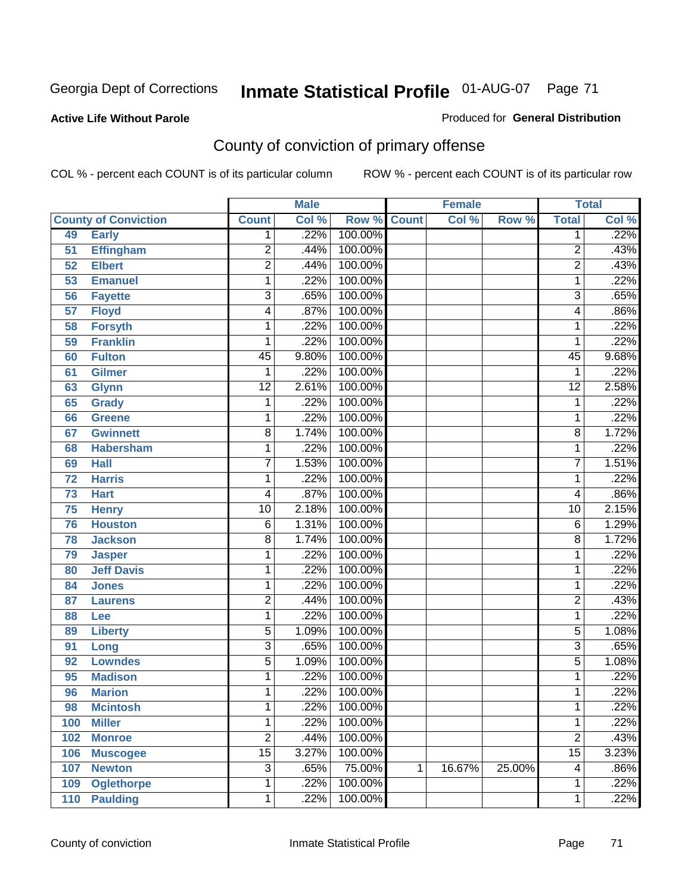Georgia Dept of Corrections **Inmate Statistical Profile** 01-AUG-07 Page 71

**Active Life Without Parole**

Produced for **General Distribution**

## County of conviction of primary offense

COL % - percent each COUNT is of its particular column ROW % - percent each COUNT is of its particular row

| County of Conviction | | Male | | | Female | | | Total | |
|---|---|---|---|---|---|---|---|---|---|
| | | Count | Col % | Row % | Count | Col % | Row % | Total | Col % |
| 49 | Early | 1 | .22% | 100.00% | | | | 1 | .22% |
| 51 | Effingham | 2 | .44% | 100.00% | | | | 2 | .43% |
| 52 | Elbert | 2 | .44% | 100.00% | | | | 2 | .43% |
| 53 | Emanuel | 1 | .22% | 100.00% | | | | 1 | .22% |
| 56 | Fayette | 3 | .65% | 100.00% | | | | 3 | .65% |
| 57 | Floyd | 4 | .87% | 100.00% | | | | 4 | .86% |
| 58 | Forsyth | 1 | .22% | 100.00% | | | | 1 | .22% |
| 59 | Franklin | 1 | .22% | 100.00% | | | | 1 | .22% |
| 60 | Fulton | 45 | 9.80% | 100.00% | | | | 45 | 9.68% |
| 61 | Gilmer | 1 | .22% | 100.00% | | | | 1 | .22% |
| 63 | Glynn | 12 | 2.61% | 100.00% | | | | 12 | 2.58% |
| 65 | Grady | 1 | .22% | 100.00% | | | | 1 | .22% |
| 66 | Greene | 1 | .22% | 100.00% | | | | 1 | .22% |
| 67 | Gwinnett | 8 | 1.74% | 100.00% | | | | 8 | 1.72% |
| 68 | Habersham | 1 | .22% | 100.00% | | | | 1 | .22% |
| 69 | Hall | 7 | 1.53% | 100.00% | | | | 7 | 1.51% |
| 72 | Harris | 1 | .22% | 100.00% | | | | 1 | .22% |
| 73 | Hart | 4 | .87% | 100.00% | | | | 4 | .86% |
| 75 | Henry | 10 | 2.18% | 100.00% | | | | 10 | 2.15% |
| 76 | Houston | 6 | 1.31% | 100.00% | | | | 6 | 1.29% |
| 78 | Jackson | 8 | 1.74% | 100.00% | | | | 8 | 1.72% |
| 79 | Jasper | 1 | .22% | 100.00% | | | | 1 | .22% |
| 80 | Jeff Davis | 1 | .22% | 100.00% | | | | 1 | .22% |
| 84 | Jones | 1 | .22% | 100.00% | | | | 1 | .22% |
| 87 | Laurens | 2 | .44% | 100.00% | | | | 2 | .43% |
| 88 | Lee | 1 | .22% | 100.00% | | | | 1 | .22% |
| 89 | Liberty | 5 | 1.09% | 100.00% | | | | 5 | 1.08% |
| 91 | Long | 3 | .65% | 100.00% | | | | 3 | .65% |
| 92 | Lowndes | 5 | 1.09% | 100.00% | | | | 5 | 1.08% |
| 95 | Madison | 1 | .22% | 100.00% | | | | 1 | .22% |
| 96 | Marion | 1 | .22% | 100.00% | | | | 1 | .22% |
| 98 | Mcintosh | 1 | .22% | 100.00% | | | | 1 | .22% |
| 100 | Miller | 1 | .22% | 100.00% | | | | 1 | .22% |
| 102 | Monroe | 2 | .44% | 100.00% | | | | 2 | .43% |
| 106 | Muscogee | 15 | 3.27% | 100.00% | | | | 15 | 3.23% |
| 107 | Newton | 3 | .65% | 75.00% | 1 | 16.67% | 25.00% | 4 | .86% |
| 109 | Oglethorpe | 1 | .22% | 100.00% | | | | 1 | .22% |
| 110 | Paulding | 1 | .22% | 100.00% | | | | 1 | .22% |

County of conviction Inmate Statistical Profile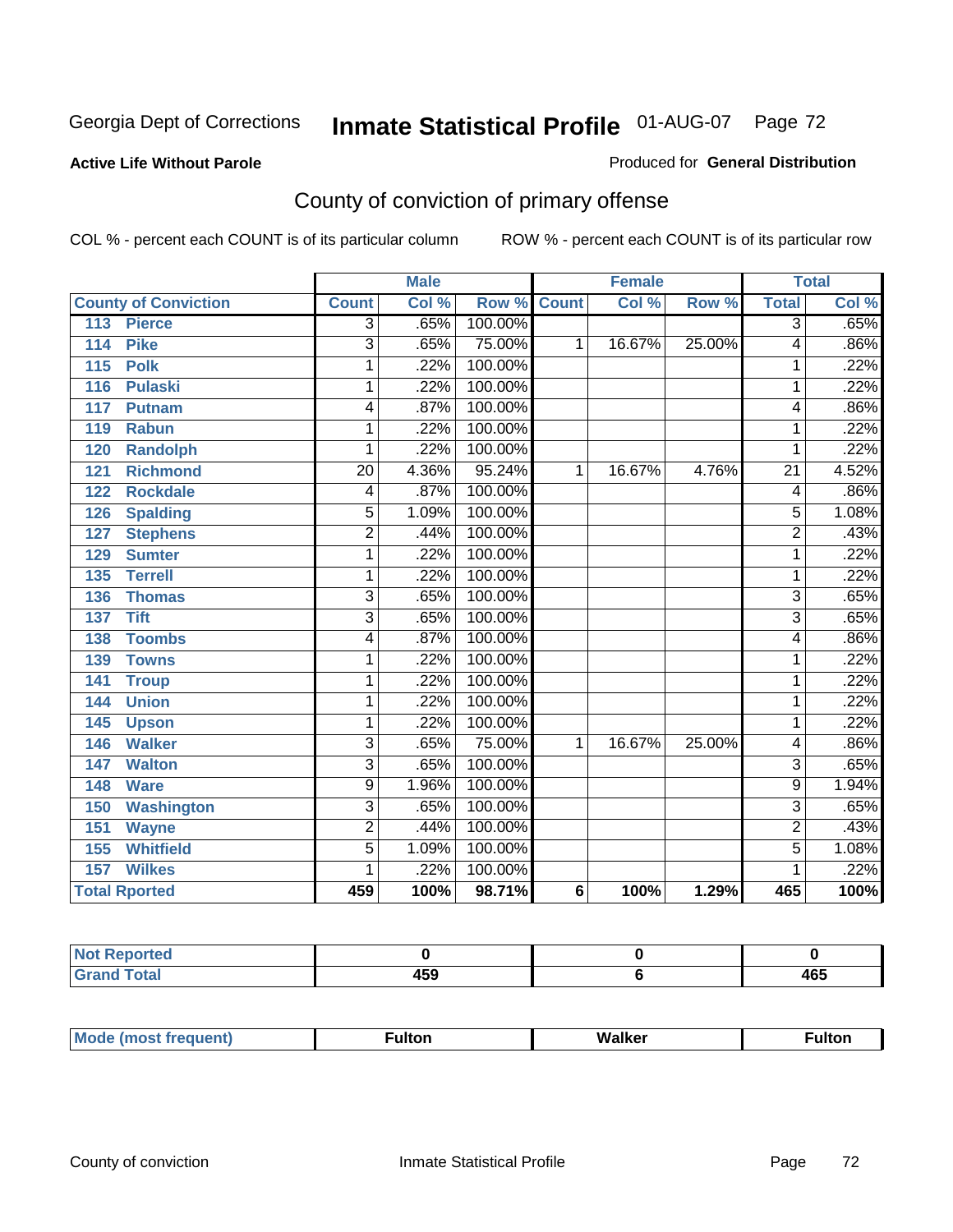Georgia Dept of Corrections **Inmate Statistical Profile** 01-AUG-07

**Active Life Without Parole**

Produced for **General Distribution**

## County of conviction of primary offense

COL % - percent each COUNT is of its particular column ROW % - percent each COUNT is of its particular row

| County of Conviction | Male | | | Female | | | Total | |
|---|---|---|---|---|---|---|---|---|
| | Count | Col % | Row % | Count | Col % | Row % | Total | Col % |
| 113 Pierce | 3 | .65% | 100.00% | | | | 3 | .65% |
| 114 Pike | 3 | .65% | 75.00% | 1 | 16.67% | 25.00% | 4 | .86% |
| 115 Polk | 1 | .22% | 100.00% | | | | 1 | .22% |
| 116 Pulaski | 1 | .22% | 100.00% | | | | 1 | .22% |
| 117 Putnam | 4 | .87% | 100.00% | | | | 4 | .86% |
| 119 Rabun | 1 | .22% | 100.00% | | | | 1 | .22% |
| 120 Randolph | 1 | .22% | 100.00% | | | | 1 | .22% |
| 121 Richmond | 20 | 4.36% | 95.24% | 1 | 16.67% | 4.76% | 21 | 4.52% |
| 122 Rockdale | 4 | .87% | 100.00% | | | | 4 | .86% |
| 126 Spalding | 5 | 1.09% | 100.00% | | | | 5 | 1.08% |
| 127 Stephens | 2 | .44% | 100.00% | | | | 2 | .43% |
| 129 Sumter | 1 | .22% | 100.00% | | | | 1 | .22% |
| 135 Terrell | 1 | .22% | 100.00% | | | | 1 | .22% |
| 136 Thomas | 3 | .65% | 100.00% | | | | 3 | .65% |
| 137 Tift | 3 | .65% | 100.00% | | | | 3 | .65% |
| 138 Toombs | 4 | .87% | 100.00% | | | | 4 | .86% |
| 139 Towns | 1 | .22% | 100.00% | | | | 1 | .22% |
| 141 Troup | 1 | .22% | 100.00% | | | | 1 | .22% |
| 144 Union | 1 | .22% | 100.00% | | | | 1 | .22% |
| 145 Upson | 1 | .22% | 100.00% | | | | 1 | .22% |
| 146 Walker | 3 | .65% | 75.00% | 1 | 16.67% | 25.00% | 4 | .86% |
| 147 Walton | 3 | .65% | 100.00% | | | | 3 | .65% |
| 148 Ware | 9 | 1.96% | 100.00% | | | | 9 | 1.94% |
| 150 Washington | 3 | .65% | 100.00% | | | | 3 | .65% |
| 151 Wayne | 2 | .44% | 100.00% | | | | 2 | .43% |
| 155 Whitfield | 5 | 1.09% | 100.00% | | | | 5 | 1.08% |
| 157 Wilkes | 1 | .22% | 100.00% | | | | 1 | .22% |
| **Total Rported** | **459** | **100%** | **98.71%** | **6** | **100%** | **1.29%** | **465** | **100%** |

| | Male | Female | Total |
|---|---|---|---|
| Not Reported | 0 | 0 | 0 |
| Grand Total | 459 | 6 | 465 |

| | Male | Female | Total |
|---|---|---|---|
| Mode (most frequent) | Fulton | Walker | Fulton |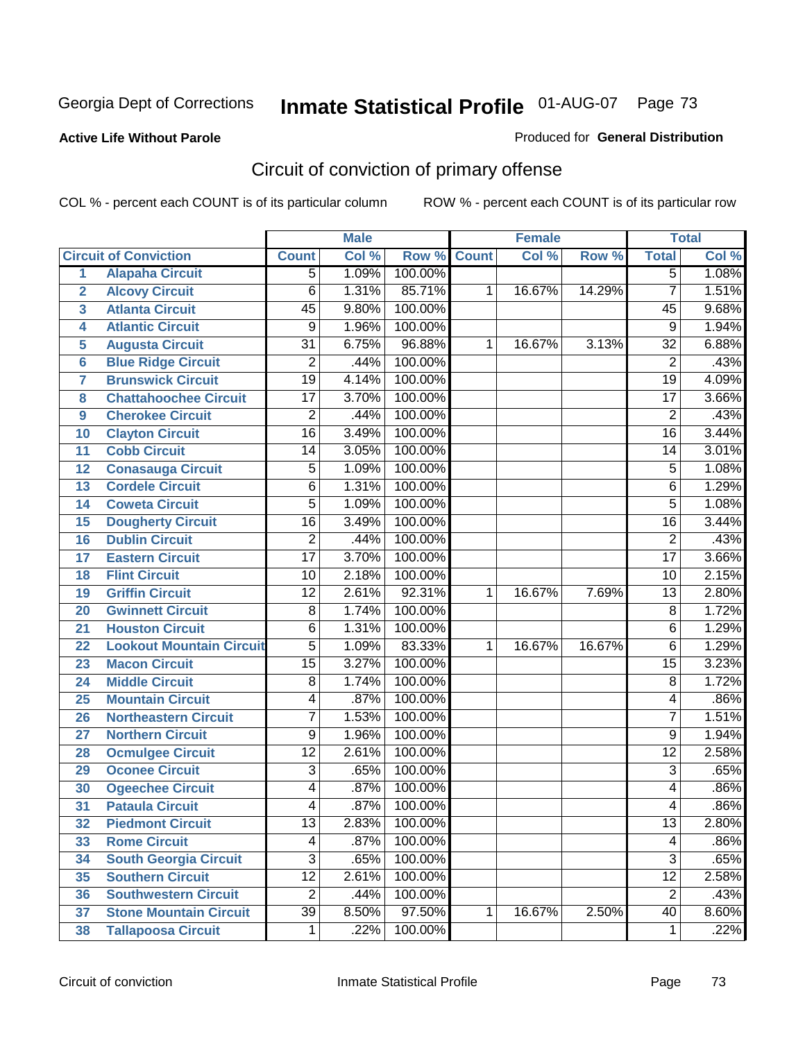Georgia Dept of Corrections

# Inmate Statistical Profile 01-AUG-07

**Active Life Without Parole**

Produced for **General Distribution**

## Circuit of conviction of primary offense

COL % - percent each COUNT is of its particular column ROW % - percent each COUNT is of its particular row

| | Circuit of Conviction | Male | | | Female | | | Total | |
|---|---|---|---|---|---|---|---|---|---|
| | | Count | Col % | Row % | Count | Col % | Row % | Total | Col % |
| 1 | Alapaha Circuit | 5 | 1.09% | 100.00% | | | | 5 | 1.08% |
| 2 | Alcovy Circuit | 6 | 1.31% | 85.71% | 1 | 16.67% | 14.29% | 7 | 1.51% |
| 3 | Atlanta Circuit | 45 | 9.80% | 100.00% | | | | 45 | 9.68% |
| 4 | Atlantic Circuit | 9 | 1.96% | 100.00% | | | | 9 | 1.94% |
| 5 | Augusta Circuit | 31 | 6.75% | 96.88% | 1 | 16.67% | 3.13% | 32 | 6.88% |
| 6 | Blue Ridge Circuit | 2 | .44% | 100.00% | | | | 2 | .43% |
| 7 | Brunswick Circuit | 19 | 4.14% | 100.00% | | | | 19 | 4.09% |
| 8 | Chattahoochee Circuit | 17 | 3.70% | 100.00% | | | | 17 | 3.66% |
| 9 | Cherokee Circuit | 2 | .44% | 100.00% | | | | 2 | .43% |
| 10 | Clayton Circuit | 16 | 3.49% | 100.00% | | | | 16 | 3.44% |
| 11 | Cobb Circuit | 14 | 3.05% | 100.00% | | | | 14 | 3.01% |
| 12 | Conasauga Circuit | 5 | 1.09% | 100.00% | | | | 5 | 1.08% |
| 13 | Cordele Circuit | 6 | 1.31% | 100.00% | | | | 6 | 1.29% |
| 14 | Coweta Circuit | 5 | 1.09% | 100.00% | | | | 5 | 1.08% |
| 15 | Dougherty Circuit | 16 | 3.49% | 100.00% | | | | 16 | 3.44% |
| 16 | Dublin Circuit | 2 | .44% | 100.00% | | | | 2 | .43% |
| 17 | Eastern Circuit | 17 | 3.70% | 100.00% | | | | 17 | 3.66% |
| 18 | Flint Circuit | 10 | 2.18% | 100.00% | | | | 10 | 2.15% |
| 19 | Griffin Circuit | 12 | 2.61% | 92.31% | 1 | 16.67% | 7.69% | 13 | 2.80% |
| 20 | Gwinnett Circuit | 8 | 1.74% | 100.00% | | | | 8 | 1.72% |
| 21 | Houston Circuit | 6 | 1.31% | 100.00% | | | | 6 | 1.29% |
| 22 | Lookout Mountain Circuit | 5 | 1.09% | 83.33% | 1 | 16.67% | 16.67% | 6 | 1.29% |
| 23 | Macon Circuit | 15 | 3.27% | 100.00% | | | | 15 | 3.23% |
| 24 | Middle Circuit | 8 | 1.74% | 100.00% | | | | 8 | 1.72% |
| 25 | Mountain Circuit | 4 | .87% | 100.00% | | | | 4 | .86% |
| 26 | Northeastern Circuit | 7 | 1.53% | 100.00% | | | | 7 | 1.51% |
| 27 | Northern Circuit | 9 | 1.96% | 100.00% | | | | 9 | 1.94% |
| 28 | Ocmulgee Circuit | 12 | 2.61% | 100.00% | | | | 12 | 2.58% |
| 29 | Oconee Circuit | 3 | .65% | 100.00% | | | | 3 | .65% |
| 30 | Ogeechee Circuit | 4 | .87% | 100.00% | | | | 4 | .86% |
| 31 | Pataula Circuit | 4 | .87% | 100.00% | | | | 4 | .86% |
| 32 | Piedmont Circuit | 13 | 2.83% | 100.00% | | | | 13 | 2.80% |
| 33 | Rome Circuit | 4 | .87% | 100.00% | | | | 4 | .86% |
| 34 | South Georgia Circuit | 3 | .65% | 100.00% | | | | 3 | .65% |
| 35 | Southern Circuit | 12 | 2.61% | 100.00% | | | | 12 | 2.58% |
| 36 | Southwestern Circuit | 2 | .44% | 100.00% | | | | 2 | .43% |
| 37 | Stone Mountain Circuit | 39 | 8.50% | 97.50% | 1 | 16.67% | 2.50% | 40 | 8.60% |
| 38 | Tallapoosa Circuit | 1 | .22% | 100.00% | | | | 1 | .22% |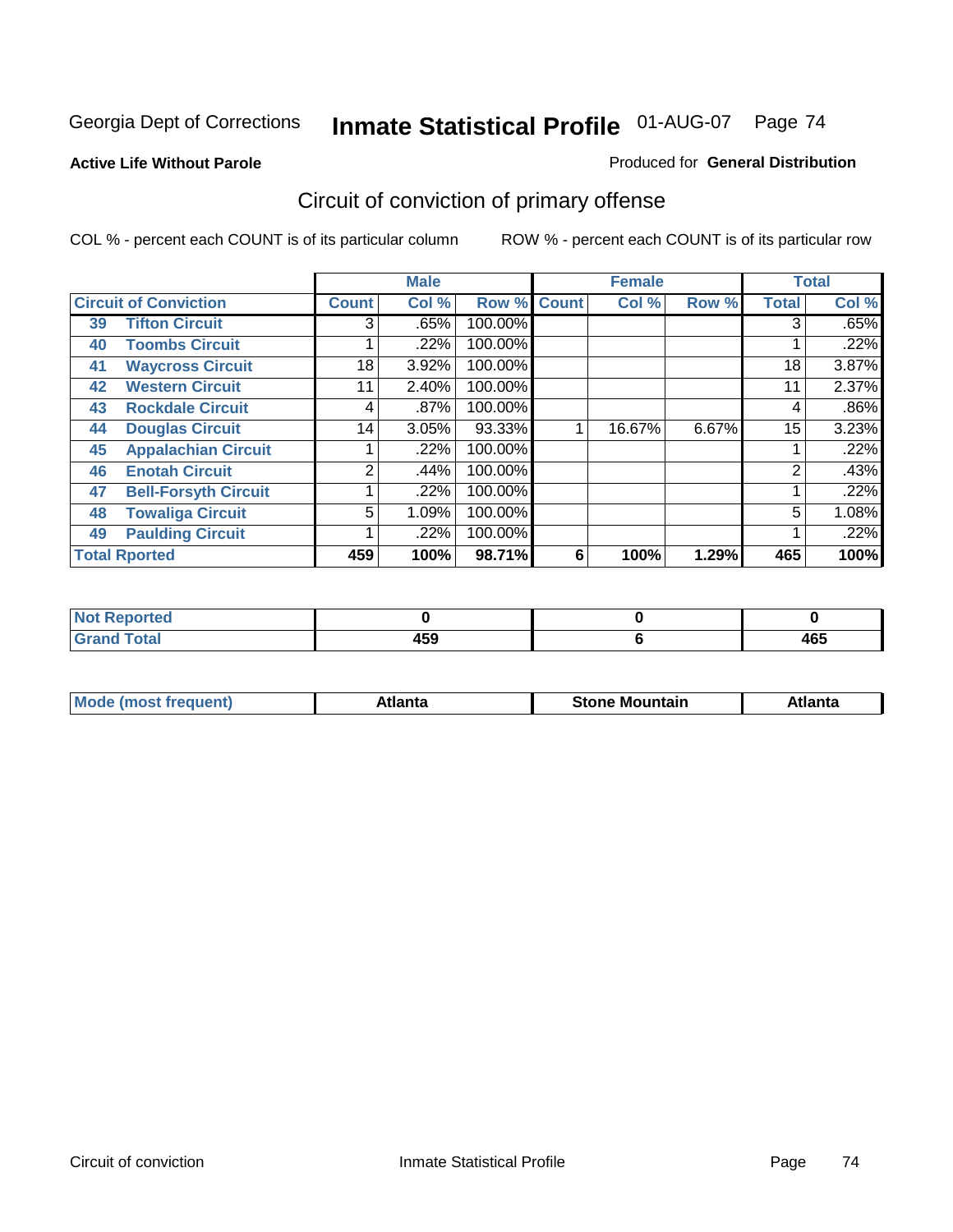Georgia Dept of Corrections **Inmate Statistical Profile** 01-AUG-07

**Active Life Without Parole**

Produced for **General Distribution**

## Circuit of conviction of primary offense

COL % - percent each COUNT is of its particular column

ROW % - percent each COUNT is of its particular row

| Circuit of Conviction | | Male | | | Female | | | Total | |
|---|---|---|---|---|---|---|---|---|---|
| | | Count | Col % | Row % | Count | Col % | Row % | Total | Col % |
| 39 | Tifton Circuit | 3 | .65% | 100.00% | | | | 3 | .65% |
| 40 | Toombs Circuit | 1 | .22% | 100.00% | | | | 1 | .22% |
| 41 | Waycross Circuit | 18 | 3.92% | 100.00% | | | | 18 | 3.87% |
| 42 | Western Circuit | 11 | 2.40% | 100.00% | | | | 11 | 2.37% |
| 43 | Rockdale Circuit | 4 | .87% | 100.00% | | | | 4 | .86% |
| 44 | Douglas Circuit | 14 | 3.05% | 93.33% | 1 | 16.67% | 6.67% | 15 | 3.23% |
| 45 | Appalachian Circuit | 1 | .22% | 100.00% | | | | 1 | .22% |
| 46 | Enotah Circuit | 2 | .44% | 100.00% | | | | 2 | .43% |
| 47 | Bell-Forsyth Circuit | 1 | .22% | 100.00% | | | | 1 | .22% |
| 48 | Towaliga Circuit | 5 | 1.09% | 100.00% | | | | 5 | 1.08% |
| 49 | Paulding Circuit | 1 | .22% | 100.00% | | | | 1 | .22% |
| **Total Rported** | | **459** | **100%** | **98.71%** | **6** | **100%** | **1.29%** | **465** | **100%** |

| | Male | Female | Total |
|---|---|---|---|
| **Not Reported** | **0** | **0** | **0** |
| **Grand Total** | **459** | **6** | **465** |

| | Male | Female | Total |
|---|---|---|---|
| **Mode (most frequent)** | **Atlanta** | **Stone Mountain** | **Atlanta** |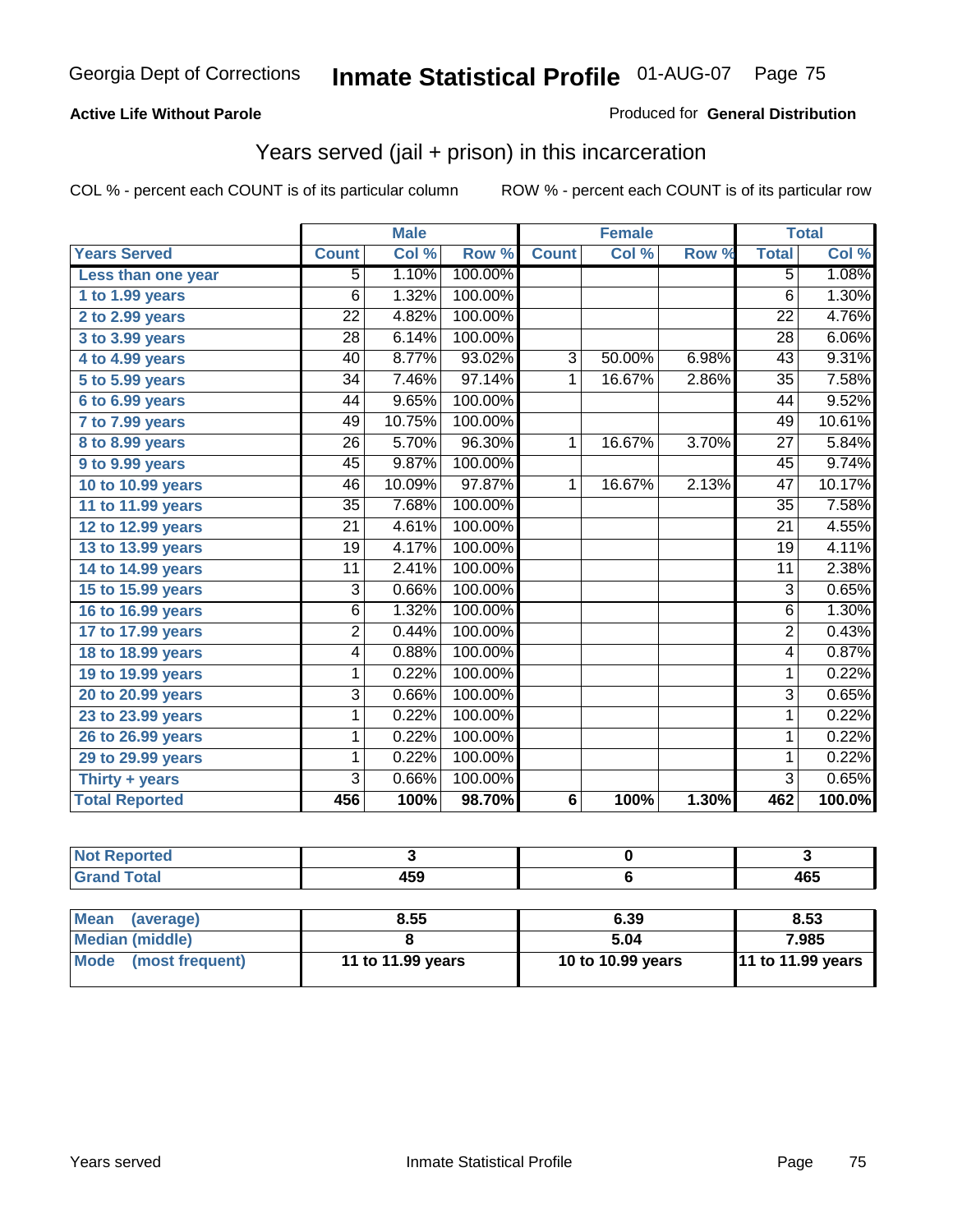Georgia Dept of Corrections **Inmate Statistical Profile** 01-AUG-07

**Active Life Without Parole**

Produced for **General Distribution**

## Years served (jail + prison) in this incarceration

COL % - percent each COUNT is of its particular column    ROW % - percent each COUNT is of its particular row

| | Male | | | Female | | | Total | |
|---|---|---|---|---|---|---|---|---|
| **Years Served** | **Count** | **Col %** | **Row %** | **Count** | **Col %** | **Row %** | **Total** | **Col %** |
| **Less than one year** | 5 | 1.10% | 100.00% | | | | 5 | 1.08% |
| **1 to 1.99 years** | 6 | 1.32% | 100.00% | | | | 6 | 1.30% |
| **2 to 2.99 years** | 22 | 4.82% | 100.00% | | | | 22 | 4.76% |
| **3 to 3.99 years** | 28 | 6.14% | 100.00% | | | | 28 | 6.06% |
| **4 to 4.99 years** | 40 | 8.77% | 93.02% | 3 | 50.00% | 6.98% | 43 | 9.31% |
| **5 to 5.99 years** | 34 | 7.46% | 97.14% | 1 | 16.67% | 2.86% | 35 | 7.58% |
| **6 to 6.99 years** | 44 | 9.65% | 100.00% | | | | 44 | 9.52% |
| **7 to 7.99 years** | 49 | 10.75% | 100.00% | | | | 49 | 10.61% |
| **8 to 8.99 years** | 26 | 5.70% | 96.30% | 1 | 16.67% | 3.70% | 27 | 5.84% |
| **9 to 9.99 years** | 45 | 9.87% | 100.00% | | | | 45 | 9.74% |
| **10 to 10.99 years** | 46 | 10.09% | 97.87% | 1 | 16.67% | 2.13% | 47 | 10.17% |
| **11 to 11.99 years** | 35 | 7.68% | 100.00% | | | | 35 | 7.58% |
| **12 to 12.99 years** | 21 | 4.61% | 100.00% | | | | 21 | 4.55% |
| **13 to 13.99 years** | 19 | 4.17% | 100.00% | | | | 19 | 4.11% |
| **14 to 14.99 years** | 11 | 2.41% | 100.00% | | | | 11 | 2.38% |
| **15 to 15.99 years** | 3 | 0.66% | 100.00% | | | | 3 | 0.65% |
| **16 to 16.99 years** | 6 | 1.32% | 100.00% | | | | 6 | 1.30% |
| **17 to 17.99 years** | 2 | 0.44% | 100.00% | | | | 2 | 0.43% |
| **18 to 18.99 years** | 4 | 0.88% | 100.00% | | | | 4 | 0.87% |
| **19 to 19.99 years** | 1 | 0.22% | 100.00% | | | | 1 | 0.22% |
| **20 to 20.99 years** | 3 | 0.66% | 100.00% | | | | 3 | 0.65% |
| **23 to 23.99 years** | 1 | 0.22% | 100.00% | | | | 1 | 0.22% |
| **26 to 26.99 years** | 1 | 0.22% | 100.00% | | | | 1 | 0.22% |
| **29 to 29.99 years** | 1 | 0.22% | 100.00% | | | | 1 | 0.22% |
| **Thirty + years** | 3 | 0.66% | 100.00% | | | | 3 | 0.65% |
| **Total Reported** | **456** | **100%** | **98.70%** | **6** | **100%** | **1.30%** | **462** | **100.0%** |

| | Male | Female | Total |
|---|---|---|---|
| **Not Reported** | **3** | **0** | **3** |
| **Grand Total** | **459** | **6** | **465** |

| | Male | Female | Total |
|---|---|---|---|
| **Mean (average)** | **8.55** | **6.39** | **8.53** |
| **Median (middle)** | **8** | **5.04** | **7.985** |
| **Mode (most frequent)** | **11 to 11.99 years** | **10 to 10.99 years** | **11 to 11.99 years** |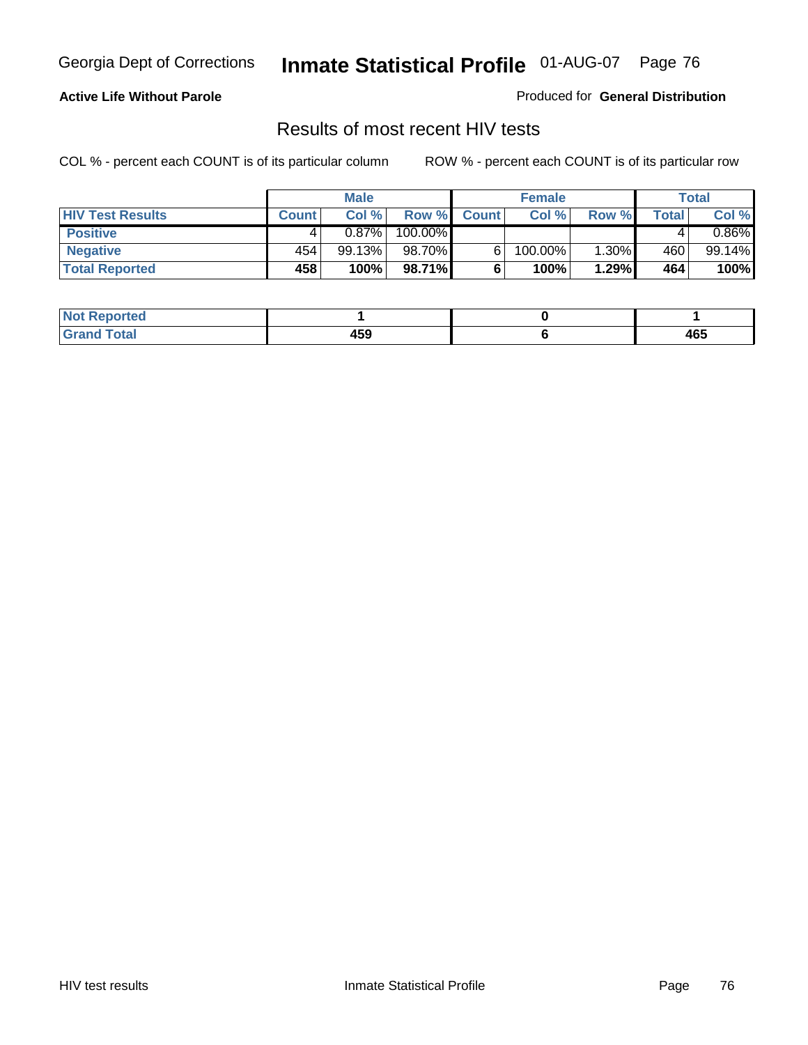Georgia Dept of Corrections **Inmate Statistical Profile** 01-AUG-07

**Active Life Without Parole**

Produced for **General Distribution**

## Results of most recent HIV tests

COL % - percent each COUNT is of its particular column ROW % - percent each COUNT is of its particular row

| | Male | | | Female | | | Total | |
|---|---|---|---|---|---|---|---|---|
| **HIV Test Results** | **Count** | **Col %** | **Row %** | **Count** | **Col %** | **Row %** | **Total** | **Col %** |
| **Positive** | 4 | 0.87% | 100.00% | | | | 4 | 0.86% |
| **Negative** | 454 | 99.13% | 98.70% | 6 | 100.00% | 1.30% | 460 | 99.14% |
| **Total Reported** | **458** | **100%** | **98.71%** | **6** | **100%** | **1.29%** | **464** | **100%** |

| | Male | Female | Total |
|---|---|---|---|
| **Not Reported** | **1** | **0** | **1** |
| **Grand Total** | **459** | **6** | **465** |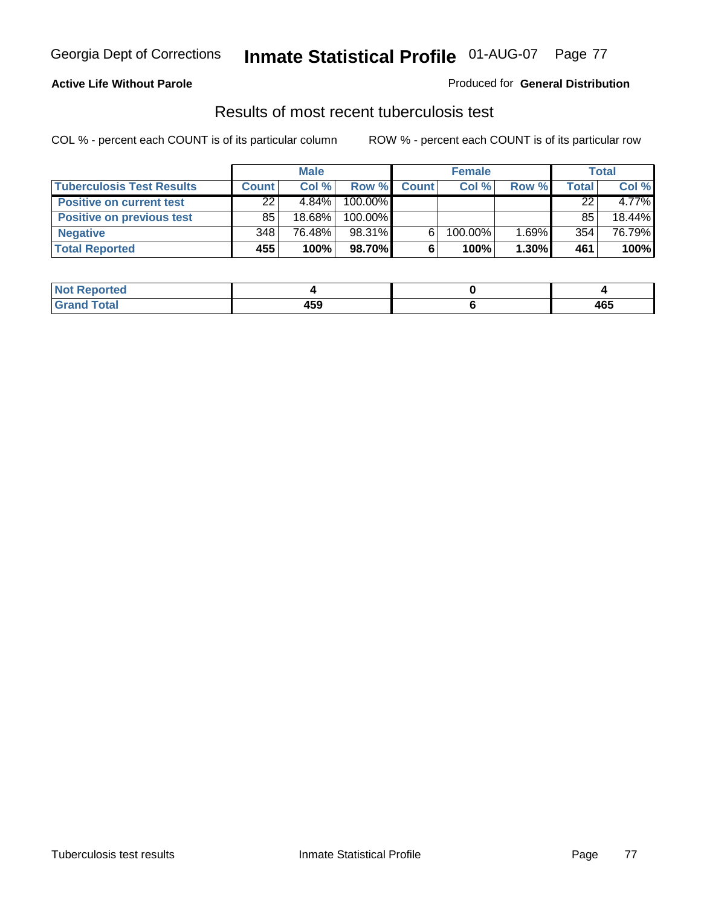Georgia Dept of Corrections **Inmate Statistical Profile** 01-AUG-07

**Active Life Without Parole**

Produced for **General Distribution**

## Results of most recent tuberculosis test

COL % - percent each COUNT is of its particular column    ROW % - percent each COUNT is of its particular row

| | Male | | | Female | | | Total | |
|---|---|---|---|---|---|---|---|---|
| **Tuberculosis Test Results** | **Count** | **Col %** | **Row %** | **Count** | **Col %** | **Row %** | **Total** | **Col %** |
| **Positive on current test** | 22 | 4.84% | 100.00% | | | | 22 | 4.77% |
| **Positive on previous test** | 85 | 18.68% | 100.00% | | | | 85 | 18.44% |
| **Negative** | 348 | 76.48% | 98.31% | 6 | 100.00% | 1.69% | 354 | 76.79% |
| **Total Reported** | **455** | **100%** | **98.70%** | **6** | **100%** | **1.30%** | **461** | **100%** |

| | Male | Female | Total |
|---|---|---|---|
| **Not Reported** | **4** | **0** | **4** |
| **Grand Total** | **459** | **6** | **465** |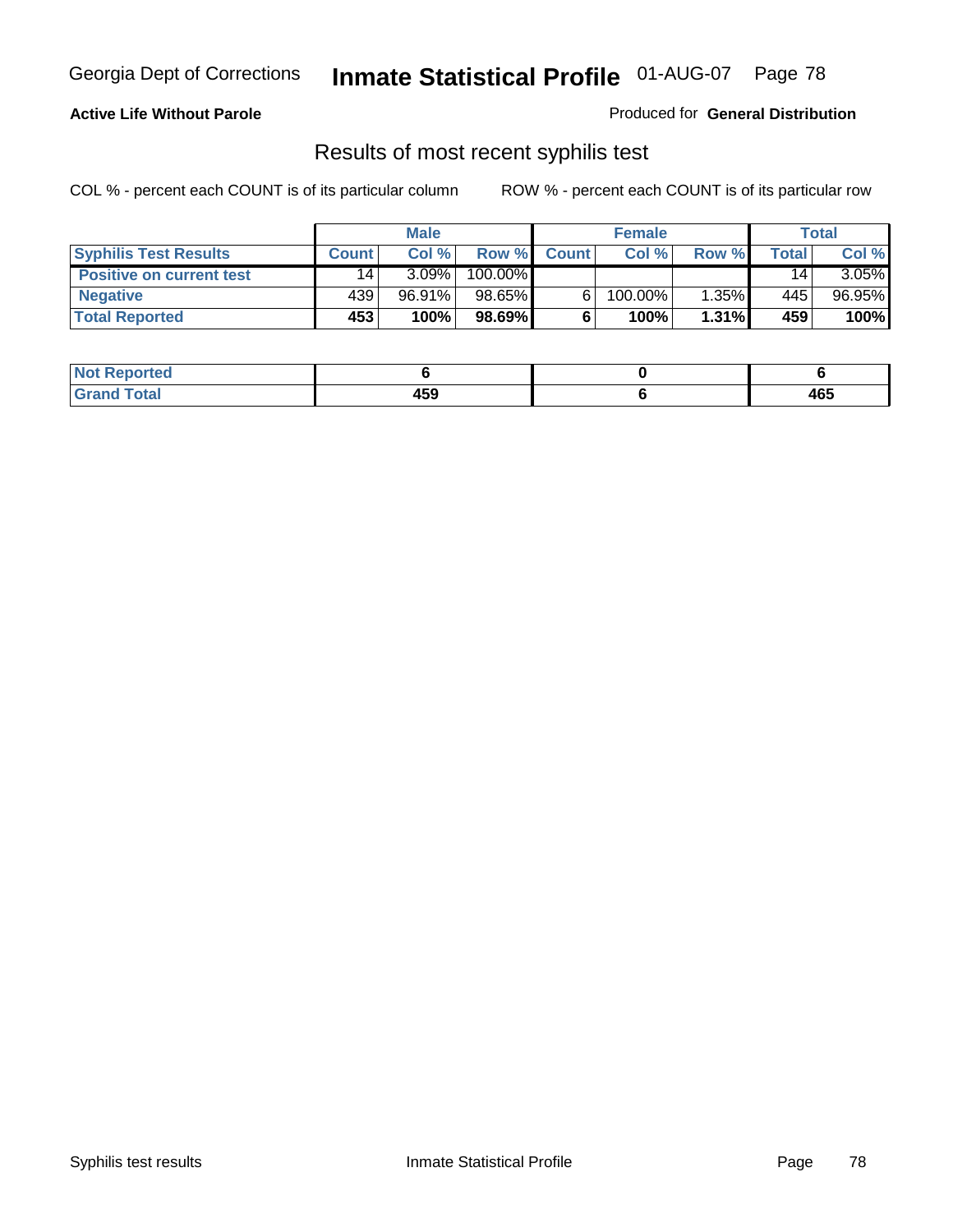**Active Life Without Parole**

Produced for **General Distribution**

## Results of most recent syphilis test

COL % - percent each COUNT is of its particular column    ROW % - percent each COUNT is of its particular row

| | Male | | | Female | | | Total | |
|---|---|---|---|---|---|---|---|---|
| **Syphilis Test Results** | **Count** | **Col %** | **Row %** | **Count** | **Col %** | **Row %** | **Total** | **Col %** |
| **Positive on current test** | 14 | 3.09% | 100.00% | | | | 14 | 3.05% |
| **Negative** | 439 | 96.91% | 98.65% | 6 | 100.00% | 1.35% | 445 | 96.95% |
| **Total Reported** | **453** | **100%** | **98.69%** | **6** | **100%** | **1.31%** | **459** | **100%** |

| | Male | Female | Total |
|---|---|---|---|
| **Not Reported** | **6** | **0** | **6** |
| **Grand Total** | **459** | **6** | **465** |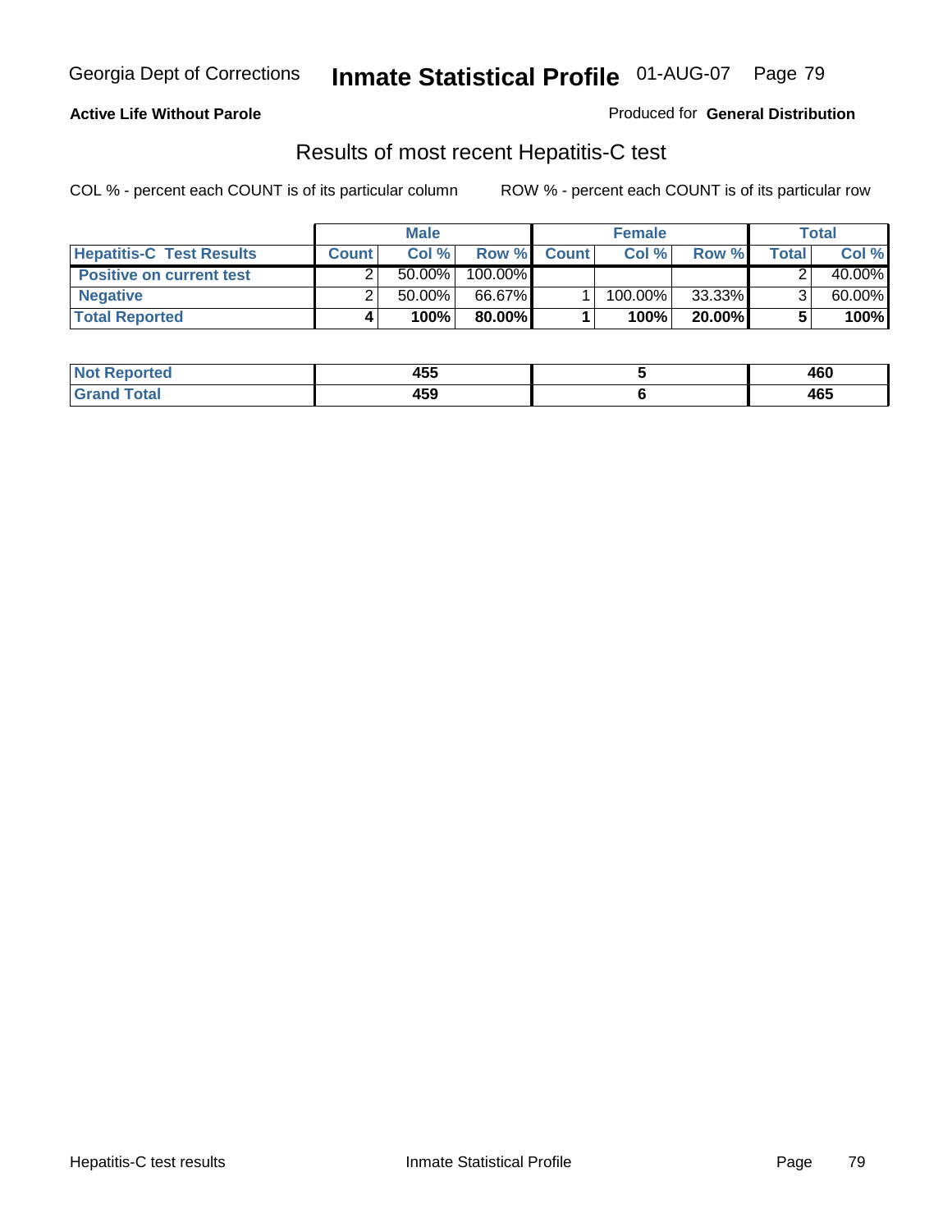**Active Life Without Parole**

Produced for **General Distribution**

## Results of most recent Hepatitis-C test

COL % - percent each COUNT is of its particular column    ROW % - percent each COUNT is of its particular row

| | Male | | | Female | | | Total | |
|---|---|---|---|---|---|---|---|---|
| **Hepatitis-C Test Results** | **Count** | **Col %** | **Row %** | **Count** | **Col %** | **Row %** | **Total** | **Col %** |
| **Positive on current test** | 2 | 50.00% | 100.00% | | | | 2 | 40.00% |
| **Negative** | 2 | 50.00% | 66.67% | 1 | 100.00% | 33.33% | 3 | 60.00% |
| **Total Reported** | **4** | **100%** | **80.00%** | **1** | **100%** | **20.00%** | **5** | **100%** |

| | Male | Female | Total |
|---|---|---|---|
| **Not Reported** | **455** | **5** | **460** |
| **Grand Total** | **459** | **6** | **465** |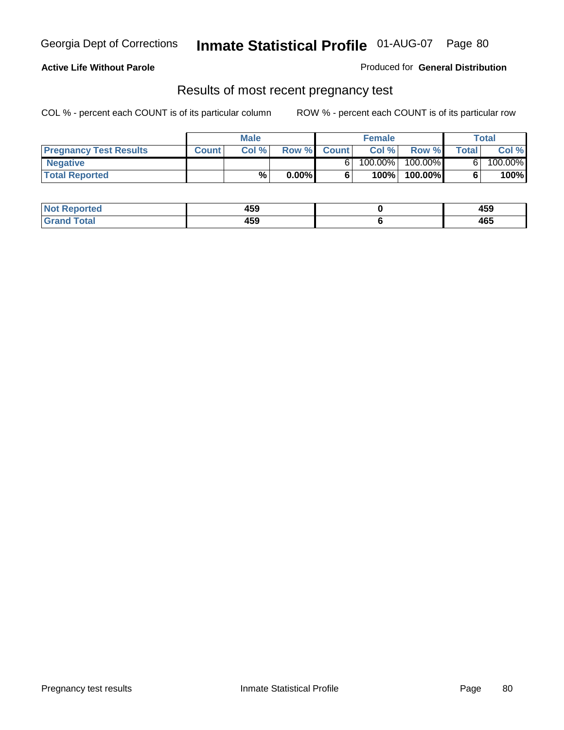**Active Life Without Parole**

Produced for **General Distribution**

## Results of most recent pregnancy test

COL % - percent each COUNT is of its particular column

ROW % - percent each COUNT is of its particular row

| | Male | | | Female | | | Total | |
|---|---|---|---|---|---|---|---|---|
| **Pregnancy Test Results** | **Count** | **Col %** | **Row %** | **Count** | **Col %** | **Row %** | **Total** | **Col %** |
| **Negative** | | | | 6 | 100.00% | 100.00% | 6 | 100.00% |
| **Total Reported** | | **%** | **0.00%** | **6** | **100%** | **100.00%** | **6** | **100%** |

| | Male | Female | Total |
|---|---|---|---|
| **Not Reported** | 459 | 0 | 459 |
| **Grand Total** | 459 | 6 | 465 |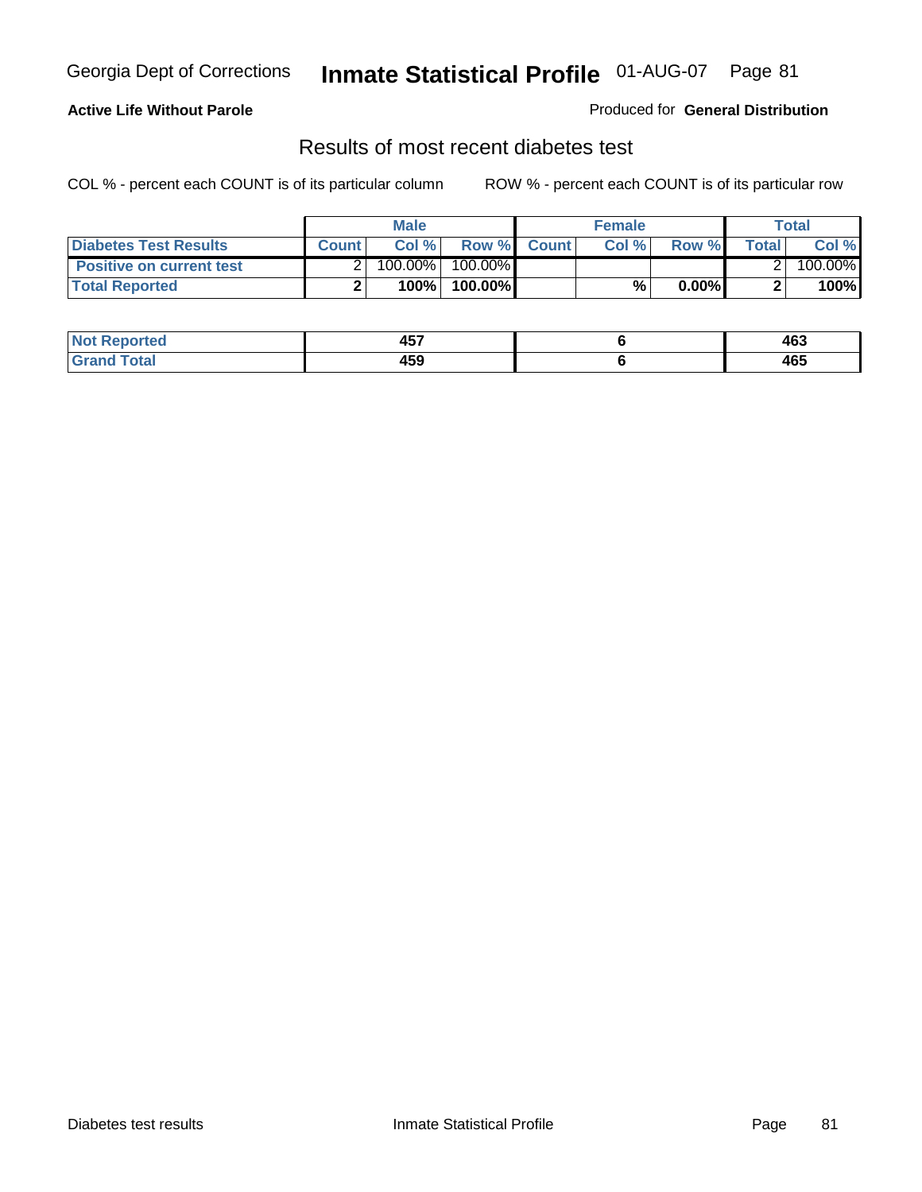Georgia Dept of Corrections **Inmate Statistical Profile** 01-AUG-07

**Active Life Without Parole**

Produced for **General Distribution**

## Results of most recent diabetes test

COL % - percent each COUNT is of its particular column

ROW % - percent each COUNT is of its particular row

| | Male | | | Female | | | Total | |
|---|---|---|---|---|---|---|---|---|
| **Diabetes Test Results** | **Count** | **Col %** | **Row %** | **Count** | **Col %** | **Row %** | **Total** | **Col %** |
| **Positive on current test** | 2 | 100.00% | 100.00% | | | | 2 | 100.00% |
| **Total Reported** | **2** | **100%** | **100.00%** | | **%** | **0.00%** | **2** | **100%** |

| | Male | Female | Total |
|---|---|---|---|
| **Not Reported** | **457** | **6** | **463** |
| **Grand Total** | **459** | **6** | **465** |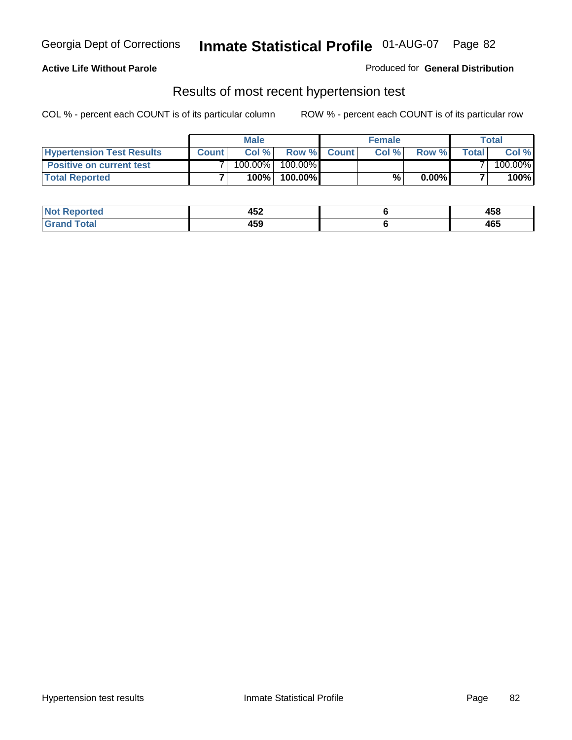Georgia Dept of Corrections **Inmate Statistical Profile** 01-AUG-07

**Active Life Without Parole**

Produced for **General Distribution**

## Results of most recent hypertension test

COL % - percent each COUNT is of its particular column ROW % - percent each COUNT is of its particular row

| | Male | | | Female | | | Total | |
|---|---|---|---|---|---|---|---|---|
| **Hypertension Test Results** | **Count** | **Col %** | **Row %** | **Count** | **Col %** | **Row %** | **Total** | **Col %** |
| **Positive on current test** | 7 | 100.00% | 100.00% | | | | 7 | 100.00% |
| **Total Reported** | **7** | **100%** | **100.00%** | | **%** | **0.00%** | **7** | **100%** |

| | Male | Female | Total |
|---|---|---|---|
| **Not Reported** | **452** | **6** | **458** |
| **Grand Total** | **459** | **6** | **465** |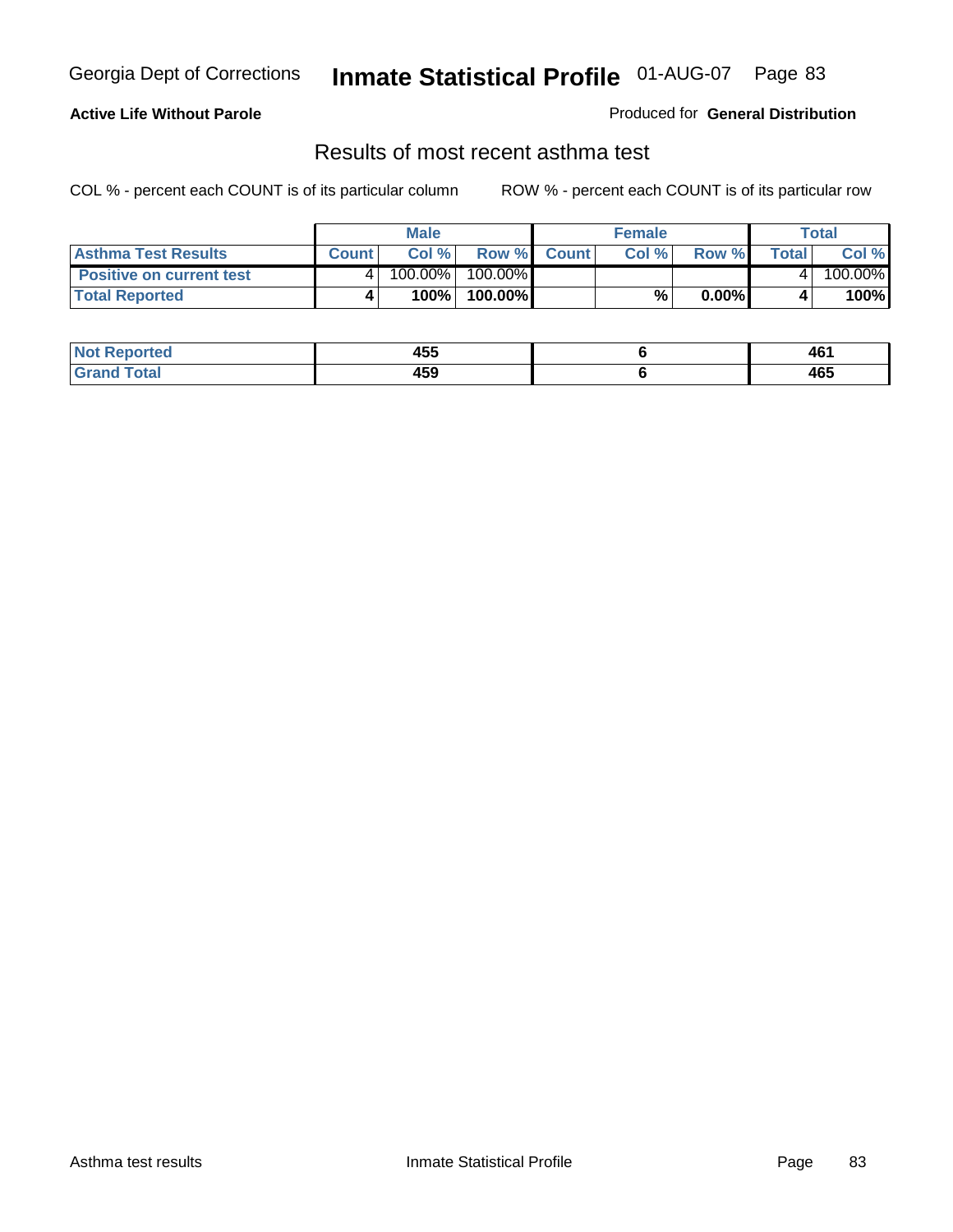**Active Life Without Parole**

Produced for **General Distribution**

## Results of most recent asthma test

COL % - percent each COUNT is of its particular column

ROW % - percent each COUNT is of its particular row

| | Male | | | Female | | | Total | |
|---|---|---|---|---|---|---|---|---|
| **Asthma Test Results** | **Count** | **Col %** | **Row %** | **Count** | **Col %** | **Row %** | **Total** | **Col %** |
| **Positive on current test** | 4 | 100.00% | 100.00% | | | | 4 | 100.00% |
| **Total Reported** | **4** | **100%** | **100.00%** | | **%** | **0.00%** | **4** | **100%** |

| | Male | Female | Total |
|---|---|---|---|
| **Not Reported** | **455** | **6** | **461** |
| **Grand Total** | **459** | **6** | **465** |